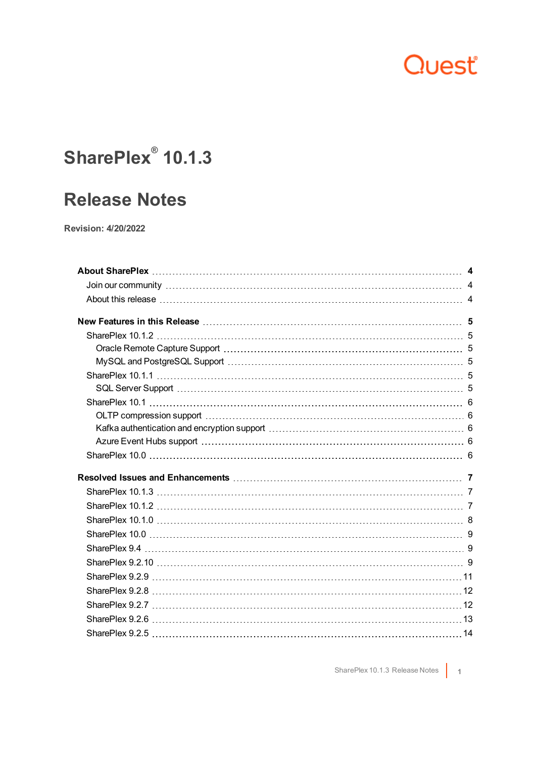Quest

# SharePlex® 10.1.3

# Release Notes

**Revision: 4/20/2022**

- **About SharePlex** ..... **4**
  - Join our community ..... 4
  - About this release ..... 4
- **New Features in this Release** ..... **5**
  - SharePlex 10.1.2 ..... 5
    - Oracle Remote Capture Support ..... 5
    - MySQL and PostgreSQL Support ..... 5
  - SharePlex 10.1.1 ..... 5
    - SQL Server Support ..... 5
  - SharePlex 10.1 ..... 6
    - OLTP compression support ..... 6
    - Kafka authentication and encryption support ..... 6
    - Azure Event Hubs support ..... 6
  - SharePlex 10.0 ..... 6
- **Resolved Issues and Enhancements** ..... **7**
  - SharePlex 10.1.3 ..... 7
  - SharePlex 10.1.2 ..... 7
  - SharePlex 10.1.0 ..... 8
  - SharePlex 10.0 ..... 9
  - SharePlex 9.4 ..... 9
  - SharePlex 9.2.10 ..... 9
  - SharePlex 9.2.9 ..... 11
  - SharePlex 9.2.8 ..... 12
  - SharePlex 9.2.7 ..... 12
  - SharePlex 9.2.6 ..... 13
  - SharePlex 9.2.5 ..... 14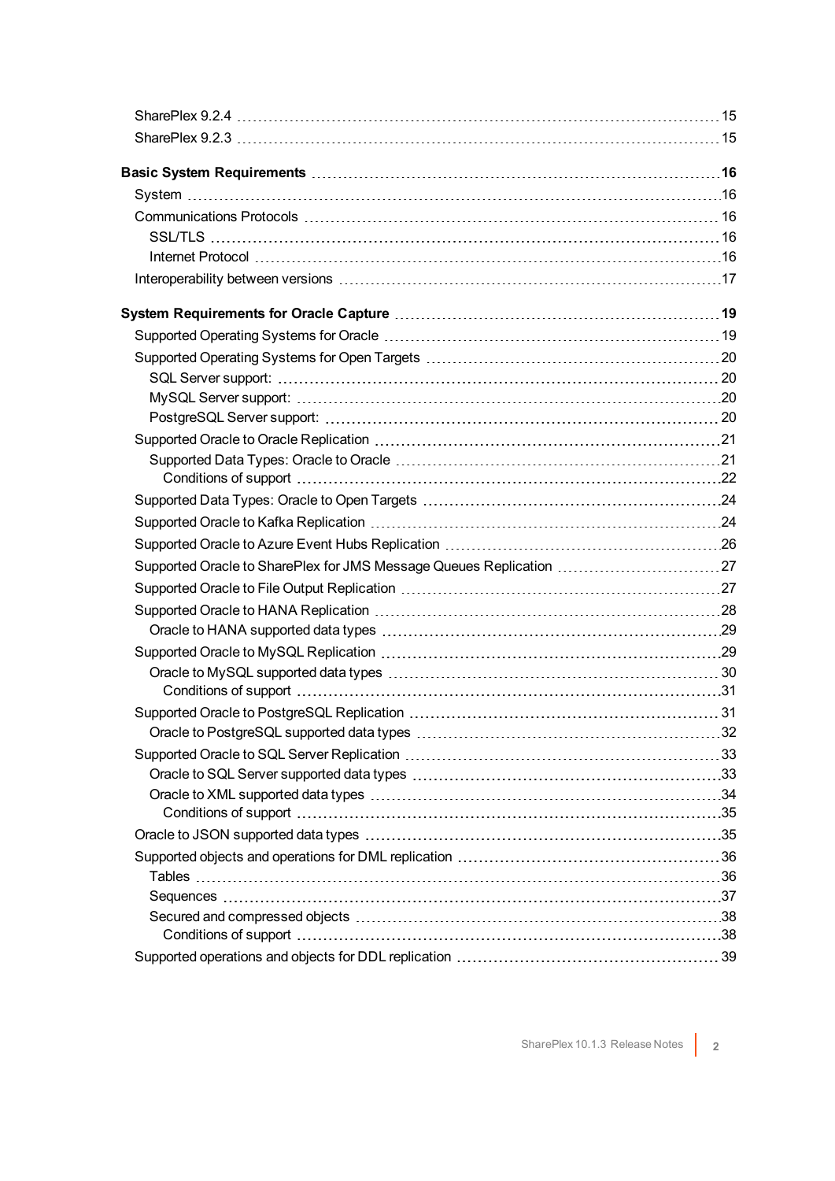SharePlex 9.2.4 ..... 15
SharePlex 9.2.3 ..... 15

**Basic System Requirements ..... 16**

System ..... 16
Communications Protocols ..... 16
SSL/TLS ..... 16
Internet Protocol ..... 16
Interoperability between versions ..... 17

**System Requirements for Oracle Capture ..... 19**

Supported Operating Systems for Oracle ..... 19
Supported Operating Systems for Open Targets ..... 20
SQL Server support: ..... 20
MySQL Server support: ..... 20
PostgreSQL Server support: ..... 20
Supported Oracle to Oracle Replication ..... 21
Supported Data Types: Oracle to Oracle ..... 21
Conditions of support ..... 22
Supported Data Types: Oracle to Open Targets ..... 24
Supported Oracle to Kafka Replication ..... 24
Supported Oracle to Azure Event Hubs Replication ..... 26
Supported Oracle to SharePlex for JMS Message Queues Replication ..... 27
Supported Oracle to File Output Replication ..... 27
Supported Oracle to HANA Replication ..... 28
Oracle to HANA supported data types ..... 29
Supported Oracle to MySQL Replication ..... 29
Oracle to MySQL supported data types ..... 30
Conditions of support ..... 31
Supported Oracle to PostgreSQL Replication ..... 31
Oracle to PostgreSQL supported data types ..... 32
Supported Oracle to SQL Server Replication ..... 33
Oracle to SQL Server supported data types ..... 33
Oracle to XML supported data types ..... 34
Conditions of support ..... 35
Oracle to JSON supported data types ..... 35
Supported objects and operations for DML replication ..... 36
Tables ..... 36
Sequences ..... 37
Secured and compressed objects ..... 38
Conditions of support ..... 38
Supported operations and objects for DDL replication ..... 39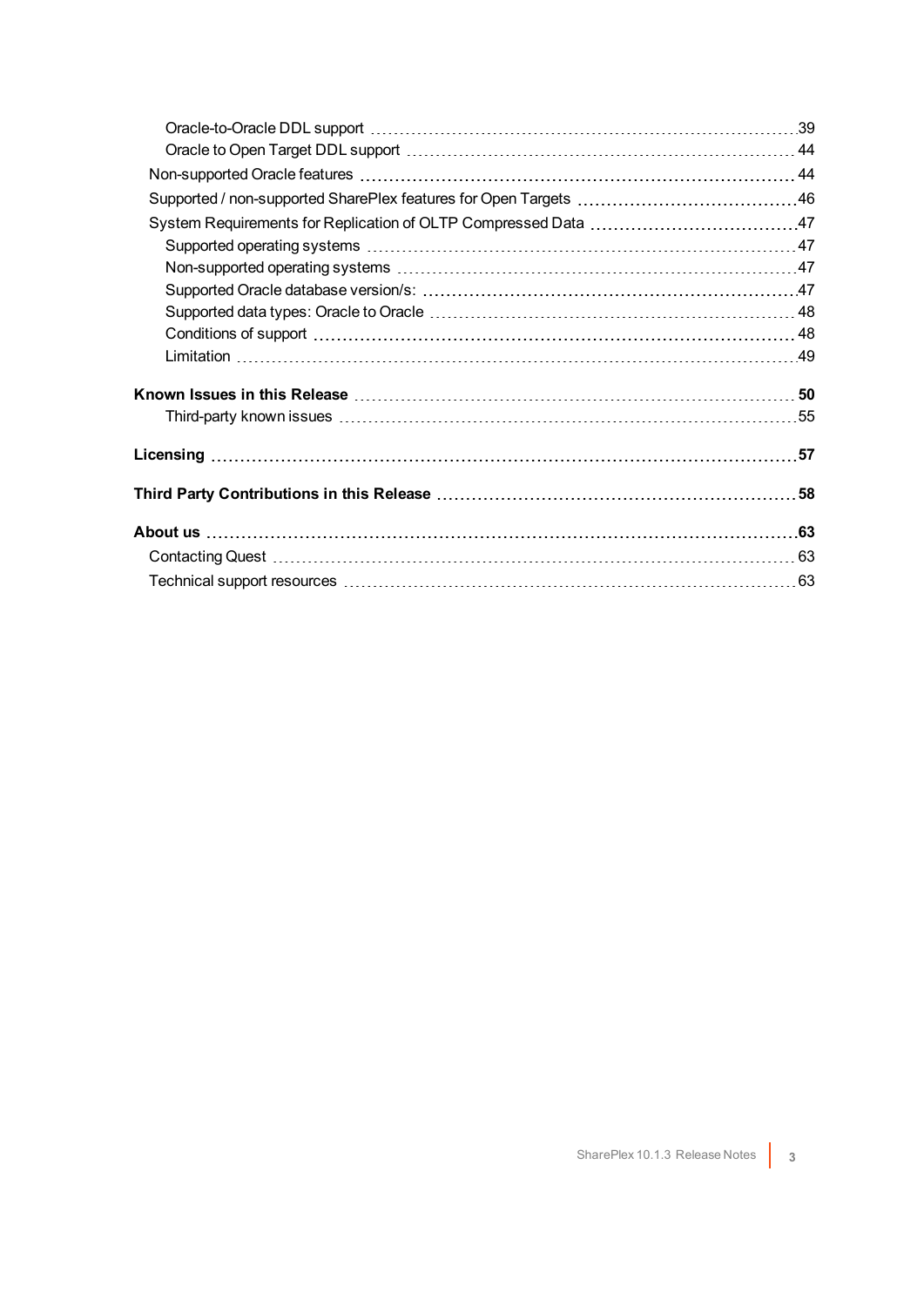- Oracle-to-Oracle DDL support ... 39
- Oracle to Open Target DDL support ... 44
- Non-supported Oracle features ... 44
- Supported / non-supported SharePlex features for Open Targets ... 46
- System Requirements for Replication of OLTP Compressed Data ... 47
  - Supported operating systems ... 47
  - Non-supported operating systems ... 47
  - Supported Oracle database version/s: ... 47
  - Supported data types: Oracle to Oracle ... 48
  - Conditions of support ... 48
  - Limitation ... 49

**Known Issues in this Release ... 50**

- Third-party known issues ... 55

**Licensing ... 57**

**Third Party Contributions in this Release ... 58**

**About us ... 63**

- Contacting Quest ... 63
- Technical support resources ... 63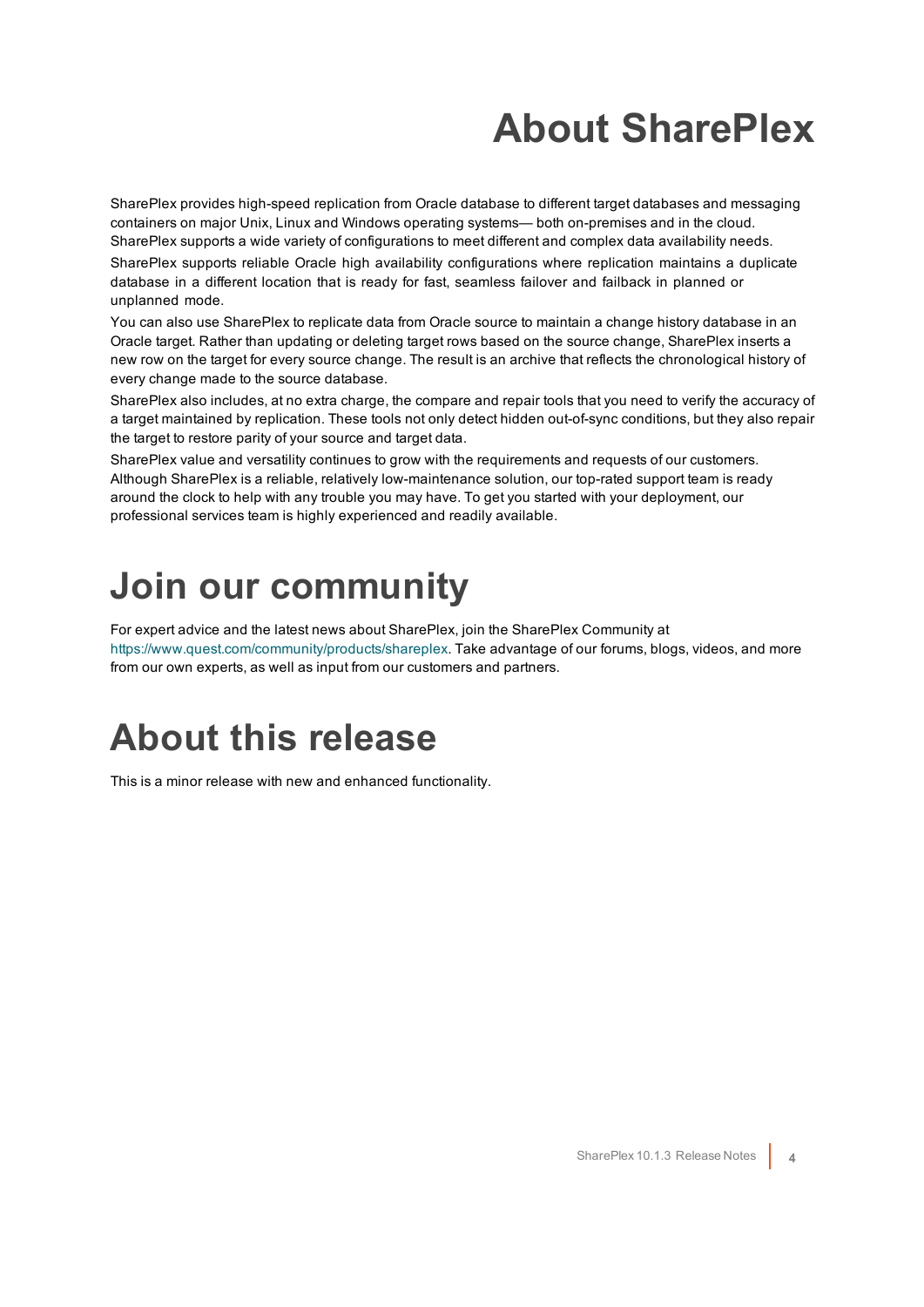# About SharePlex

SharePlex provides high-speed replication from Oracle database to different target databases and messaging containers on major Unix, Linux and Windows operating systems— both on-premises and in the cloud. SharePlex supports a wide variety of configurations to meet different and complex data availability needs.

SharePlex supports reliable Oracle high availability configurations where replication maintains a duplicate database in a different location that is ready for fast, seamless failover and failback in planned or unplanned mode.

You can also use SharePlex to replicate data from Oracle source to maintain a change history database in an Oracle target. Rather than updating or deleting target rows based on the source change, SharePlex inserts a new row on the target for every source change. The result is an archive that reflects the chronological history of every change made to the source database.

SharePlex also includes, at no extra charge, the compare and repair tools that you need to verify the accuracy of a target maintained by replication. These tools not only detect hidden out-of-sync conditions, but they also repair the target to restore parity of your source and target data.

SharePlex value and versatility continues to grow with the requirements and requests of our customers. Although SharePlex is a reliable, relatively low-maintenance solution, our top-rated support team is ready around the clock to help with any trouble you may have. To get you started with your deployment, our professional services team is highly experienced and readily available.

# Join our community

For expert advice and the latest news about SharePlex, join the SharePlex Community at https://www.quest.com/community/products/shareplex. Take advantage of our forums, blogs, videos, and more from our own experts, as well as input from our customers and partners.

# About this release

This is a minor release with new and enhanced functionality.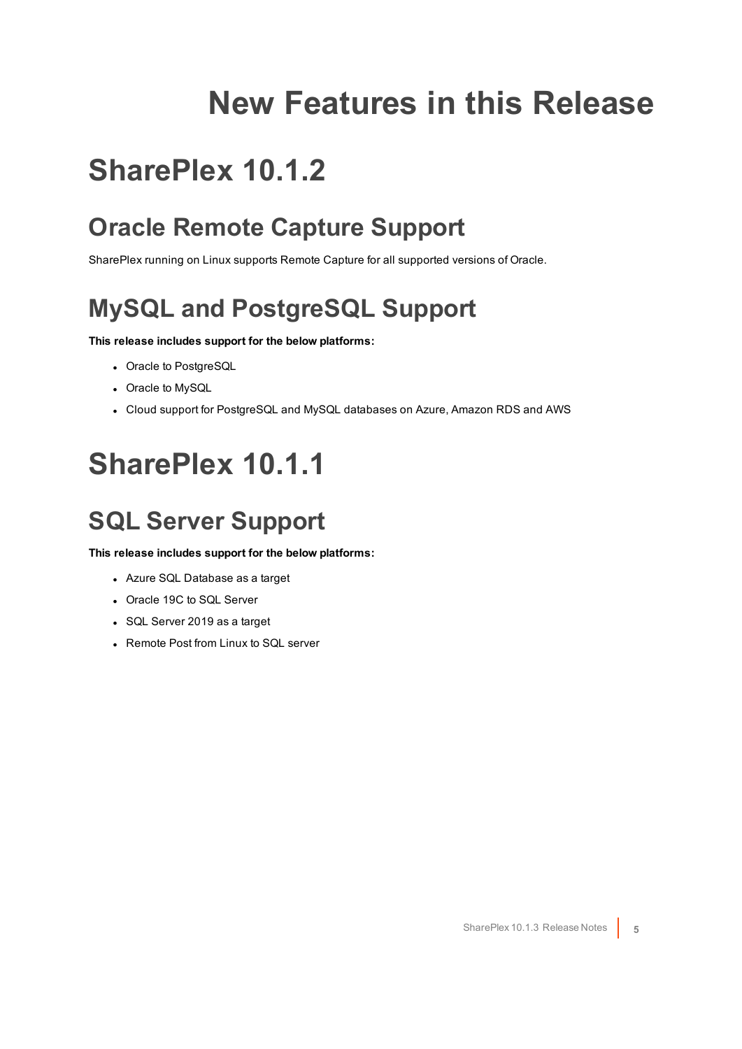# New Features in this Release

# SharePlex 10.1.2

## Oracle Remote Capture Support

SharePlex running on Linux supports Remote Capture for all supported versions of Oracle.

## MySQL and PostgreSQL Support

**This release includes support for the below platforms:**

- Oracle to PostgreSQL
- Oracle to MySQL
- Cloud support for PostgreSQL and MySQL databases on Azure, Amazon RDS and AWS

# SharePlex 10.1.1

## SQL Server Support

**This release includes support for the below platforms:**

- Azure SQL Database as a target
- Oracle 19C to SQL Server
- SQL Server 2019 as a target
- Remote Post from Linux to SQL server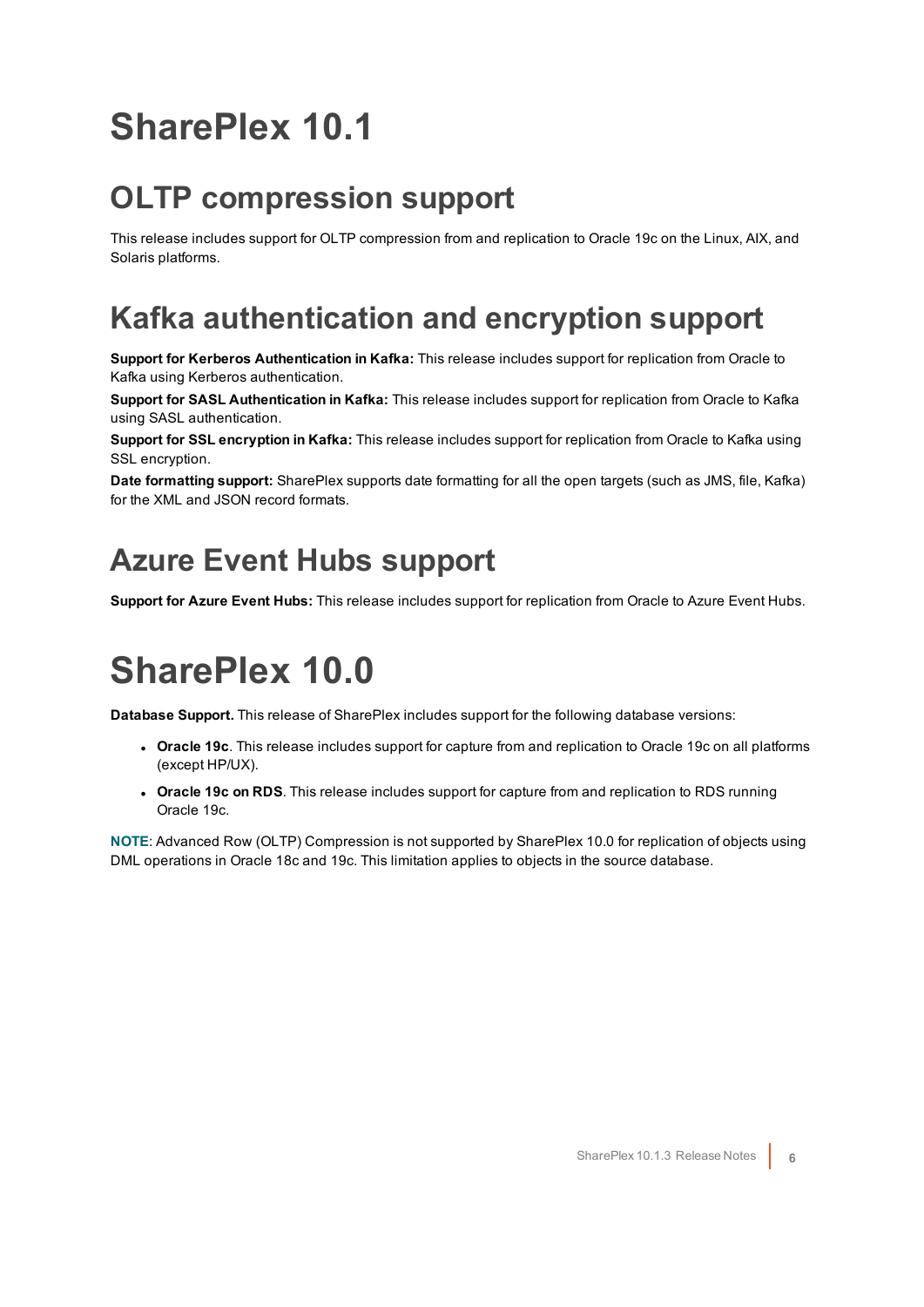# SharePlex 10.1

## OLTP compression support

This release includes support for OLTP compression from and replication to Oracle 19c on the Linux, AIX, and Solaris platforms.

## Kafka authentication and encryption support

**Support for Kerberos Authentication in Kafka:** This release includes support for replication from Oracle to Kafka using Kerberos authentication.

**Support for SASL Authentication in Kafka:** This release includes support for replication from Oracle to Kafka using SASL authentication.

**Support for SSL encryption in Kafka:** This release includes support for replication from Oracle to Kafka using SSL encryption.

**Date formatting support:** SharePlex supports date formatting for all the open targets (such as JMS, file, Kafka) for the XML and JSON record formats.

## Azure Event Hubs support

**Support for Azure Event Hubs:** This release includes support for replication from Oracle to Azure Event Hubs.

# SharePlex 10.0

**Database Support.** This release of SharePlex includes support for the following database versions:

- **Oracle 19c**. This release includes support for capture from and replication to Oracle 19c on all platforms (except HP/UX).
- **Oracle 19c on RDS**. This release includes support for capture from and replication to RDS running Oracle 19c.

**NOTE**: Advanced Row (OLTP) Compression is not supported by SharePlex 10.0 for replication of objects using DML operations in Oracle 18c and 19c. This limitation applies to objects in the source database.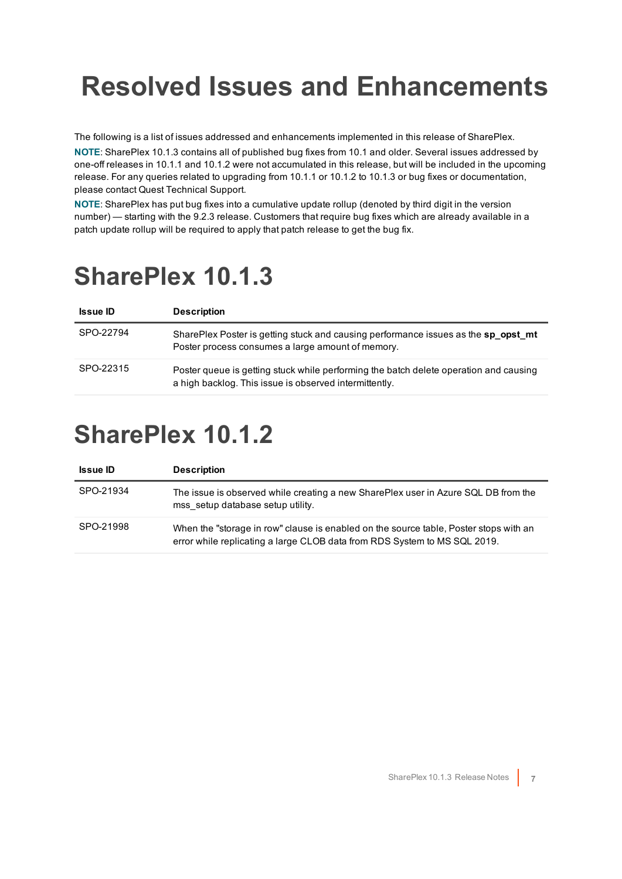# Resolved Issues and Enhancements

The following is a list of issues addressed and enhancements implemented in this release of SharePlex.

**NOTE**: SharePlex 10.1.3 contains all of published bug fixes from 10.1 and older. Several issues addressed by one-off releases in 10.1.1 and 10.1.2 were not accumulated in this release, but will be included in the upcoming release. For any queries related to upgrading from 10.1.1 or 10.1.2 to 10.1.3 or bug fixes or documentation, please contact Quest Technical Support.

**NOTE**: SharePlex has put bug fixes into a cumulative update rollup (denoted by third digit in the version number) — starting with the 9.2.3 release. Customers that require bug fixes which are already available in a patch update rollup will be required to apply that patch release to get the bug fix.

## SharePlex 10.1.3

| Issue ID | Description |
| --- | --- |
| SPO-22794 | SharePlex Poster is getting stuck and causing performance issues as the **sp_opst_mt** Poster process consumes a large amount of memory. |
| SPO-22315 | Poster queue is getting stuck while performing the batch delete operation and causing a high backlog. This issue is observed intermittently. |

## SharePlex 10.1.2

| Issue ID | Description |
| --- | --- |
| SPO-21934 | The issue is observed while creating a new SharePlex user in Azure SQL DB from the mss_setup database setup utility. |
| SPO-21998 | When the "storage in row" clause is enabled on the source table, Poster stops with an error while replicating a large CLOB data from RDS System to MS SQL 2019. |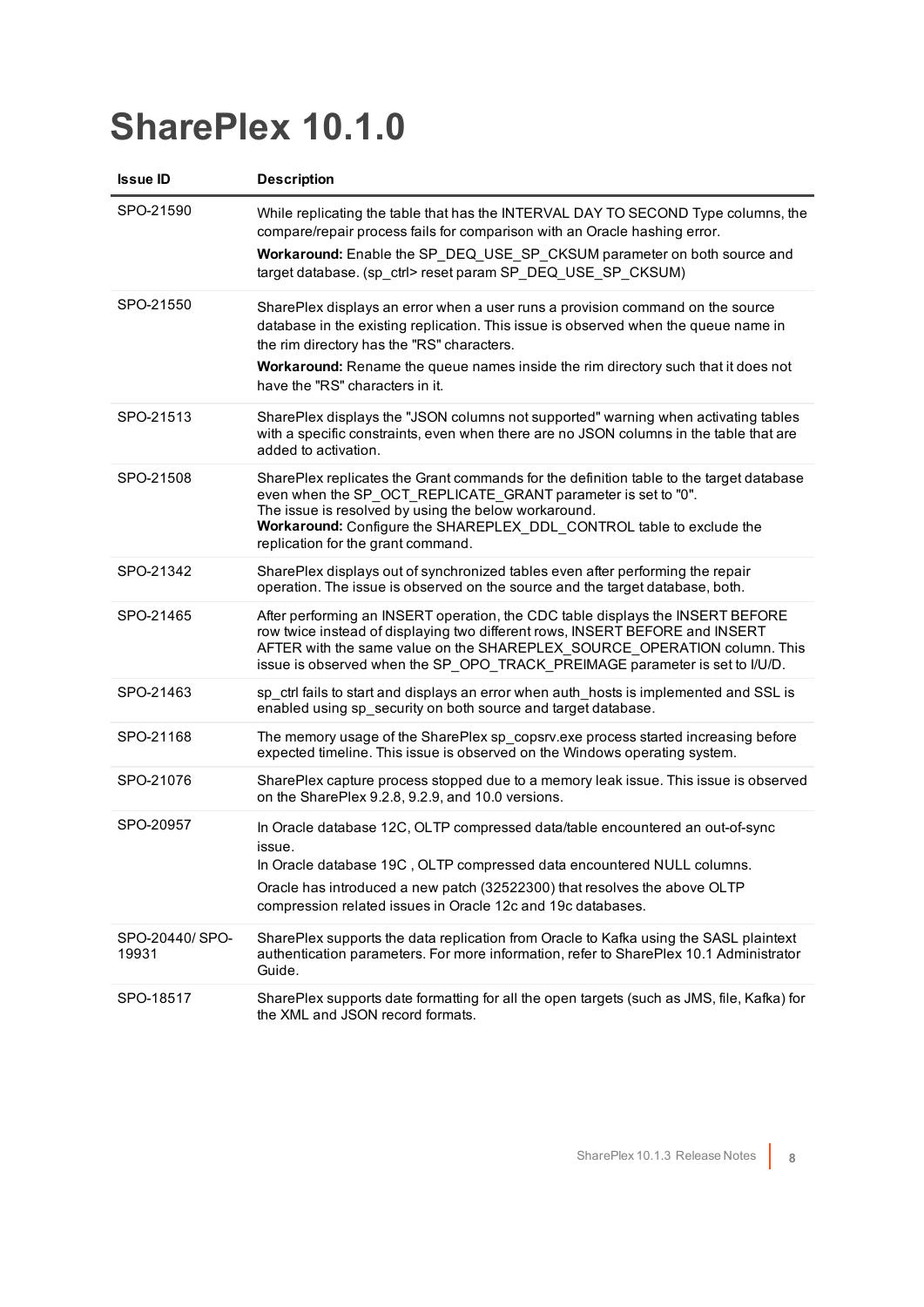# SharePlex 10.1.0

| Issue ID | Description |
|---|---|
| SPO-21590 | While replicating the table that has the INTERVAL DAY TO SECOND Type columns, the compare/repair process fails for comparison with an Oracle hashing error.<br>**Workaround:** Enable the SP_DEQ_USE_SP_CKSUM parameter on both source and target database. (sp_ctrl> reset param SP_DEQ_USE_SP_CKSUM) |
| SPO-21550 | SharePlex displays an error when a user runs a provision command on the source database in the existing replication. This issue is observed when the queue name in the rim directory has the "RS" characters.<br>**Workaround:** Rename the queue names inside the rim directory such that it does not have the "RS" characters in it. |
| SPO-21513 | SharePlex displays the "JSON columns not supported" warning when activating tables with a specific constraints, even when there are no JSON columns in the table that are added to activation. |
| SPO-21508 | SharePlex replicates the Grant commands for the definition table to the target database even when the SP_OCT_REPLICATE_GRANT parameter is set to "0".<br>The issue is resolved by using the below workaround.<br>**Workaround:** Configure the SHAREPLEX_DDL_CONTROL table to exclude the replication for the grant command. |
| SPO-21342 | SharePlex displays out of synchronized tables even after performing the repair operation. The issue is observed on the source and the target database, both. |
| SPO-21465 | After performing an INSERT operation, the CDC table displays the INSERT BEFORE row twice instead of displaying two different rows, INSERT BEFORE and INSERT AFTER with the same value on the SHAREPLEX_SOURCE_OPERATION column. This issue is observed when the SP_OPO_TRACK_PREIMAGE parameter is set to I/U/D. |
| SPO-21463 | sp_ctrl fails to start and displays an error when auth_hosts is implemented and SSL is enabled using sp_security on both source and target database. |
| SPO-21168 | The memory usage of the SharePlex sp_copsrv.exe process started increasing before expected timeline. This issue is observed on the Windows operating system. |
| SPO-21076 | SharePlex capture process stopped due to a memory leak issue. This issue is observed on the SharePlex 9.2.8, 9.2.9, and 10.0 versions. |
| SPO-20957 | In Oracle database 12C, OLTP compressed data/table encountered an out-of-sync issue.<br>In Oracle database 19C , OLTP compressed data encountered NULL columns.<br>Oracle has introduced a new patch (32522300) that resolves the above OLTP compression related issues in Oracle 12c and 19c databases. |
| SPO-20440/ SPO-19931 | SharePlex supports the data replication from Oracle to Kafka using the SASL plaintext authentication parameters. For more information, refer to SharePlex 10.1 Administrator Guide. |
| SPO-18517 | SharePlex supports date formatting for all the open targets (such as JMS, file, Kafka) for the XML and JSON record formats. |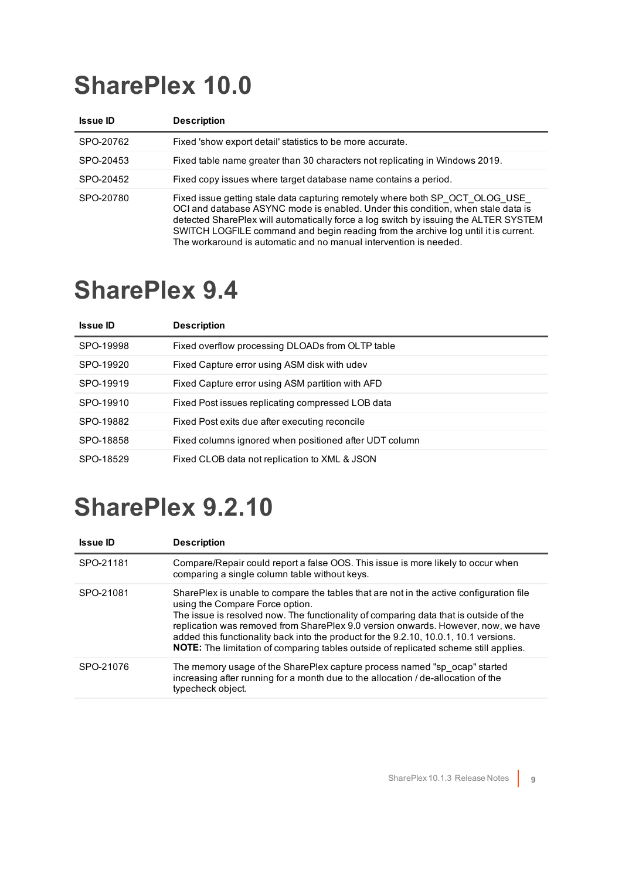# SharePlex 10.0

| Issue ID | Description |
| --- | --- |
| SPO-20762 | Fixed 'show export detail' statistics to be more accurate. |
| SPO-20453 | Fixed table name greater than 30 characters not replicating in Windows 2019. |
| SPO-20452 | Fixed copy issues where target database name contains a period. |
| SPO-20780 | Fixed issue getting stale data capturing remotely where both SP_OCT_OLOG_USE_OCI and database ASYNC mode is enabled. Under this condition, when stale data is detected SharePlex will automatically force a log switch by issuing the ALTER SYSTEM SWITCH LOGFILE command and begin reading from the archive log until it is current. The workaround is automatic and no manual intervention is needed. |

# SharePlex 9.4

| Issue ID | Description |
| --- | --- |
| SPO-19998 | Fixed overflow processing DLOADs from OLTP table |
| SPO-19920 | Fixed Capture error using ASM disk with udev |
| SPO-19919 | Fixed Capture error using ASM partition with AFD |
| SPO-19910 | Fixed Post issues replicating compressed LOB data |
| SPO-19882 | Fixed Post exits due after executing reconcile |
| SPO-18858 | Fixed columns ignored when positioned after UDT column |
| SPO-18529 | Fixed CLOB data not replication to XML & JSON |

# SharePlex 9.2.10

| Issue ID | Description |
| --- | --- |
| SPO-21181 | Compare/Repair could report a false OOS. This issue is more likely to occur when comparing a single column table without keys. |
| SPO-21081 | SharePlex is unable to compare the tables that are not in the active configuration file using the Compare Force option.<br>The issue is resolved now. The functionality of comparing data that is outside of the replication was removed from SharePlex 9.0 version onwards. However, now, we have added this functionality back into the product for the 9.2.10, 10.0.1, 10.1 versions.<br>**NOTE:** The limitation of comparing tables outside of replicated scheme still applies. |
| SPO-21076 | The memory usage of the SharePlex capture process named "sp_ocap" started increasing after running for a month due to the allocation / de-allocation of the typecheck object. |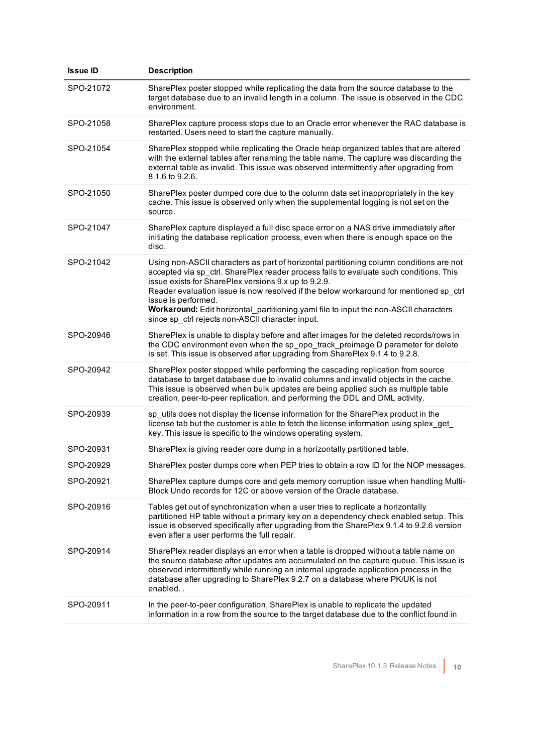| Issue ID | Description |
|---|---|
| SPO-21072 | SharePlex poster stopped while replicating the data from the source database to the target database due to an invalid length in a column. The issue is observed in the CDC environment. |
| SPO-21058 | SharePlex capture process stops due to an Oracle error whenever the RAC database is restarted. Users need to start the capture manually. |
| SPO-21054 | SharePlex stopped while replicating the Oracle heap organized tables that are altered with the external tables after renaming the table name. The capture was discarding the external table as invalid. This issue was observed intermittently after upgrading from 8.1.6 to 9.2.6. |
| SPO-21050 | SharePlex poster dumped core due to the column data set inappropriately in the key cache. This issue is observed only when the supplemental logging is not set on the source. |
| SPO-21047 | SharePlex capture displayed a full disc space error on a NAS drive immediately after initiating the database replication process, even when there is enough space on the disc. |
| SPO-21042 | Using non-ASCII characters as part of horizontal partitioning column conditions are not accepted via sp_ctrl. SharePlex reader process fails to evaluate such conditions. This issue exists for SharePlex versions 9.x up to 9.2.9.<br>Reader evaluation issue is now resolved if the below workaround for mentioned sp_ctrl issue is performed.<br>**Workaround:** Edit horizontal_partitioning.yaml file to input the non-ASCII characters since sp_ctrl rejects non-ASCII character input. |
| SPO-20946 | SharePlex is unable to display before and after images for the deleted records/rows in the CDC environment even when the sp_opo_track_preimage D parameter for delete is set. This issue is observed after upgrading from SharePlex 9.1.4 to 9.2.8. |
| SPO-20942 | SharePlex poster stopped while performing the cascading replication from source database to target database due to invalid columns and invalid objects in the cache. This issue is observed when bulk updates are being applied such as multiple table creation, peer-to-peer replication, and performing the DDL and DML activity. |
| SPO-20939 | sp_utils does not display the license information for the SharePlex product in the license tab but the customer is able to fetch the license information using splex_get_ key. This issue is specific to the windows operating system. |
| SPO-20931 | SharePlex is giving reader core dump in a horizontally partitioned table. |
| SPO-20929 | SharePlex poster dumps core when PEP tries to obtain a row ID for the NOP messages. |
| SPO-20921 | SharePlex capture dumps core and gets memory corruption issue when handling Multi-Block Undo records for 12C or above version of the Oracle database. |
| SPO-20916 | Tables get out of synchronization when a user tries to replicate a horizontally partitioned HP table without a primary key on a dependency check enabled setup. This issue is observed specifically after upgrading from the SharePlex 9.1.4 to 9.2.6 version even after a user performs the full repair. |
| SPO-20914 | SharePlex reader displays an error when a table is dropped without a table name on the source database after updates are accumulated on the capture queue. This issue is observed intermittently while running an internal upgrade application process in the database after upgrading to SharePlex 9.2.7 on a database where PK/UK is not enabled. . |
| SPO-20911 | In the peer-to-peer configuration, SharePlex is unable to replicate the updated information in a row from the source to the target database due to the conflict found in |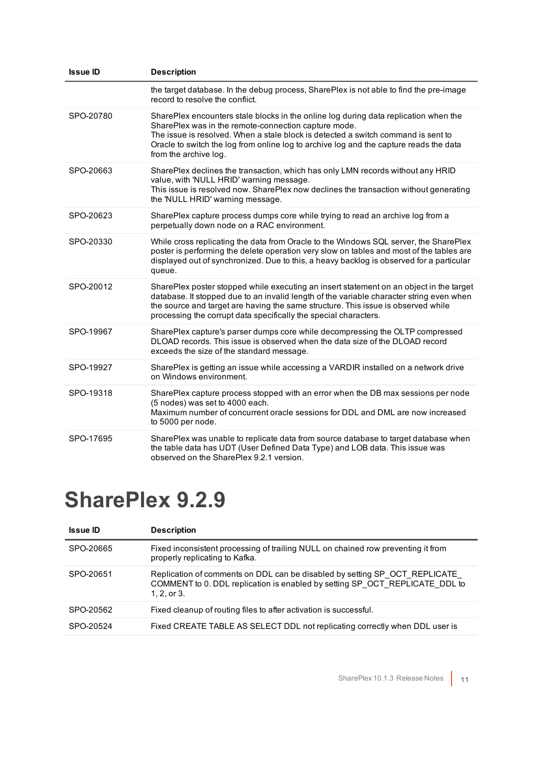| Issue ID | Description |
| --- | --- |
| | the target database. In the debug process, SharePlex is not able to find the pre-image record to resolve the conflict. |
| SPO-20780 | SharePlex encounters stale blocks in the online log during data replication when the SharePlex was in the remote-connection capture mode.<br>The issue is resolved. When a stale block is detected a switch command is sent to Oracle to switch the log from online log to archive log and the capture reads the data from the archive log. |
| SPO-20663 | SharePlex declines the transaction, which has only LMN records without any HRID value, with 'NULL HRID' warning message.<br>This issue is resolved now. SharePlex now declines the transaction without generating the 'NULL HRID' warning message. |
| SPO-20623 | SharePlex capture process dumps core while trying to read an archive log from a perpetually down node on a RAC environment. |
| SPO-20330 | While cross replicating the data from Oracle to the Windows SQL server, the SharePlex poster is performing the delete operation very slow on tables and most of the tables are displayed out of synchronized. Due to this, a heavy backlog is observed for a particular queue. |
| SPO-20012 | SharePlex poster stopped while executing an insert statement on an object in the target database. It stopped due to an invalid length of the variable character string even when the source and target are having the same structure. This issue is observed while processing the corrupt data specifically the special characters. |
| SPO-19967 | SharePlex capture's parser dumps core while decompressing the OLTP compressed DLOAD records. This issue is observed when the data size of the DLOAD record exceeds the size of the standard message. |
| SPO-19927 | SharePlex is getting an issue while accessing a VARDIR installed on a network drive on Windows environment. |
| SPO-19318 | SharePlex capture process stopped with an error when the DB max sessions per node (5 nodes) was set to 4000 each.<br>Maximum number of concurrent oracle sessions for DDL and DML are now increased to 5000 per node. |
| SPO-17695 | SharePlex was unable to replicate data from source database to target database when the table data has UDT (User Defined Data Type) and LOB data. This issue was observed on the SharePlex 9.2.1 version. |

# SharePlex 9.2.9

| Issue ID | Description |
| --- | --- |
| SPO-20665 | Fixed inconsistent processing of trailing NULL on chained row preventing it from properly replicating to Kafka. |
| SPO-20651 | Replication of comments on DDL can be disabled by setting SP_OCT_REPLICATE_COMMENT to 0. DDL replication is enabled by setting SP_OCT_REPLICATE_DDL to 1, 2, or 3. |
| SPO-20562 | Fixed cleanup of routing files to after activation is successful. |
| SPO-20524 | Fixed CREATE TABLE AS SELECT DDL not replicating correctly when DDL user is |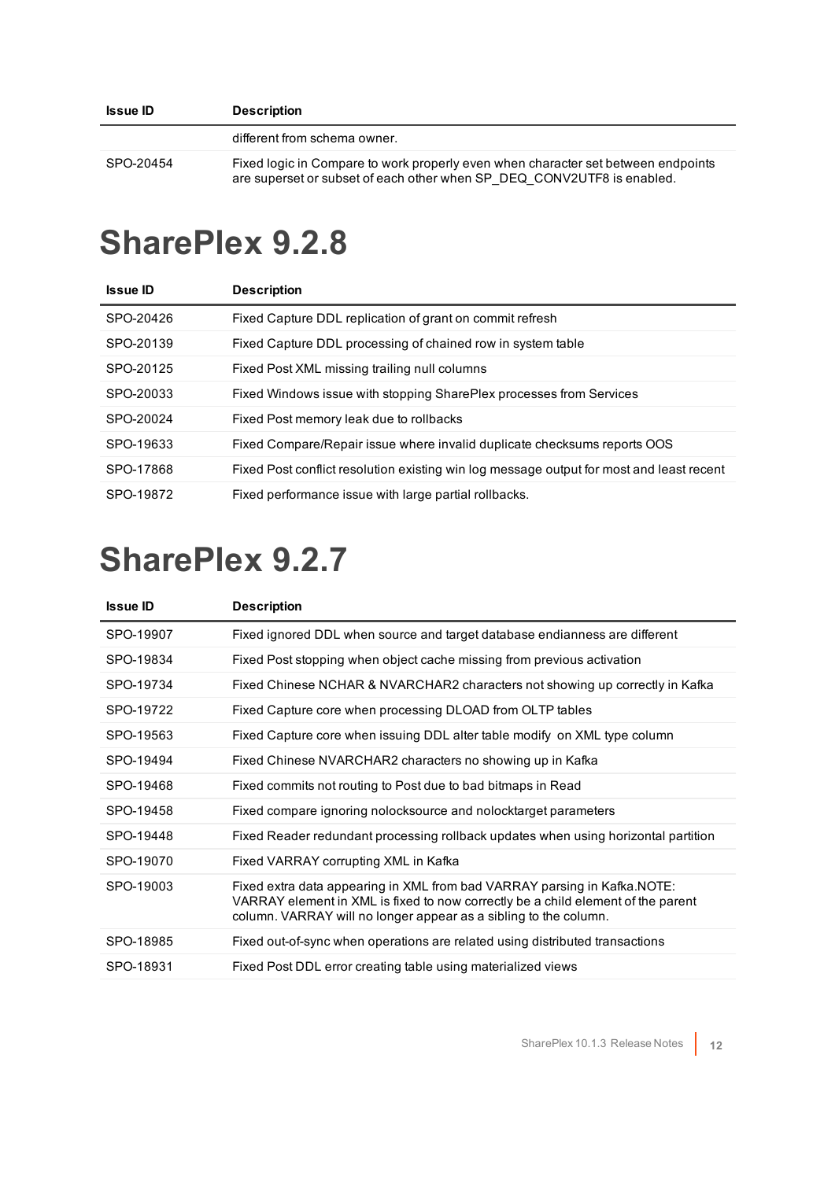| Issue ID | Description |
|---|---|
| | different from schema owner. |
| SPO-20454 | Fixed logic in Compare to work properly even when character set between endpoints are superset or subset of each other when SP_DEQ_CONV2UTF8 is enabled. |

# SharePlex 9.2.8

| Issue ID | Description |
|---|---|
| SPO-20426 | Fixed Capture DDL replication of grant on commit refresh |
| SPO-20139 | Fixed Capture DDL processing of chained row in system table |
| SPO-20125 | Fixed Post XML missing trailing null columns |
| SPO-20033 | Fixed Windows issue with stopping SharePlex processes from Services |
| SPO-20024 | Fixed Post memory leak due to rollbacks |
| SPO-19633 | Fixed Compare/Repair issue where invalid duplicate checksums reports OOS |
| SPO-17868 | Fixed Post conflict resolution existing win log message output for most and least recent |
| SPO-19872 | Fixed performance issue with large partial rollbacks. |

# SharePlex 9.2.7

| Issue ID | Description |
|---|---|
| SPO-19907 | Fixed ignored DDL when source and target database endianness are different |
| SPO-19834 | Fixed Post stopping when object cache missing from previous activation |
| SPO-19734 | Fixed Chinese NCHAR & NVARCHAR2 characters not showing up correctly in Kafka |
| SPO-19722 | Fixed Capture core when processing DLOAD from OLTP tables |
| SPO-19563 | Fixed Capture core when issuing DDL alter table modify on XML type column |
| SPO-19494 | Fixed Chinese NVARCHAR2 characters no showing up in Kafka |
| SPO-19468 | Fixed commits not routing to Post due to bad bitmaps in Read |
| SPO-19458 | Fixed compare ignoring nolocksource and nolocktarget parameters |
| SPO-19448 | Fixed Reader redundant processing rollback updates when using horizontal partition |
| SPO-19070 | Fixed VARRAY corrupting XML in Kafka |
| SPO-19003 | Fixed extra data appearing in XML from bad VARRAY parsing in Kafka.NOTE: VARRAY element in XML is fixed to now correctly be a child element of the parent column. VARRAY will no longer appear as a sibling to the column. |
| SPO-18985 | Fixed out-of-sync when operations are related using distributed transactions |
| SPO-18931 | Fixed Post DDL error creating table using materialized views |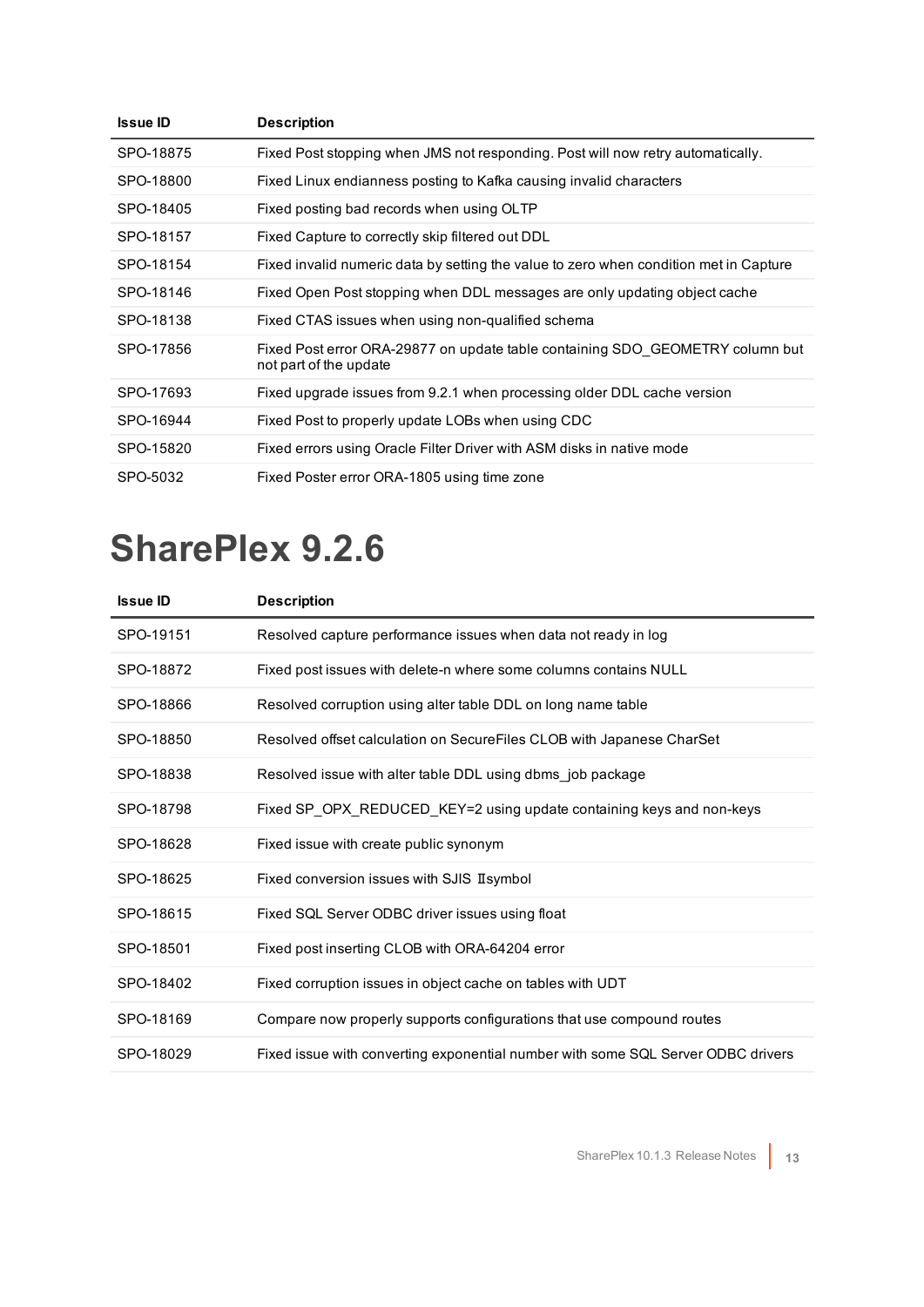| Issue ID | Description |
| --- | --- |
| SPO-18875 | Fixed Post stopping when JMS not responding. Post will now retry automatically. |
| SPO-18800 | Fixed Linux endianness posting to Kafka causing invalid characters |
| SPO-18405 | Fixed posting bad records when using OLTP |
| SPO-18157 | Fixed Capture to correctly skip filtered out DDL |
| SPO-18154 | Fixed invalid numeric data by setting the value to zero when condition met in Capture |
| SPO-18146 | Fixed Open Post stopping when DDL messages are only updating object cache |
| SPO-18138 | Fixed CTAS issues when using non-qualified schema |
| SPO-17856 | Fixed Post error ORA-29877 on update table containing SDO_GEOMETRY column but not part of the update |
| SPO-17693 | Fixed upgrade issues from 9.2.1 when processing older DDL cache version |
| SPO-16944 | Fixed Post to properly update LOBs when using CDC |
| SPO-15820 | Fixed errors using Oracle Filter Driver with ASM disks in native mode |
| SPO-5032 | Fixed Poster error ORA-1805 using time zone |

# SharePlex 9.2.6

| Issue ID | Description |
| --- | --- |
| SPO-19151 | Resolved capture performance issues when data not ready in log |
| SPO-18872 | Fixed post issues with delete-n where some columns contains NULL |
| SPO-18866 | Resolved corruption using alter table DDL on long name table |
| SPO-18850 | Resolved offset calculation on SecureFiles CLOB with Japanese CharSet |
| SPO-18838 | Resolved issue with alter table DDL using dbms_job package |
| SPO-18798 | Fixed SP_OPX_REDUCED_KEY=2 using update containing keys and non-keys |
| SPO-18628 | Fixed issue with create public synonym |
| SPO-18625 | Fixed conversion issues with SJIS Ⅱsymbol |
| SPO-18615 | Fixed SQL Server ODBC driver issues using float |
| SPO-18501 | Fixed post inserting CLOB with ORA-64204 error |
| SPO-18402 | Fixed corruption issues in object cache on tables with UDT |
| SPO-18169 | Compare now properly supports configurations that use compound routes |
| SPO-18029 | Fixed issue with converting exponential number with some SQL Server ODBC drivers |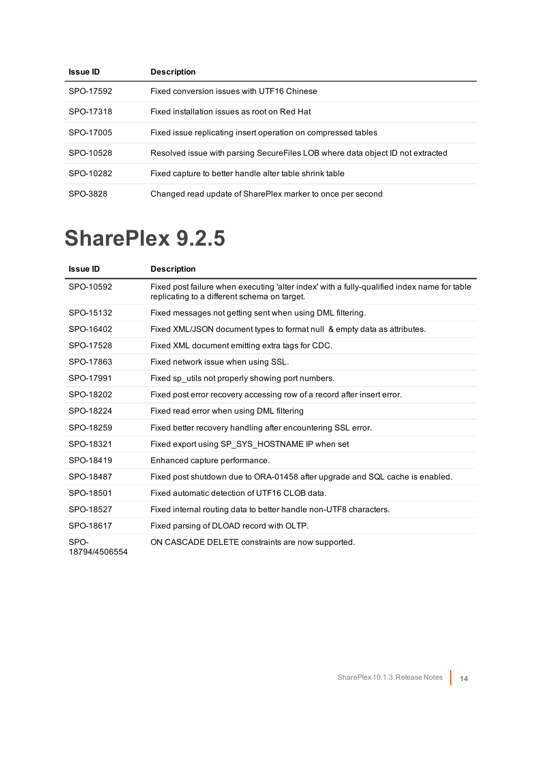| Issue ID | Description |
|---|---|
| SPO-17592 | Fixed conversion issues with UTF16 Chinese |
| SPO-17318 | Fixed installation issues as root on Red Hat |
| SPO-17005 | Fixed issue replicating insert operation on compressed tables |
| SPO-10528 | Resolved issue with parsing SecureFiles LOB where data object ID not extracted |
| SPO-10282 | Fixed capture to better handle alter table shrink table |
| SPO-3828 | Changed read update of SharePlex marker to once per second |

# SharePlex 9.2.5

| Issue ID | Description |
|---|---|
| SPO-10592 | Fixed post failure when executing 'alter index' with a fully-qualified index name for table replicating to a different schema on target. |
| SPO-15132 | Fixed messages not getting sent when using DML filtering. |
| SPO-16402 | Fixed XML/JSON document types to format null & empty data as attributes. |
| SPO-17528 | Fixed XML document emitting extra tags for CDC. |
| SPO-17863 | Fixed network issue when using SSL. |
| SPO-17991 | Fixed sp_utils not properly showing port numbers. |
| SPO-18202 | Fixed post error recovery accessing row of a record after insert error. |
| SPO-18224 | Fixed read error when using DML filtering |
| SPO-18259 | Fixed better recovery handling after encountering SSL error. |
| SPO-18321 | Fixed export using SP_SYS_HOSTNAME IP when set |
| SPO-18419 | Enhanced capture performance. |
| SPO-18487 | Fixed post shutdown due to ORA-01458 after upgrade and SQL cache is enabled. |
| SPO-18501 | Fixed automatic detection of UTF16 CLOB data. |
| SPO-18527 | Fixed internal routing data to better handle non-UTF8 characters. |
| SPO-18617 | Fixed parsing of DLOAD record with OLTP. |
| SPO-18794/4506554 | ON CASCADE DELETE constraints are now supported. |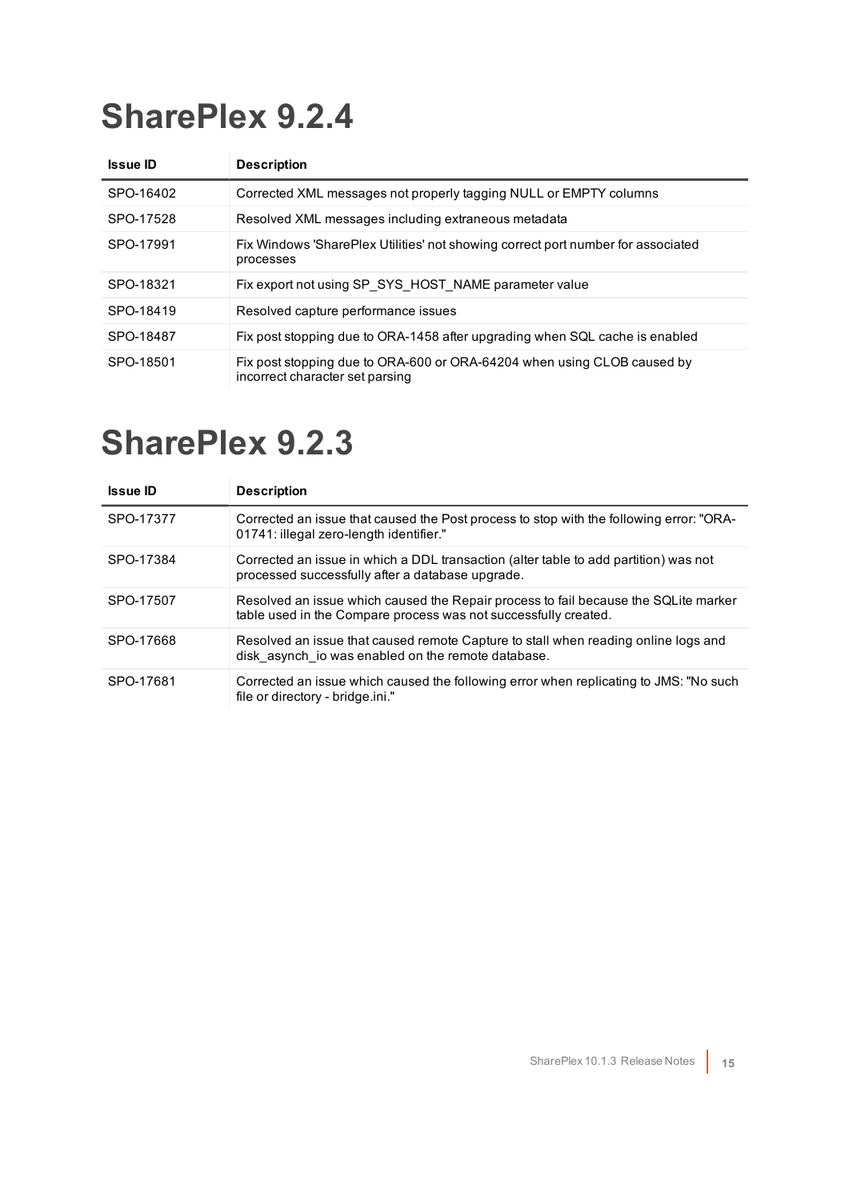# SharePlex 9.2.4

| Issue ID | Description |
| --- | --- |
| SPO-16402 | Corrected XML messages not properly tagging NULL or EMPTY columns |
| SPO-17528 | Resolved XML messages including extraneous metadata |
| SPO-17991 | Fix Windows 'SharePlex Utilities' not showing correct port number for associated processes |
| SPO-18321 | Fix export not using SP_SYS_HOST_NAME parameter value |
| SPO-18419 | Resolved capture performance issues |
| SPO-18487 | Fix post stopping due to ORA-1458 after upgrading when SQL cache is enabled |
| SPO-18501 | Fix post stopping due to ORA-600 or ORA-64204 when using CLOB caused by incorrect character set parsing |

# SharePlex 9.2.3

| Issue ID | Description |
| --- | --- |
| SPO-17377 | Corrected an issue that caused the Post process to stop with the following error: "ORA-01741: illegal zero-length identifier." |
| SPO-17384 | Corrected an issue in which a DDL transaction (alter table to add partition) was not processed successfully after a database upgrade. |
| SPO-17507 | Resolved an issue which caused the Repair process to fail because the SQLite marker table used in the Compare process was not successfully created. |
| SPO-17668 | Resolved an issue that caused remote Capture to stall when reading online logs and disk_asynch_io was enabled on the remote database. |
| SPO-17681 | Corrected an issue which caused the following error when replicating to JMS: "No such file or directory - bridge.ini." |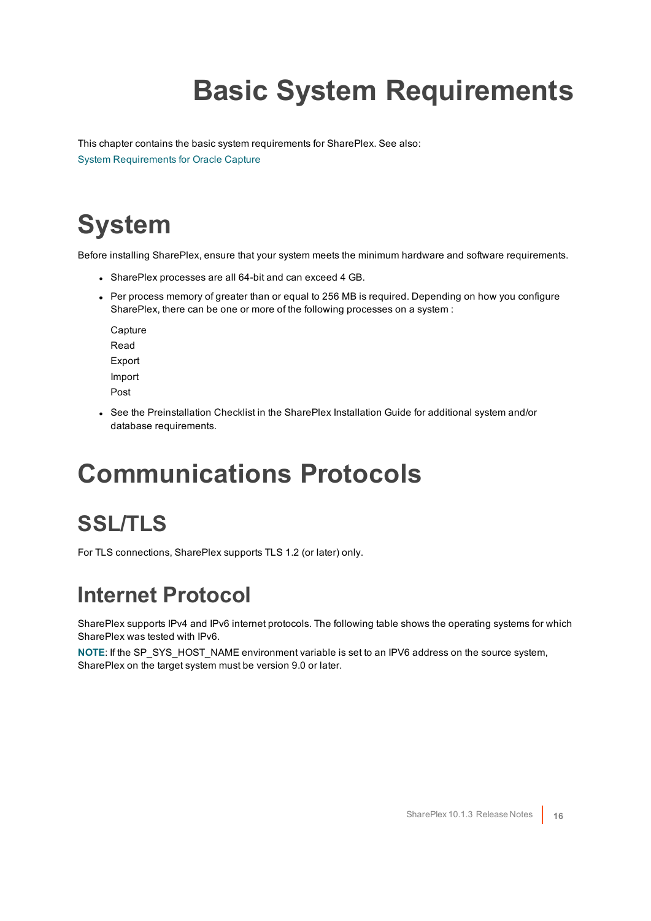# Basic System Requirements

This chapter contains the basic system requirements for SharePlex. See also:
System Requirements for Oracle Capture

# System

Before installing SharePlex, ensure that your system meets the minimum hardware and software requirements.

- SharePlex processes are all 64-bit and can exceed 4 GB.
- Per process memory of greater than or equal to 256 MB is required. Depending on how you configure SharePlex, there can be one or more of the following processes on a system :

  Capture
  Read
  Export
  Import
  Post

- See the Preinstallation Checklist in the SharePlex Installation Guide for additional system and/or database requirements.

# Communications Protocols

## SSL/TLS

For TLS connections, SharePlex supports TLS 1.2 (or later) only.

## Internet Protocol

SharePlex supports IPv4 and IPv6 internet protocols. The following table shows the operating systems for which SharePlex was tested with IPv6.

**NOTE**: If the SP_SYS_HOST_NAME environment variable is set to an IPV6 address on the source system, SharePlex on the target system must be version 9.0 or later.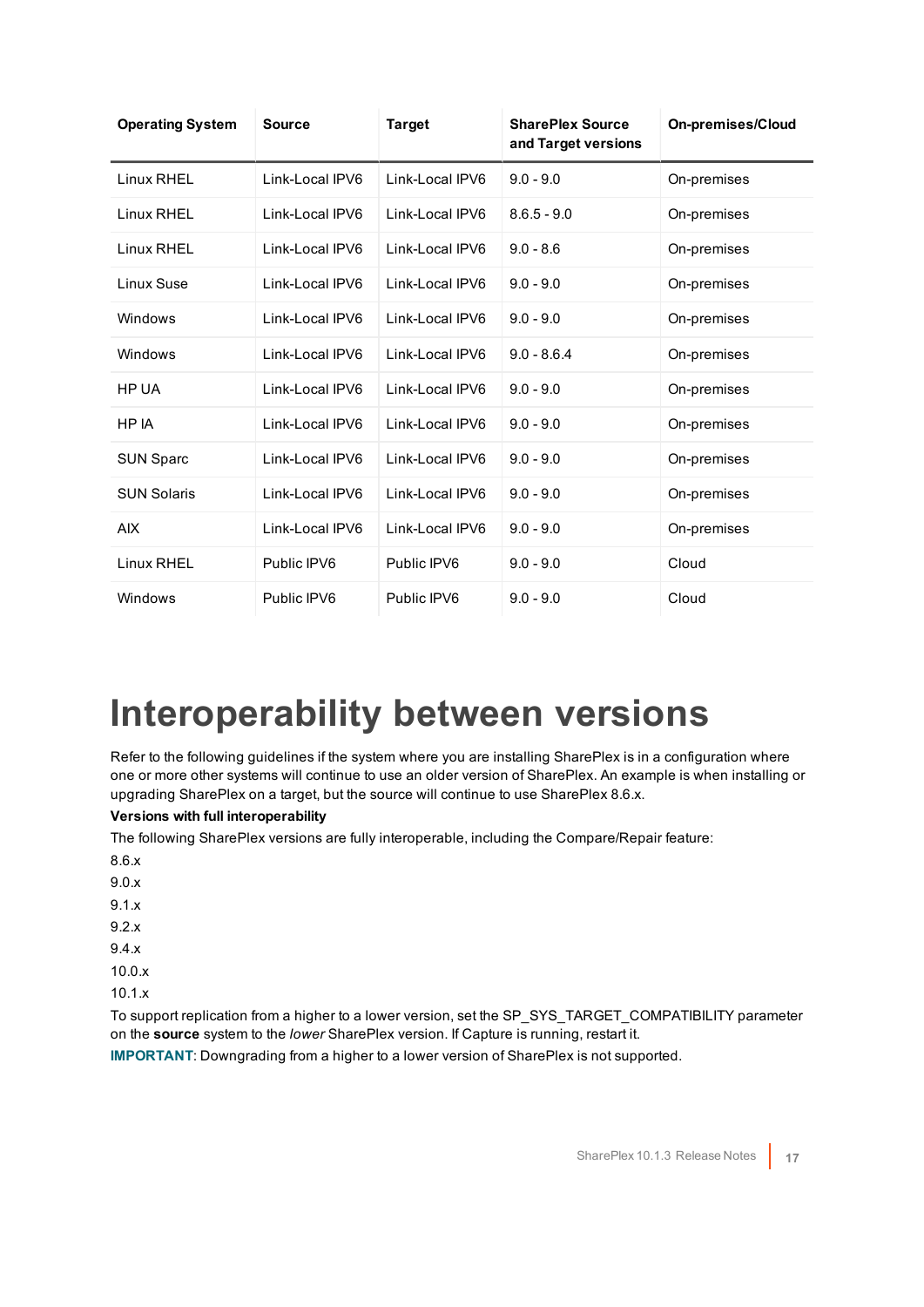| Operating System | Source | Target | SharePlex Source and Target versions | On-premises/Cloud |
| --- | --- | --- | --- | --- |
| Linux RHEL | Link-Local IPV6 | Link-Local IPV6 | 9.0 - 9.0 | On-premises |
| Linux RHEL | Link-Local IPV6 | Link-Local IPV6 | 8.6.5 - 9.0 | On-premises |
| Linux RHEL | Link-Local IPV6 | Link-Local IPV6 | 9.0 - 8.6 | On-premises |
| Linux Suse | Link-Local IPV6 | Link-Local IPV6 | 9.0 - 9.0 | On-premises |
| Windows | Link-Local IPV6 | Link-Local IPV6 | 9.0 - 9.0 | On-premises |
| Windows | Link-Local IPV6 | Link-Local IPV6 | 9.0 - 8.6.4 | On-premises |
| HP UA | Link-Local IPV6 | Link-Local IPV6 | 9.0 - 9.0 | On-premises |
| HP IA | Link-Local IPV6 | Link-Local IPV6 | 9.0 - 9.0 | On-premises |
| SUN Sparc | Link-Local IPV6 | Link-Local IPV6 | 9.0 - 9.0 | On-premises |
| SUN Solaris | Link-Local IPV6 | Link-Local IPV6 | 9.0 - 9.0 | On-premises |
| AIX | Link-Local IPV6 | Link-Local IPV6 | 9.0 - 9.0 | On-premises |
| Linux RHEL | Public IPV6 | Public IPV6 | 9.0 - 9.0 | Cloud |
| Windows | Public IPV6 | Public IPV6 | 9.0 - 9.0 | Cloud |

# Interoperability between versions

Refer to the following guidelines if the system where you are installing SharePlex is in a configuration where one or more other systems will continue to use an older version of SharePlex. An example is when installing or upgrading SharePlex on a target, but the source will continue to use SharePlex 8.6.x.

**Versions with full interoperability**

The following SharePlex versions are fully interoperable, including the Compare/Repair feature:

8.6.x
9.0.x
9.1.x
9.2.x
9.4.x
10.0.x
10.1.x

To support replication from a higher to a lower version, set the SP_SYS_TARGET_COMPATIBILITY parameter on the **source** system to the *lower* SharePlex version. If Capture is running, restart it.

**IMPORTANT**: Downgrading from a higher to a lower version of SharePlex is not supported.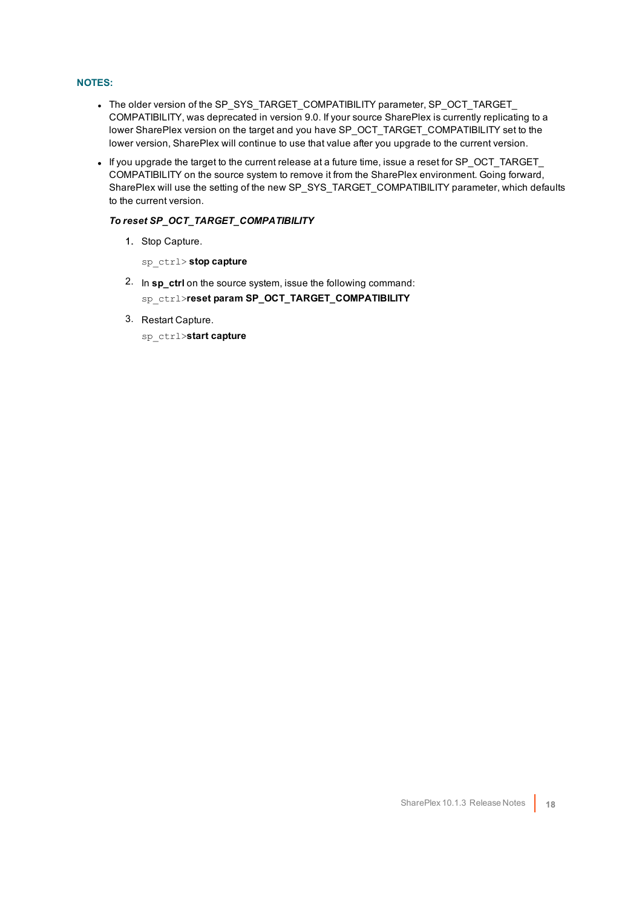**NOTES:**

- The older version of the SP_SYS_TARGET_COMPATIBILITY parameter, SP_OCT_TARGET_COMPATIBILITY, was deprecated in version 9.0. If your source SharePlex is currently replicating to a lower SharePlex version on the target and you have SP_OCT_TARGET_COMPATIBILITY set to the lower version, SharePlex will continue to use that value after you upgrade to the current version.
- If you upgrade the target to the current release at a future time, issue a reset for SP_OCT_TARGET_COMPATIBILITY on the source system to remove it from the SharePlex environment. Going forward, SharePlex will use the setting of the new SP_SYS_TARGET_COMPATIBILITY parameter, which defaults to the current version.

  ***To reset SP_OCT_TARGET_COMPATIBILITY***

  1. Stop Capture.

     `sp_ctrl>` **stop capture**

  2. In **sp_ctrl** on the source system, issue the following command:

     `sp_ctrl>`**reset param SP_OCT_TARGET_COMPATIBILITY**

  3. Restart Capture.

     `sp_ctrl>`**start capture**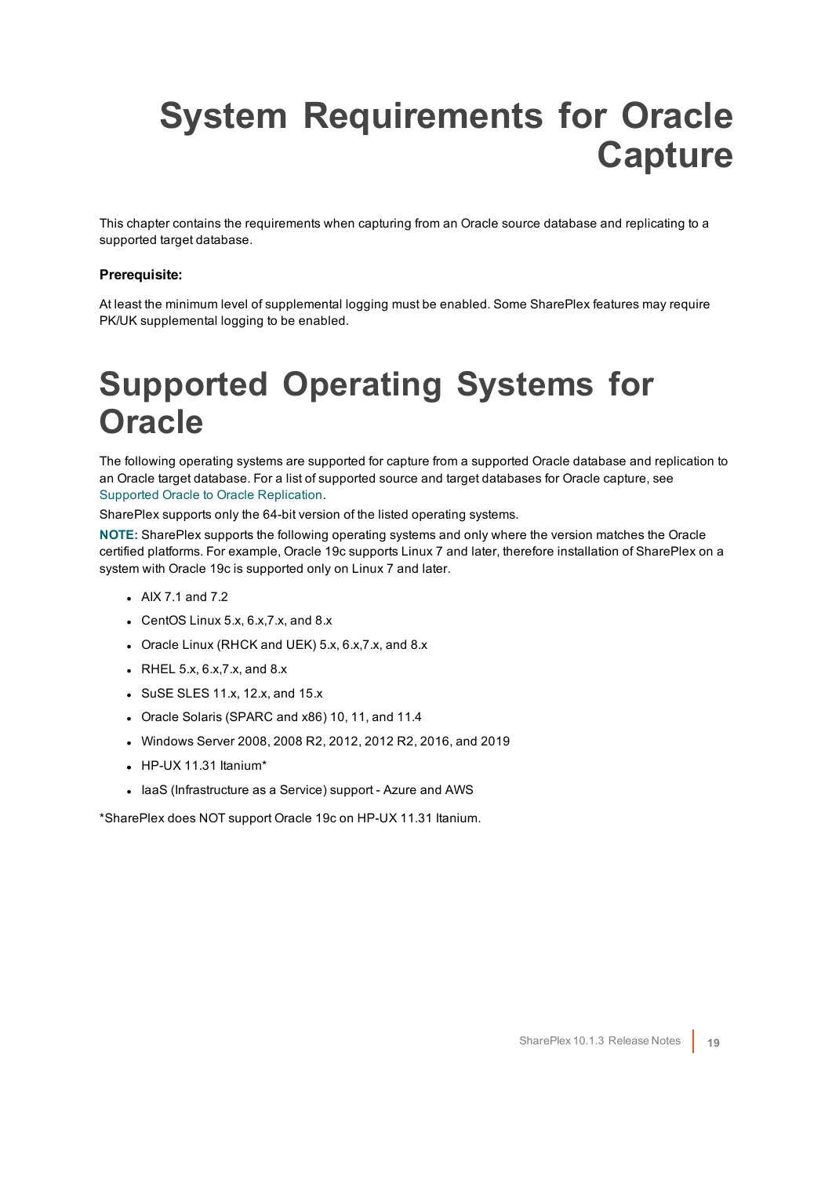# System Requirements for Oracle Capture

This chapter contains the requirements when capturing from an Oracle source database and replicating to a supported target database.

**Prerequisite:**

At least the minimum level of supplemental logging must be enabled. Some SharePlex features may require PK/UK supplemental logging to be enabled.

# Supported Operating Systems for Oracle

The following operating systems are supported for capture from a supported Oracle database and replication to an Oracle target database. For a list of supported source and target databases for Oracle capture, see Supported Oracle to Oracle Replication.

SharePlex supports only the 64-bit version of the listed operating systems.

**NOTE:** SharePlex supports the following operating systems and only where the version matches the Oracle certified platforms. For example, Oracle 19c supports Linux 7 and later, therefore installation of SharePlex on a system with Oracle 19c is supported only on Linux 7 and later.

- AIX 7.1 and 7.2
- CentOS Linux 5.x, 6.x,7.x, and 8.x
- Oracle Linux (RHCK and UEK) 5.x, 6.x,7.x, and 8.x
- RHEL 5.x, 6.x,7.x, and 8.x
- SuSE SLES 11.x, 12.x, and 15.x
- Oracle Solaris (SPARC and x86) 10, 11, and 11.4
- Windows Server 2008, 2008 R2, 2012, 2012 R2, 2016, and 2019
- HP-UX 11.31 Itanium*
- IaaS (Infrastructure as a Service) support - Azure and AWS

*SharePlex does NOT support Oracle 19c on HP-UX 11.31 Itanium.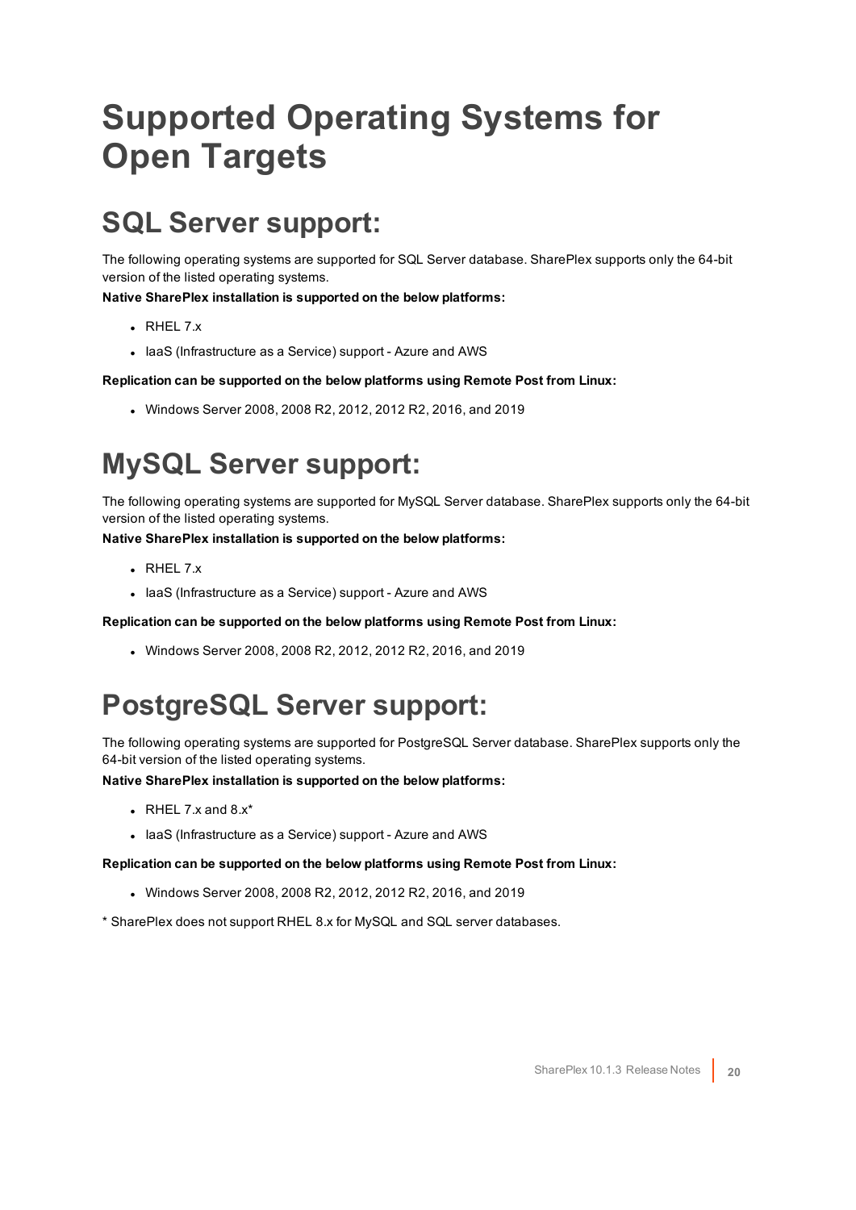# Supported Operating Systems for Open Targets

## SQL Server support:

The following operating systems are supported for SQL Server database. SharePlex supports only the 64-bit version of the listed operating systems.

**Native SharePlex installation is supported on the below platforms:**

- RHEL 7.x
- IaaS (Infrastructure as a Service) support - Azure and AWS

**Replication can be supported on the below platforms using Remote Post from Linux:**

- Windows Server 2008, 2008 R2, 2012, 2012 R2, 2016, and 2019

## MySQL Server support:

The following operating systems are supported for MySQL Server database. SharePlex supports only the 64-bit version of the listed operating systems.

**Native SharePlex installation is supported on the below platforms:**

- RHEL 7.x
- IaaS (Infrastructure as a Service) support - Azure and AWS

**Replication can be supported on the below platforms using Remote Post from Linux:**

- Windows Server 2008, 2008 R2, 2012, 2012 R2, 2016, and 2019

## PostgreSQL Server support:

The following operating systems are supported for PostgreSQL Server database. SharePlex supports only the 64-bit version of the listed operating systems.

**Native SharePlex installation is supported on the below platforms:**

- RHEL 7.x and 8.x*
- IaaS (Infrastructure as a Service) support - Azure and AWS

**Replication can be supported on the below platforms using Remote Post from Linux:**

- Windows Server 2008, 2008 R2, 2012, 2012 R2, 2016, and 2019

* SharePlex does not support RHEL 8.x for MySQL and SQL server databases.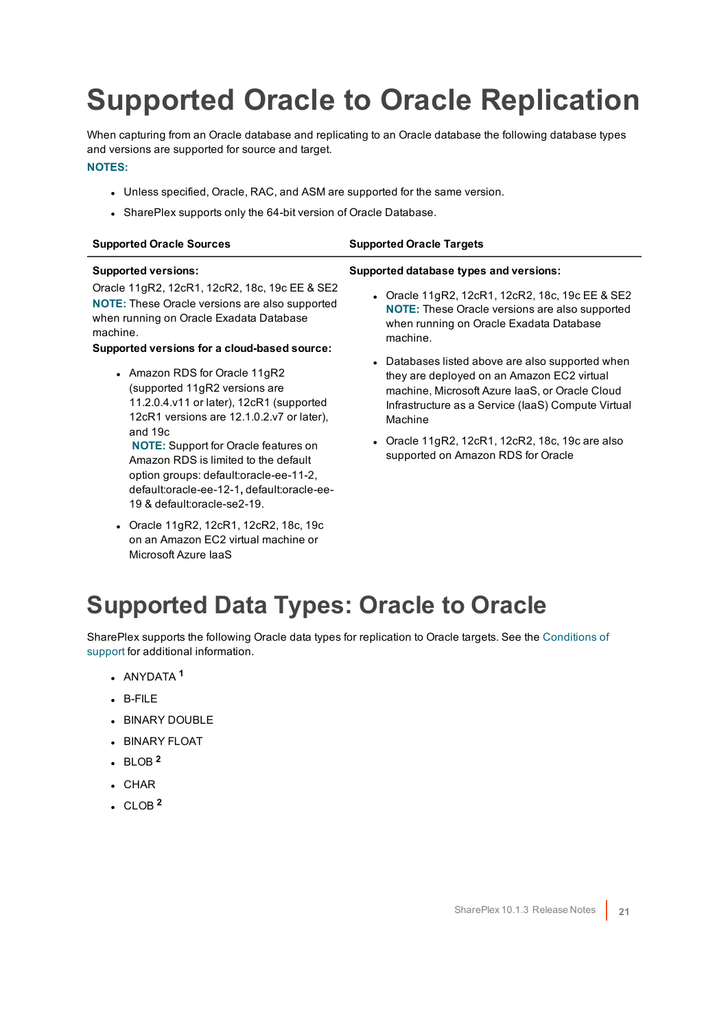# Supported Oracle to Oracle Replication

When capturing from an Oracle database and replicating to an Oracle database the following database types and versions are supported for source and target.

**NOTES:**

- Unless specified, Oracle, RAC, and ASM are supported for the same version.
- SharePlex supports only the 64-bit version of Oracle Database.

| Supported Oracle Sources | Supported Oracle Targets |
| --- | --- |
| **Supported versions:**<br>Oracle 11gR2, 12cR1, 12cR2, 18c, 19c EE & SE2<br>**NOTE:** These Oracle versions are also supported when running on Oracle Exadata Database machine.<br>**Supported versions for a cloud-based source:**<br>• Amazon RDS for Oracle 11gR2 (supported 11gR2 versions are 11.2.0.4.v11 or later), 12cR1 (supported 12cR1 versions are 12.1.0.2.v7 or later), and 19c<br>**NOTE:** Support for Oracle features on Amazon RDS is limited to the default option groups: default:oracle-ee-11-2, default:oracle-ee-12-1, default:oracle-ee-19 & default:oracle-se2-19.<br>• Oracle 11gR2, 12cR1, 12cR2, 18c, 19c on an Amazon EC2 virtual machine or Microsoft Azure IaaS | **Supported database types and versions:**<br>• Oracle 11gR2, 12cR1, 12cR2, 18c, 19c EE & SE2<br>**NOTE:** These Oracle versions are also supported when running on Oracle Exadata Database machine.<br>• Databases listed above are also supported when they are deployed on an Amazon EC2 virtual machine, Microsoft Azure IaaS, or Oracle Cloud Infrastructure as a Service (IaaS) Compute Virtual Machine<br>• Oracle 11gR2, 12cR1, 12cR2, 18c, 19c are also supported on Amazon RDS for Oracle |

# Supported Data Types: Oracle to Oracle

SharePlex supports the following Oracle data types for replication to Oracle targets. See the Conditions of support for additional information.

- ANYDATA [1]
- B-FILE
- BINARY DOUBLE
- BINARY FLOAT
- BLOB [2]
- CHAR
- CLOB [2]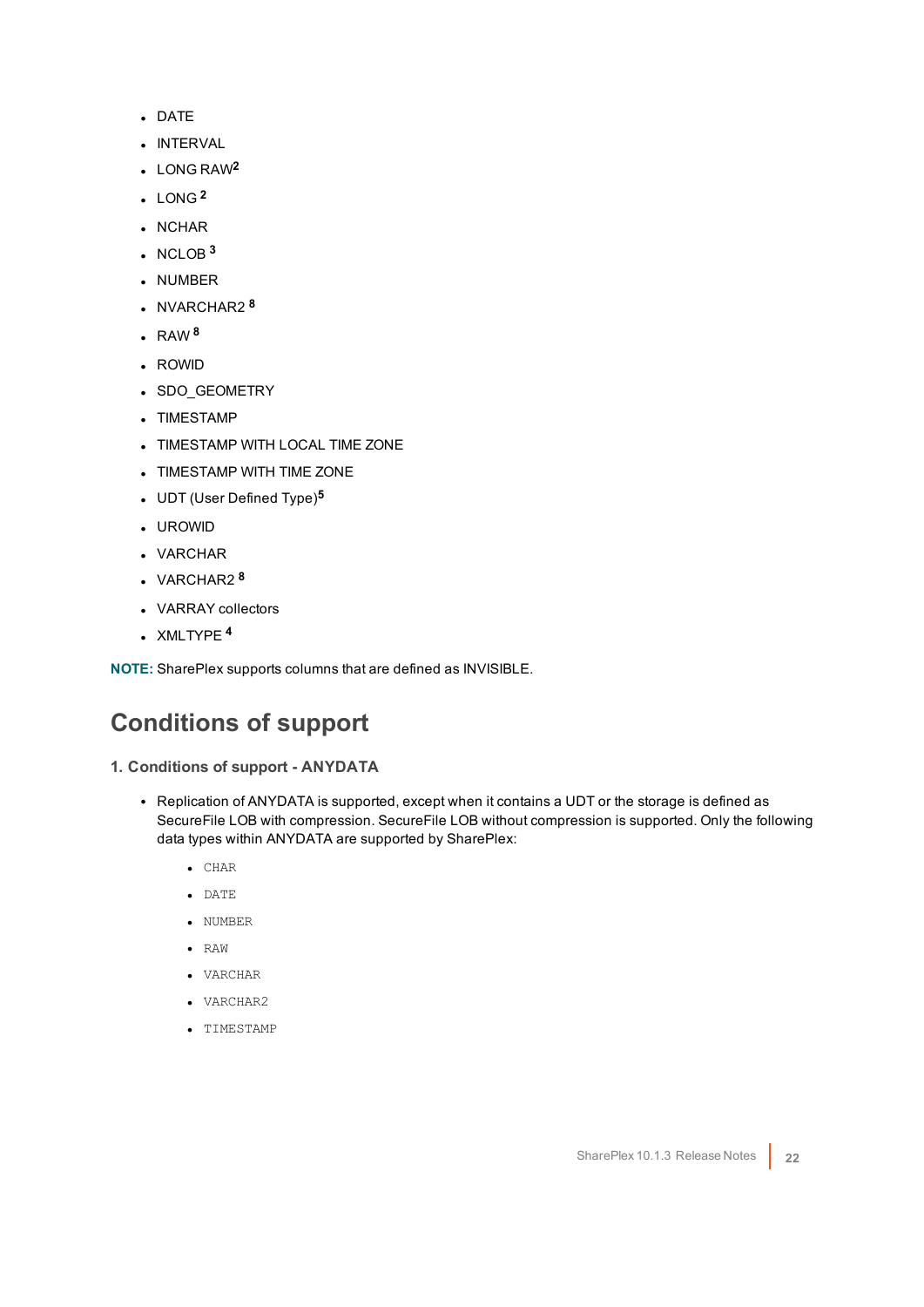- DATE
- INTERVAL
- LONG RAW[2]
- LONG [2]
- NCHAR
- NCLOB [3]
- NUMBER
- NVARCHAR2 [8]
- RAW [8]
- ROWID
- SDO_GEOMETRY
- TIMESTAMP
- TIMESTAMP WITH LOCAL TIME ZONE
- TIMESTAMP WITH TIME ZONE
- UDT (User Defined Type)[5]
- UROWID
- VARCHAR
- VARCHAR2 [8]
- VARRAY collectors
- XMLTYPE [4]

**NOTE:** SharePlex supports columns that are defined as INVISIBLE.

## Conditions of support

### 1. Conditions of support - ANYDATA

- Replication of ANYDATA is supported, except when it contains a UDT or the storage is defined as SecureFile LOB with compression. SecureFile LOB without compression is supported. Only the following data types within ANYDATA are supported by SharePlex:
  - `CHAR`
  - `DATE`
  - `NUMBER`
  - `RAW`
  - `VARCHAR`
  - `VARCHAR2`
  - `TIMESTAMP`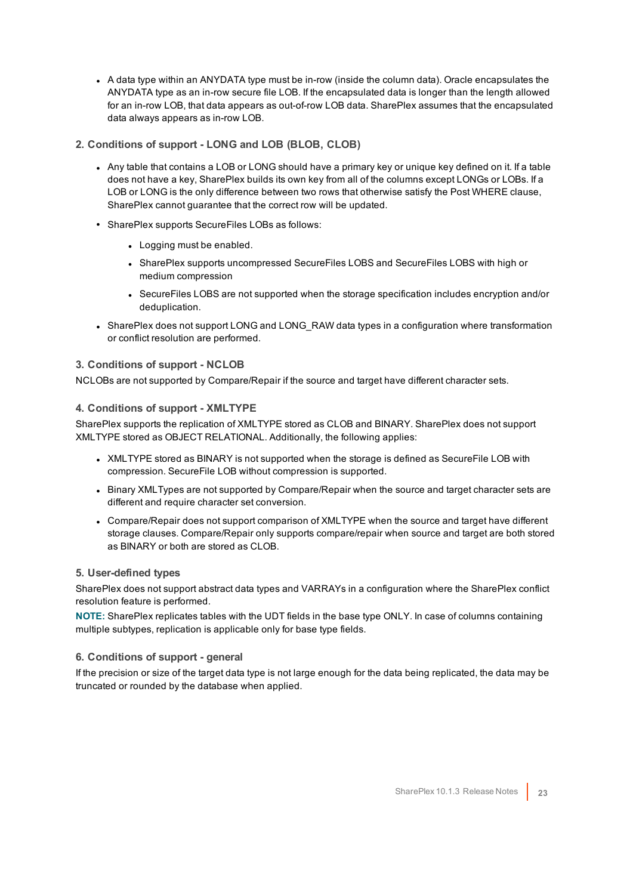- A data type within an ANYDATA type must be in-row (inside the column data). Oracle encapsulates the ANYDATA type as an in-row secure file LOB. If the encapsulated data is longer than the length allowed for an in-row LOB, that data appears as out-of-row LOB data. SharePlex assumes that the encapsulated data always appears as in-row LOB.

### 2. Conditions of support - LONG and LOB (BLOB, CLOB)

- Any table that contains a LOB or LONG should have a primary key or unique key defined on it. If a table does not have a key, SharePlex builds its own key from all of the columns except LONGs or LOBs. If a LOB or LONG is the only difference between two rows that otherwise satisfy the Post WHERE clause, SharePlex cannot guarantee that the correct row will be updated.
- SharePlex supports SecureFiles LOBs as follows:
  - Logging must be enabled.
  - SharePlex supports uncompressed SecureFiles LOBS and SecureFiles LOBS with high or medium compression
  - SecureFiles LOBS are not supported when the storage specification includes encryption and/or deduplication.
- SharePlex does not support LONG and LONG_RAW data types in a configuration where transformation or conflict resolution are performed.

### 3. Conditions of support - NCLOB

NCLOBs are not supported by Compare/Repair if the source and target have different character sets.

### 4. Conditions of support - XMLTYPE

SharePlex supports the replication of XMLTYPE stored as CLOB and BINARY. SharePlex does not support XMLTYPE stored as OBJECT RELATIONAL. Additionally, the following applies:

- XMLTYPE stored as BINARY is not supported when the storage is defined as SecureFile LOB with compression. SecureFile LOB without compression is supported.
- Binary XMLTypes are not supported by Compare/Repair when the source and target character sets are different and require character set conversion.
- Compare/Repair does not support comparison of XMLTYPE when the source and target have different storage clauses. Compare/Repair only supports compare/repair when source and target are both stored as BINARY or both are stored as CLOB.

### 5. User-defined types

SharePlex does not support abstract data types and VARRAYs in a configuration where the SharePlex conflict resolution feature is performed.

**NOTE:** SharePlex replicates tables with the UDT fields in the base type ONLY. In case of columns containing multiple subtypes, replication is applicable only for base type fields.

### 6. Conditions of support - general

If the precision or size of the target data type is not large enough for the data being replicated, the data may be truncated or rounded by the database when applied.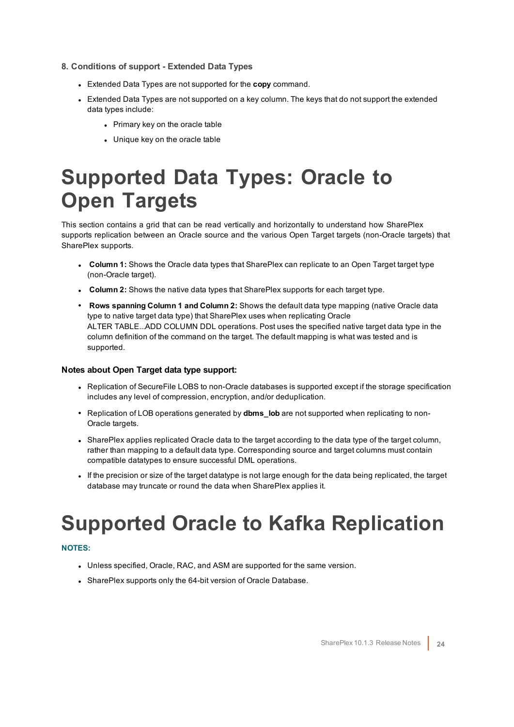**8. Conditions of support - Extended Data Types**

- Extended Data Types are not supported for the **copy** command.
- Extended Data Types are not supported on a key column. The keys that do not support the extended data types include:
  - Primary key on the oracle table
  - Unique key on the oracle table

# Supported Data Types: Oracle to Open Targets

This section contains a grid that can be read vertically and horizontally to understand how SharePlex supports replication between an Oracle source and the various Open Target targets (non-Oracle targets) that SharePlex supports.

- **Column 1:** Shows the Oracle data types that SharePlex can replicate to an Open Target target type (non-Oracle target).
- **Column 2:** Shows the native data types that SharePlex supports for each target type.
- **Rows spanning Column 1 and Column 2:** Shows the default data type mapping (native Oracle data type to native target data type) that SharePlex uses when replicating Oracle ALTER TABLE...ADD COLUMN DDL operations. Post uses the specified native target data type in the column definition of the command on the target. The default mapping is what was tested and is supported.

**Notes about Open Target data type support:**

- Replication of SecureFile LOBS to non-Oracle databases is supported except if the storage specification includes any level of compression, encryption, and/or deduplication.
- Replication of LOB operations generated by **dbms_lob** are not supported when replicating to non-Oracle targets.
- SharePlex applies replicated Oracle data to the target according to the data type of the target column, rather than mapping to a default data type. Corresponding source and target columns must contain compatible datatypes to ensure successful DML operations.
- If the precision or size of the target datatype is not large enough for the data being replicated, the target database may truncate or round the data when SharePlex applies it.

# Supported Oracle to Kafka Replication

**NOTES:**

- Unless specified, Oracle, RAC, and ASM are supported for the same version.
- SharePlex supports only the 64-bit version of Oracle Database.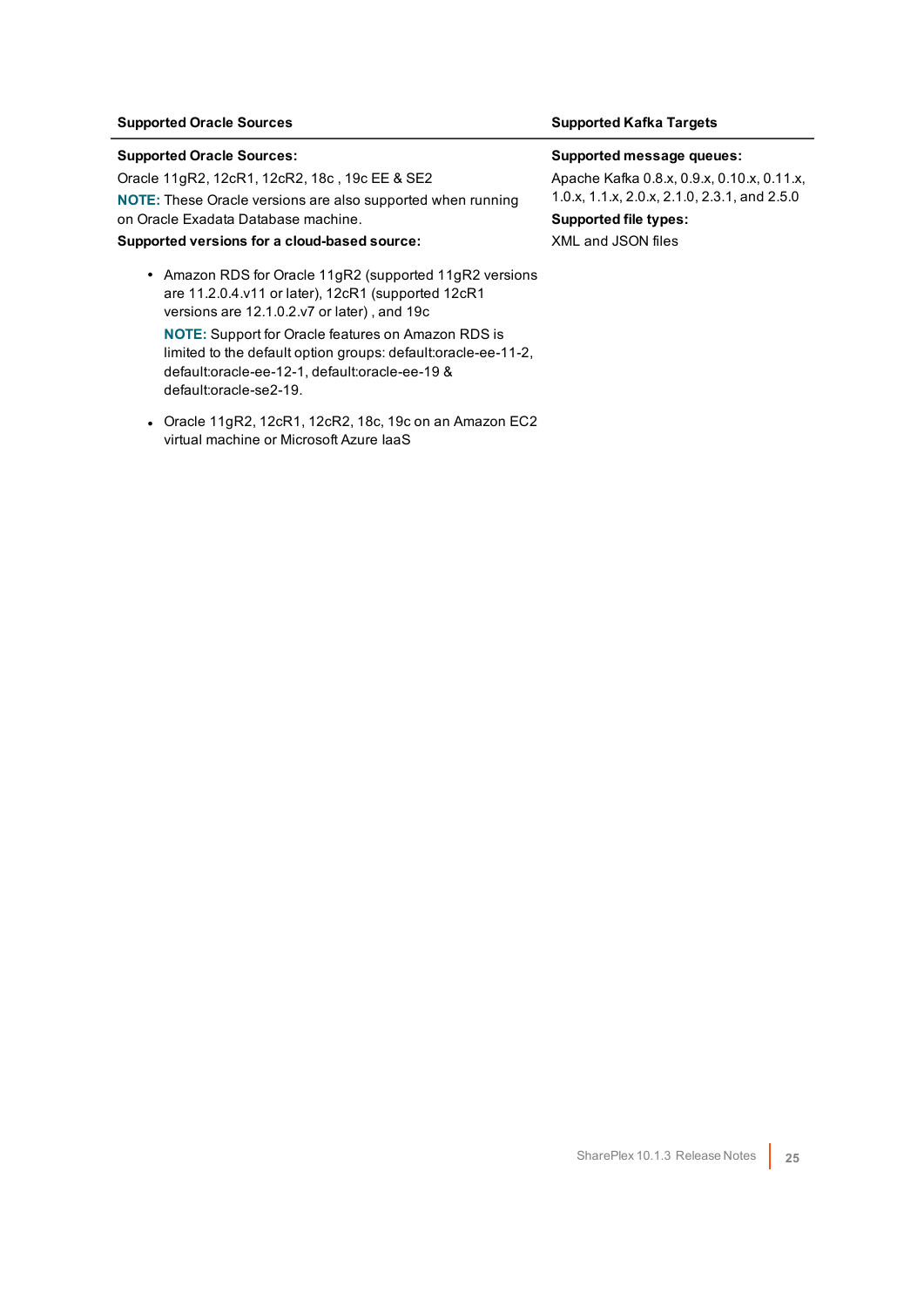| Supported Oracle Sources | Supported Kafka Targets |
|---|---|
| **Supported Oracle Sources:**<br>Oracle 11gR2, 12cR1, 12cR2, 18c , 19c EE & SE2<br>**NOTE:** These Oracle versions are also supported when running on Oracle Exadata Database machine.<br>**Supported versions for a cloud-based source:**<br>• Amazon RDS for Oracle 11gR2 (supported 11gR2 versions are 11.2.0.4.v11 or later), 12cR1 (supported 12cR1 versions are 12.1.0.2.v7 or later) , and 19c<br>**NOTE:** Support for Oracle features on Amazon RDS is limited to the default option groups: default:oracle-ee-11-2, default:oracle-ee-12-1, default:oracle-ee-19 & default:oracle-se2-19.<br>• Oracle 11gR2, 12cR1, 12cR2, 18c, 19c on an Amazon EC2 virtual machine or Microsoft Azure IaaS | **Supported message queues:**<br>Apache Kafka 0.8.x, 0.9.x, 0.10.x, 0.11.x, 1.0.x, 1.1.x, 2.0.x, 2.1.0, 2.3.1, and 2.5.0<br>**Supported file types:**<br>XML and JSON files |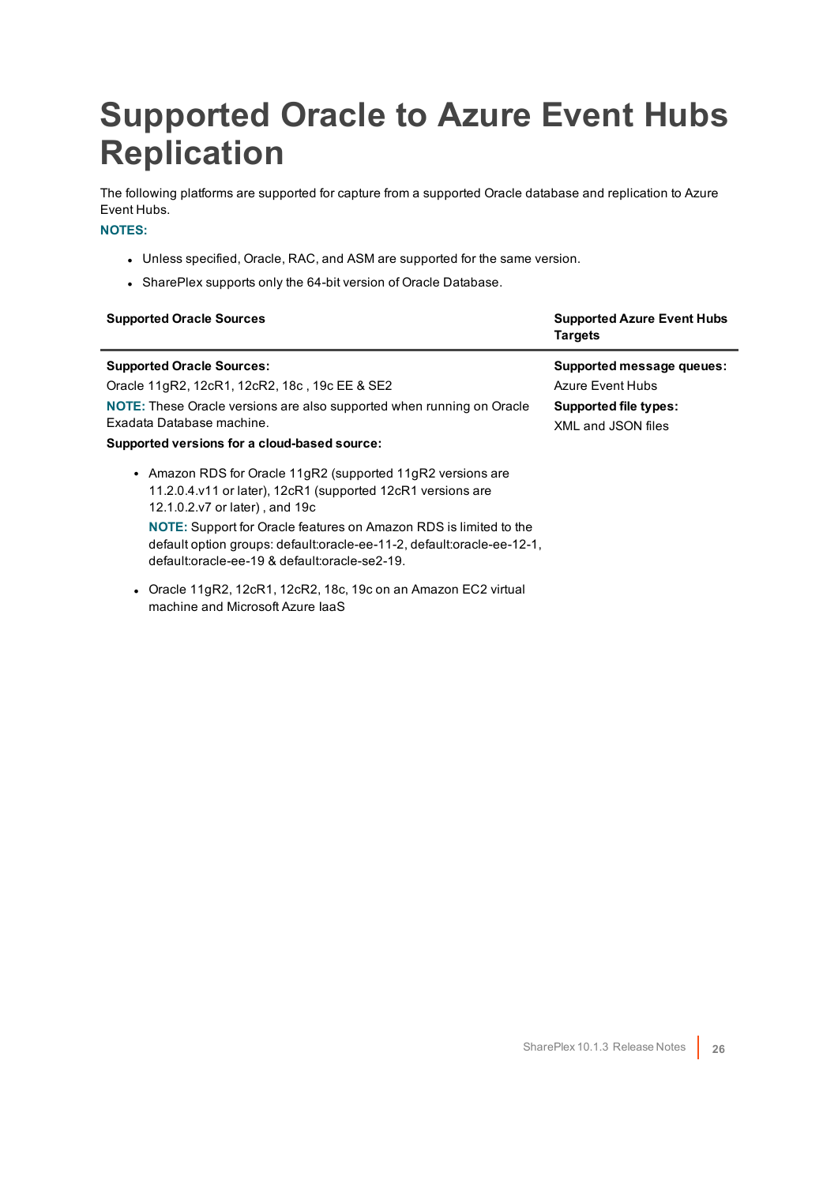# Supported Oracle to Azure Event Hubs Replication

The following platforms are supported for capture from a supported Oracle database and replication to Azure Event Hubs.

**NOTES:**

- Unless specified, Oracle, RAC, and ASM are supported for the same version.
- SharePlex supports only the 64-bit version of Oracle Database.

| Supported Oracle Sources | Supported Azure Event Hubs Targets |
|---|---|
| **Supported Oracle Sources:**<br>Oracle 11gR2, 12cR1, 12cR2, 18c , 19c EE & SE2<br>**NOTE:** These Oracle versions are also supported when running on Oracle Exadata Database machine.<br>**Supported versions for a cloud-based source:**<br>• Amazon RDS for Oracle 11gR2 (supported 11gR2 versions are 11.2.0.4.v11 or later), 12cR1 (supported 12cR1 versions are 12.1.0.2.v7 or later) , and 19c<br>**NOTE:** Support for Oracle features on Amazon RDS is limited to the default option groups: default:oracle-ee-11-2, default:oracle-ee-12-1, default:oracle-ee-19 & default:oracle-se2-19.<br>• Oracle 11gR2, 12cR1, 12cR2, 18c, 19c on an Amazon EC2 virtual machine and Microsoft Azure IaaS | **Supported message queues:**<br>Azure Event Hubs<br>**Supported file types:**<br>XML and JSON files |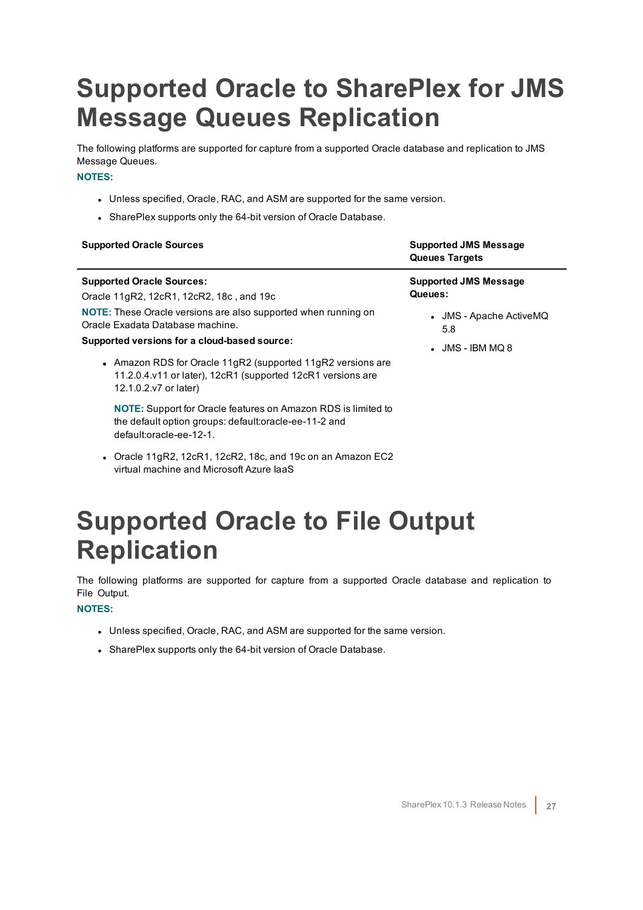# Supported Oracle to SharePlex for JMS Message Queues Replication

The following platforms are supported for capture from a supported Oracle database and replication to JMS Message Queues.

**NOTES:**

- Unless specified, Oracle, RAC, and ASM are supported for the same version.
- SharePlex supports only the 64-bit version of Oracle Database.

| Supported Oracle Sources | Supported JMS Message Queues Targets |
|---|---|
| **Supported Oracle Sources:**<br>Oracle 11gR2, 12cR1, 12cR2, 18c , and 19c<br>**NOTE:** These Oracle versions are also supported when running on Oracle Exadata Database machine.<br>**Supported versions for a cloud-based source:**<br>• Amazon RDS for Oracle 11gR2 (supported 11gR2 versions are 11.2.0.4.v11 or later), 12cR1 (supported 12cR1 versions are 12.1.0.2.v7 or later)<br>**NOTE:** Support for Oracle features on Amazon RDS is limited to the default option groups: default:oracle-ee-11-2 and default:oracle-ee-12-1.<br>• Oracle 11gR2, 12cR1, 12cR2, 18c, and 19c on an Amazon EC2 virtual machine and Microsoft Azure IaaS | **Supported JMS Message Queues:**<br>• JMS - Apache ActiveMQ 5.8<br>• JMS - IBM MQ 8 |

# Supported Oracle to File Output Replication

The following platforms are supported for capture from a supported Oracle database and replication to File Output.

**NOTES:**

- Unless specified, Oracle, RAC, and ASM are supported for the same version.
- SharePlex supports only the 64-bit version of Oracle Database.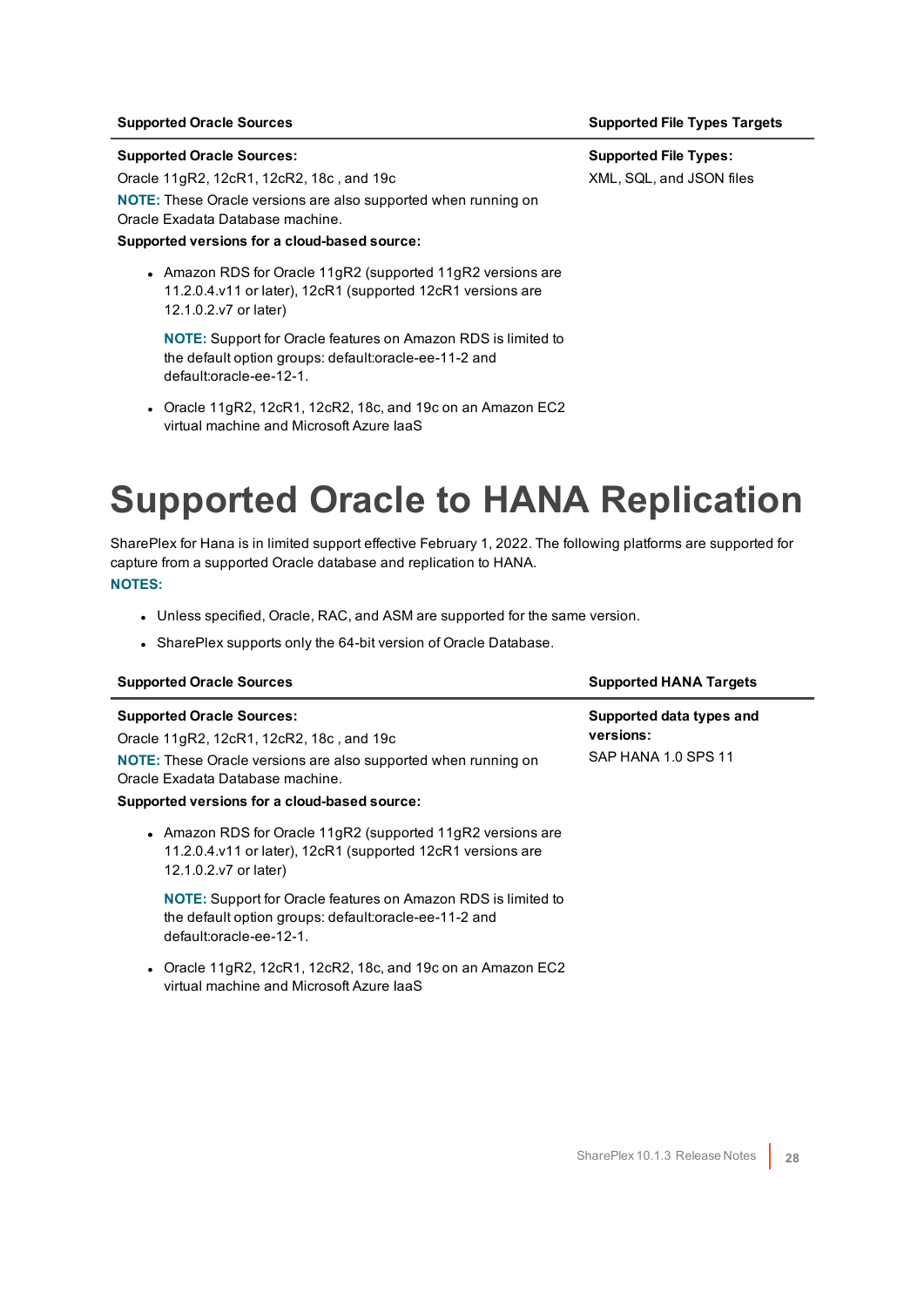| Supported Oracle Sources | Supported File Types Targets |
|---|---|
| **Supported Oracle Sources:**<br>Oracle 11gR2, 12cR1, 12cR2, 18c , and 19c<br>**NOTE:** These Oracle versions are also supported when running on Oracle Exadata Database machine.<br>**Supported versions for a cloud-based source:**<br>• Amazon RDS for Oracle 11gR2 (supported 11gR2 versions are 11.2.0.4.v11 or later), 12cR1 (supported 12cR1 versions are 12.1.0.2.v7 or later)<br>**NOTE:** Support for Oracle features on Amazon RDS is limited to the default option groups: default:oracle-ee-11-2 and default:oracle-ee-12-1.<br>• Oracle 11gR2, 12cR1, 12cR2, 18c, and 19c on an Amazon EC2 virtual machine and Microsoft Azure IaaS | **Supported File Types:**<br>XML, SQL, and JSON files |

# Supported Oracle to HANA Replication

SharePlex for Hana is in limited support effective February 1, 2022. The following platforms are supported for capture from a supported Oracle database and replication to HANA.

**NOTES:**

- Unless specified, Oracle, RAC, and ASM are supported for the same version.
- SharePlex supports only the 64-bit version of Oracle Database.

| Supported Oracle Sources | Supported HANA Targets |
|---|---|
| **Supported Oracle Sources:**<br>Oracle 11gR2, 12cR1, 12cR2, 18c , and 19c<br>**NOTE:** These Oracle versions are also supported when running on Oracle Exadata Database machine.<br>**Supported versions for a cloud-based source:**<br>• Amazon RDS for Oracle 11gR2 (supported 11gR2 versions are 11.2.0.4.v11 or later), 12cR1 (supported 12cR1 versions are 12.1.0.2.v7 or later)<br>**NOTE:** Support for Oracle features on Amazon RDS is limited to the default option groups: default:oracle-ee-11-2 and default:oracle-ee-12-1.<br>• Oracle 11gR2, 12cR1, 12cR2, 18c, and 19c on an Amazon EC2 virtual machine and Microsoft Azure IaaS | **Supported data types and versions:**<br>SAP HANA 1.0 SPS 11 |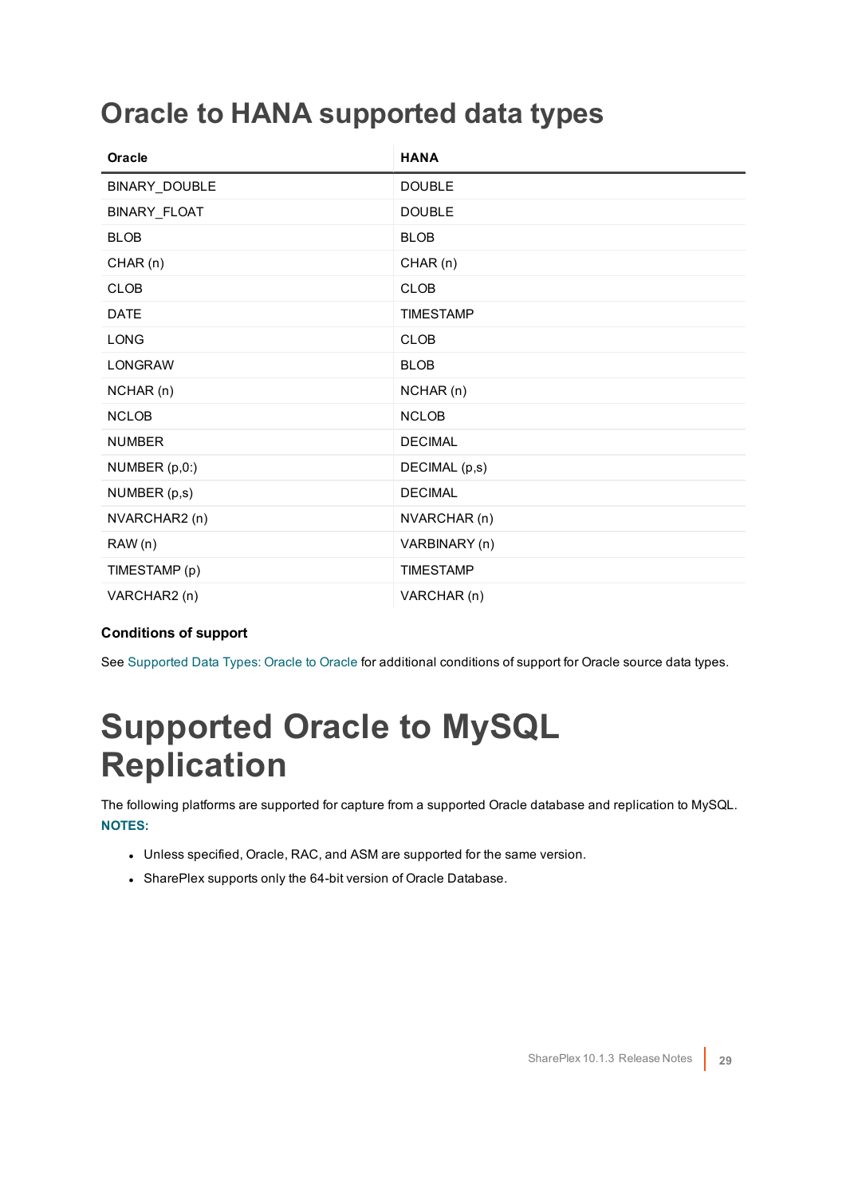# Oracle to HANA supported data types

| Oracle | HANA |
|---|---|
| BINARY_DOUBLE | DOUBLE |
| BINARY_FLOAT | DOUBLE |
| BLOB | BLOB |
| CHAR (n) | CHAR (n) |
| CLOB | CLOB |
| DATE | TIMESTAMP |
| LONG | CLOB |
| LONGRAW | BLOB |
| NCHAR (n) | NCHAR (n) |
| NCLOB | NCLOB |
| NUMBER | DECIMAL |
| NUMBER (p,0:) | DECIMAL (p,s) |
| NUMBER (p,s) | DECIMAL |
| NVARCHAR2 (n) | NVARCHAR (n) |
| RAW (n) | VARBINARY (n) |
| TIMESTAMP (p) | TIMESTAMP |
| VARCHAR2 (n) | VARCHAR (n) |

**Conditions of support**

See Supported Data Types: Oracle to Oracle for additional conditions of support for Oracle source data types.

# Supported Oracle to MySQL Replication

The following platforms are supported for capture from a supported Oracle database and replication to MySQL.

**NOTES:**

- Unless specified, Oracle, RAC, and ASM are supported for the same version.
- SharePlex supports only the 64-bit version of Oracle Database.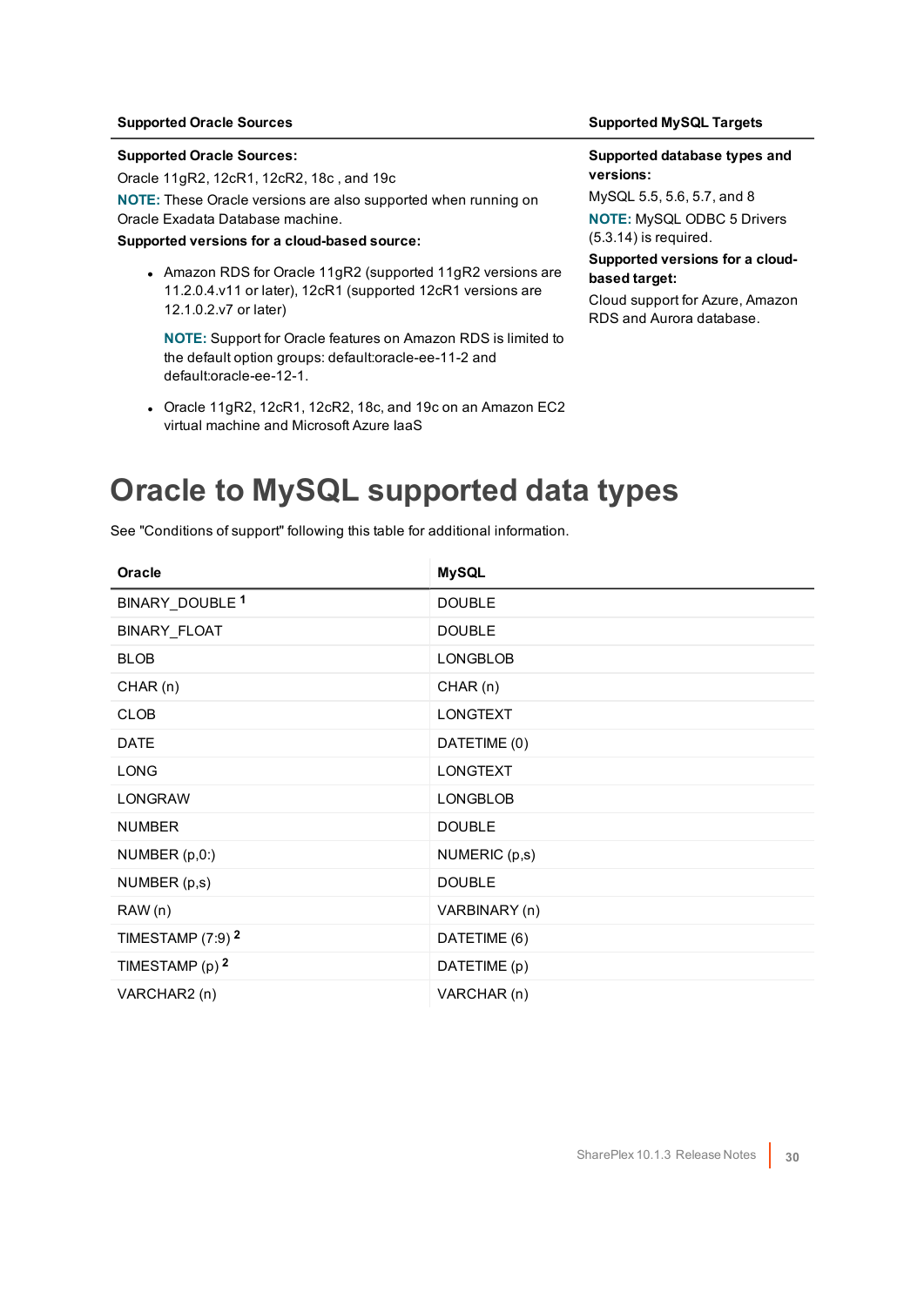| Supported Oracle Sources | Supported MySQL Targets |
| --- | --- |
| **Supported Oracle Sources:**<br>Oracle 11gR2, 12cR1, 12cR2, 18c , and 19c<br>**NOTE:** These Oracle versions are also supported when running on Oracle Exadata Database machine.<br>**Supported versions for a cloud-based source:**<br>• Amazon RDS for Oracle 11gR2 (supported 11gR2 versions are 11.2.0.4.v11 or later), 12cR1 (supported 12cR1 versions are 12.1.0.2.v7 or later)<br>**NOTE:** Support for Oracle features on Amazon RDS is limited to the default option groups: default:oracle-ee-11-2 and default:oracle-ee-12-1.<br>• Oracle 11gR2, 12cR1, 12cR2, 18c, and 19c on an Amazon EC2 virtual machine and Microsoft Azure IaaS | **Supported database types and versions:**<br>MySQL 5.5, 5.6, 5.7, and 8<br>**NOTE:** MySQL ODBC 5 Drivers (5.3.14) is required.<br>**Supported versions for a cloud-based target:**<br>Cloud support for Azure, Amazon RDS and Aurora database. |

# Oracle to MySQL supported data types

See "Conditions of support" following this table for additional information.

| Oracle | MySQL |
| --- | --- |
| BINARY_DOUBLE [1] | DOUBLE |
| BINARY_FLOAT | DOUBLE |
| BLOB | LONGBLOB |
| CHAR (n) | CHAR (n) |
| CLOB | LONGTEXT |
| DATE | DATETIME (0) |
| LONG | LONGTEXT |
| LONGRAW | LONGBLOB |
| NUMBER | DOUBLE |
| NUMBER (p,0:) | NUMERIC (p,s) |
| NUMBER (p,s) | DOUBLE |
| RAW (n) | VARBINARY (n) |
| TIMESTAMP (7:9) [2] | DATETIME (6) |
| TIMESTAMP (p) [2] | DATETIME (p) |
| VARCHAR2 (n) | VARCHAR (n) |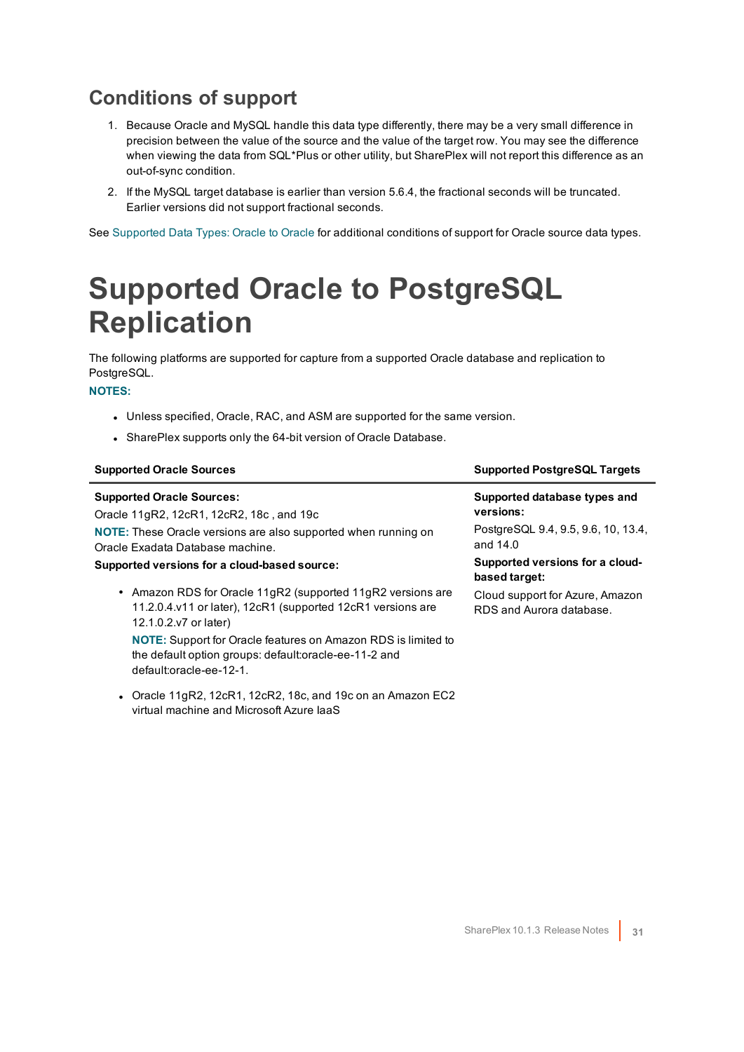## Conditions of support

1. Because Oracle and MySQL handle this data type differently, there may be a very small difference in precision between the value of the source and the value of the target row. You may see the difference when viewing the data from SQL*Plus or other utility, but SharePlex will not report this difference as an out-of-sync condition.
2. If the MySQL target database is earlier than version 5.6.4, the fractional seconds will be truncated. Earlier versions did not support fractional seconds.

See Supported Data Types: Oracle to Oracle for additional conditions of support for Oracle source data types.

# Supported Oracle to PostgreSQL Replication

The following platforms are supported for capture from a supported Oracle database and replication to PostgreSQL.

**NOTES:**

- Unless specified, Oracle, RAC, and ASM are supported for the same version.
- SharePlex supports only the 64-bit version of Oracle Database.

| Supported Oracle Sources | Supported PostgreSQL Targets |
| --- | --- |
| **Supported Oracle Sources:**<br>Oracle 11gR2, 12cR1, 12cR2, 18c , and 19c<br>**NOTE:** These Oracle versions are also supported when running on Oracle Exadata Database machine.<br>**Supported versions for a cloud-based source:**<br>• Amazon RDS for Oracle 11gR2 (supported 11gR2 versions are 11.2.0.4.v11 or later), 12cR1 (supported 12cR1 versions are 12.1.0.2.v7 or later)<br>**NOTE:** Support for Oracle features on Amazon RDS is limited to the default option groups: default:oracle-ee-11-2 and default:oracle-ee-12-1.<br>• Oracle 11gR2, 12cR1, 12cR2, 18c, and 19c on an Amazon EC2 virtual machine and Microsoft Azure IaaS | **Supported database types and versions:**<br>PostgreSQL 9.4, 9.5, 9.6, 10, 13.4, and 14.0<br>**Supported versions for a cloud-based target:**<br>Cloud support for Azure, Amazon RDS and Aurora database. |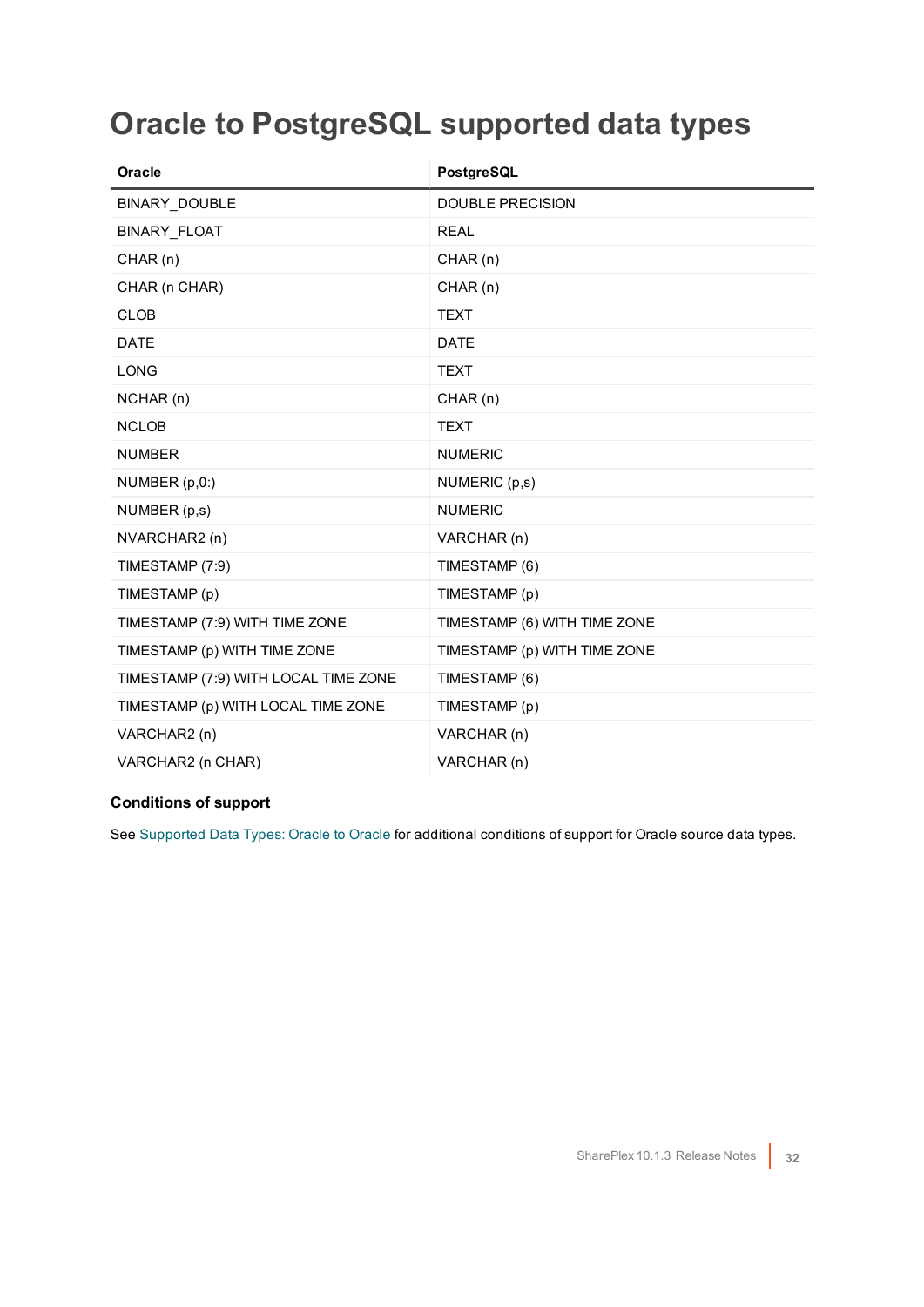# Oracle to PostgreSQL supported data types

| Oracle | PostgreSQL |
|---|---|
| BINARY_DOUBLE | DOUBLE PRECISION |
| BINARY_FLOAT | REAL |
| CHAR (n) | CHAR (n) |
| CHAR (n CHAR) | CHAR (n) |
| CLOB | TEXT |
| DATE | DATE |
| LONG | TEXT |
| NCHAR (n) | CHAR (n) |
| NCLOB | TEXT |
| NUMBER | NUMERIC |
| NUMBER (p,0:) | NUMERIC (p,s) |
| NUMBER (p,s) | NUMERIC |
| NVARCHAR2 (n) | VARCHAR (n) |
| TIMESTAMP (7:9) | TIMESTAMP (6) |
| TIMESTAMP (p) | TIMESTAMP (p) |
| TIMESTAMP (7:9) WITH TIME ZONE | TIMESTAMP (6) WITH TIME ZONE |
| TIMESTAMP (p) WITH TIME ZONE | TIMESTAMP (p) WITH TIME ZONE |
| TIMESTAMP (7:9) WITH LOCAL TIME ZONE | TIMESTAMP (6) |
| TIMESTAMP (p) WITH LOCAL TIME ZONE | TIMESTAMP (p) |
| VARCHAR2 (n) | VARCHAR (n) |
| VARCHAR2 (n CHAR) | VARCHAR (n) |

**Conditions of support**

See Supported Data Types: Oracle to Oracle for additional conditions of support for Oracle source data types.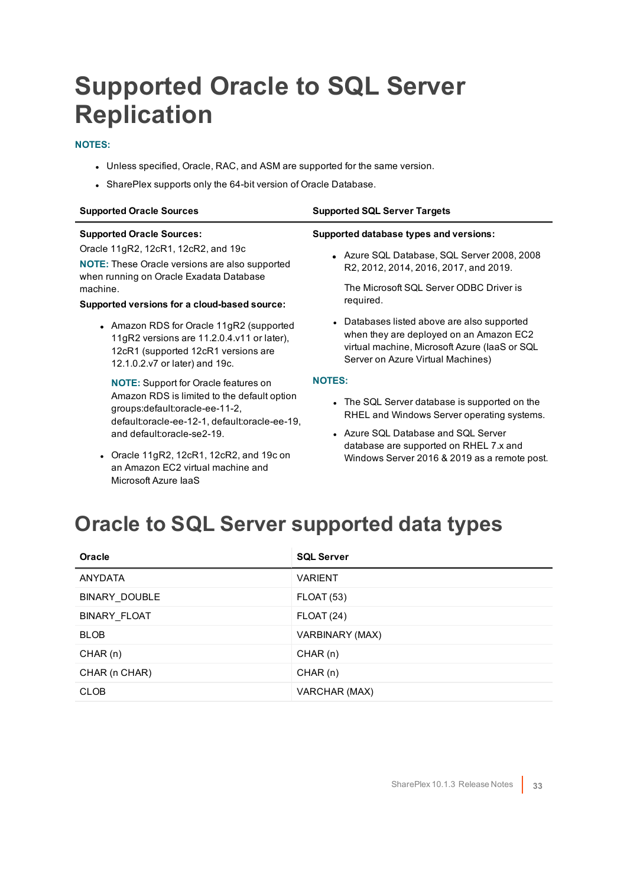# Supported Oracle to SQL Server Replication

**NOTES:**

- Unless specified, Oracle, RAC, and ASM are supported for the same version.
- SharePlex supports only the 64-bit version of Oracle Database.

| Supported Oracle Sources | Supported SQL Server Targets |
|---|---|
| **Supported Oracle Sources:**<br>Oracle 11gR2, 12cR1, 12cR2, and 19c<br>**NOTE:** These Oracle versions are also supported when running on Oracle Exadata Database machine.<br>**Supported versions for a cloud-based source:**<br>• Amazon RDS for Oracle 11gR2 (supported 11gR2 versions are 11.2.0.4.v11 or later), 12cR1 (supported 12cR1 versions are 12.1.0.2.v7 or later) and 19c.<br>**NOTE:** Support for Oracle features on Amazon RDS is limited to the default option groups:default:oracle-ee-11-2, default:oracle-ee-12-1, default:oracle-ee-19, and default:oracle-se2-19.<br>• Oracle 11gR2, 12cR1, 12cR2, and 19c on an Amazon EC2 virtual machine and Microsoft Azure IaaS | **Supported database types and versions:**<br>• Azure SQL Database, SQL Server 2008, 2008 R2, 2012, 2014, 2016, 2017, and 2019.<br>The Microsoft SQL Server ODBC Driver is required.<br>• Databases listed above are also supported when they are deployed on an Amazon EC2 virtual machine, Microsoft Azure (IaaS or SQL Server on Azure Virtual Machines)<br>**NOTES:**<br>• The SQL Server database is supported on the RHEL and Windows Server operating systems.<br>• Azure SQL Database and SQL Server database are supported on RHEL 7.x and Windows Server 2016 & 2019 as a remote post. |

# Oracle to SQL Server supported data types

| Oracle | SQL Server |
|---|---|
| ANYDATA | VARIENT |
| BINARY_DOUBLE | FLOAT (53) |
| BINARY_FLOAT | FLOAT (24) |
| BLOB | VARBINARY (MAX) |
| CHAR (n) | CHAR (n) |
| CHAR (n CHAR) | CHAR (n) |
| CLOB | VARCHAR (MAX) |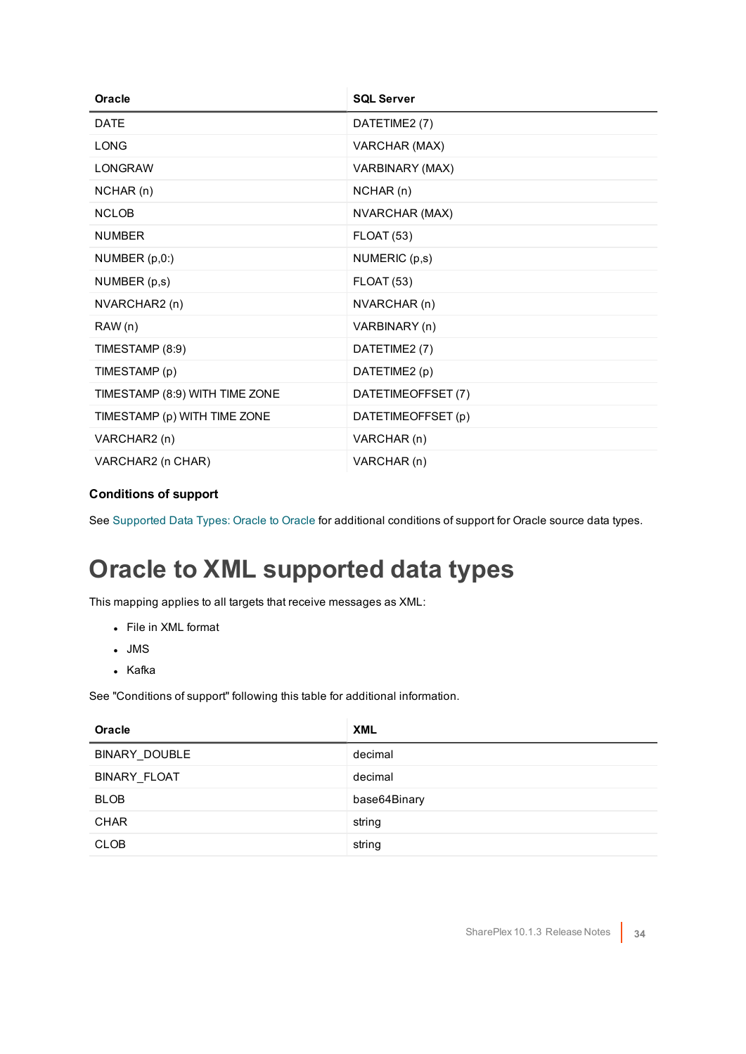| Oracle | SQL Server |
| --- | --- |
| DATE | DATETIME2 (7) |
| LONG | VARCHAR (MAX) |
| LONGRAW | VARBINARY (MAX) |
| NCHAR (n) | NCHAR (n) |
| NCLOB | NVARCHAR (MAX) |
| NUMBER | FLOAT (53) |
| NUMBER (p,0:) | NUMERIC (p,s) |
| NUMBER (p,s) | FLOAT (53) |
| NVARCHAR2 (n) | NVARCHAR (n) |
| RAW (n) | VARBINARY (n) |
| TIMESTAMP (8:9) | DATETIME2 (7) |
| TIMESTAMP (p) | DATETIME2 (p) |
| TIMESTAMP (8:9) WITH TIME ZONE | DATETIMEOFFSET (7) |
| TIMESTAMP (p) WITH TIME ZONE | DATETIMEOFFSET (p) |
| VARCHAR2 (n) | VARCHAR (n) |
| VARCHAR2 (n CHAR) | VARCHAR (n) |

**Conditions of support**

See Supported Data Types: Oracle to Oracle for additional conditions of support for Oracle source data types.

# Oracle to XML supported data types

This mapping applies to all targets that receive messages as XML:

- File in XML format
- JMS
- Kafka

See "Conditions of support" following this table for additional information.

| Oracle | XML |
| --- | --- |
| BINARY_DOUBLE | decimal |
| BINARY_FLOAT | decimal |
| BLOB | base64Binary |
| CHAR | string |
| CLOB | string |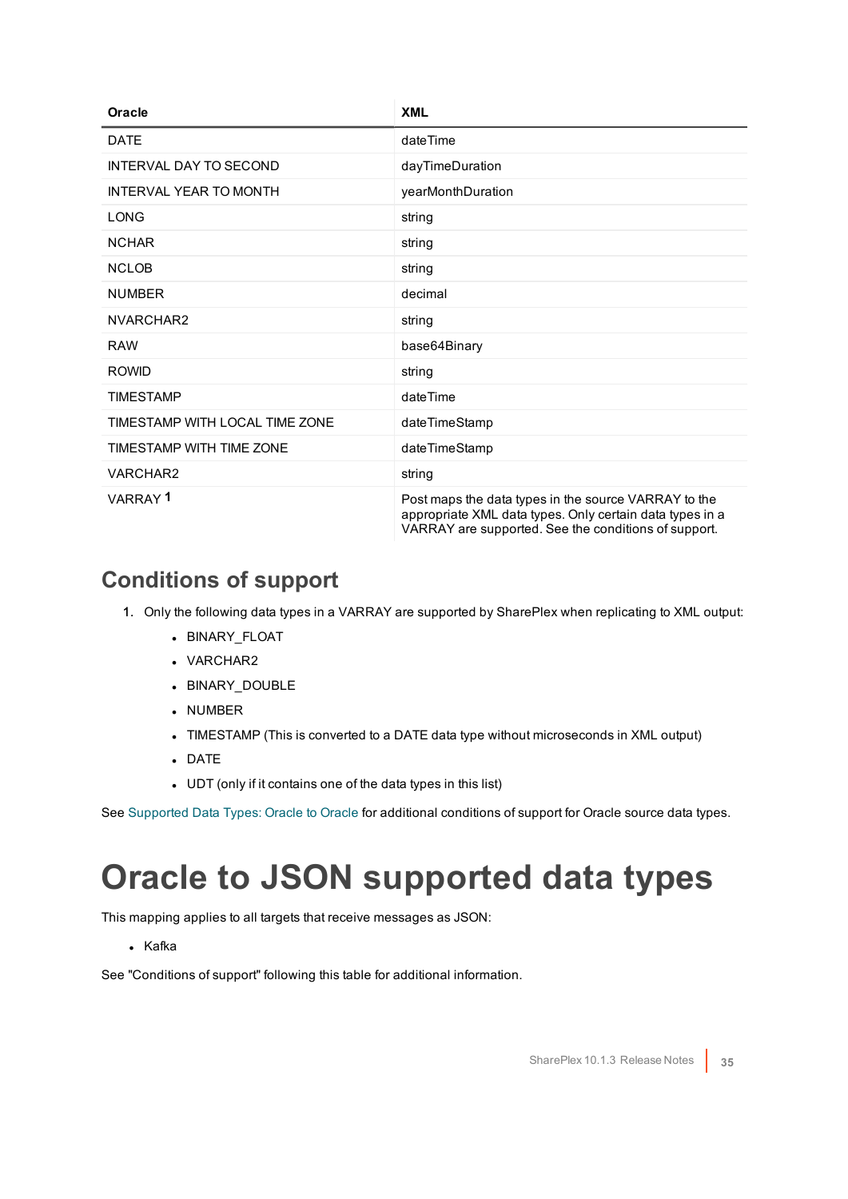| Oracle | XML |
| --- | --- |
| DATE | dateTime |
| INTERVAL DAY TO SECOND | dayTimeDuration |
| INTERVAL YEAR TO MONTH | yearMonthDuration |
| LONG | string |
| NCHAR | string |
| NCLOB | string |
| NUMBER | decimal |
| NVARCHAR2 | string |
| RAW | base64Binary |
| ROWID | string |
| TIMESTAMP | dateTime |
| TIMESTAMP WITH LOCAL TIME ZONE | dateTimeStamp |
| TIMESTAMP WITH TIME ZONE | dateTimeStamp |
| VARCHAR2 | string |
| VARRAY [1] | Post maps the data types in the source VARRAY to the appropriate XML data types. Only certain data types in a VARRAY are supported. See the conditions of support. |

## Conditions of support

1. Only the following data types in a VARRAY are supported by SharePlex when replicating to XML output:
   - BINARY_FLOAT
   - VARCHAR2
   - BINARY_DOUBLE
   - NUMBER
   - TIMESTAMP (This is converted to a DATE data type without microseconds in XML output)
   - DATE
   - UDT (only if it contains one of the data types in this list)

See Supported Data Types: Oracle to Oracle for additional conditions of support for Oracle source data types.

# Oracle to JSON supported data types

This mapping applies to all targets that receive messages as JSON:

- Kafka

See "Conditions of support" following this table for additional information.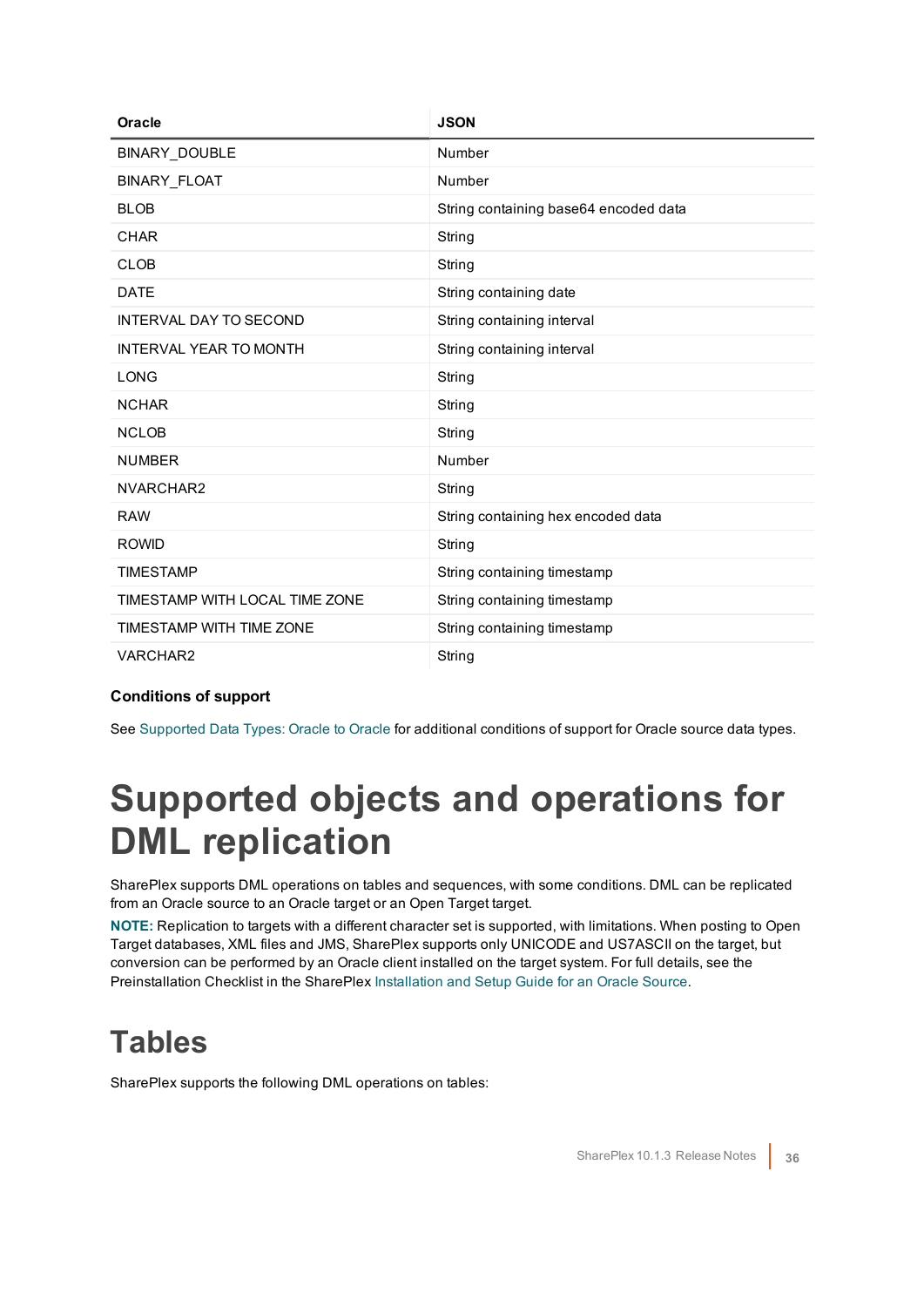| Oracle | JSON |
| --- | --- |
| BINARY_DOUBLE | Number |
| BINARY_FLOAT | Number |
| BLOB | String containing base64 encoded data |
| CHAR | String |
| CLOB | String |
| DATE | String containing date |
| INTERVAL DAY TO SECOND | String containing interval |
| INTERVAL YEAR TO MONTH | String containing interval |
| LONG | String |
| NCHAR | String |
| NCLOB | String |
| NUMBER | Number |
| NVARCHAR2 | String |
| RAW | String containing hex encoded data |
| ROWID | String |
| TIMESTAMP | String containing timestamp |
| TIMESTAMP WITH LOCAL TIME ZONE | String containing timestamp |
| TIMESTAMP WITH TIME ZONE | String containing timestamp |
| VARCHAR2 | String |

**Conditions of support**

See Supported Data Types: Oracle to Oracle for additional conditions of support for Oracle source data types.

# Supported objects and operations for DML replication

SharePlex supports DML operations on tables and sequences, with some conditions. DML can be replicated from an Oracle source to an Oracle target or an Open Target target.

**NOTE:** Replication to targets with a different character set is supported, with limitations. When posting to Open Target databases, XML files and JMS, SharePlex supports only UNICODE and US7ASCII on the target, but conversion can be performed by an Oracle client installed on the target system. For full details, see the Preinstallation Checklist in the SharePlex Installation and Setup Guide for an Oracle Source.

## Tables

SharePlex supports the following DML operations on tables: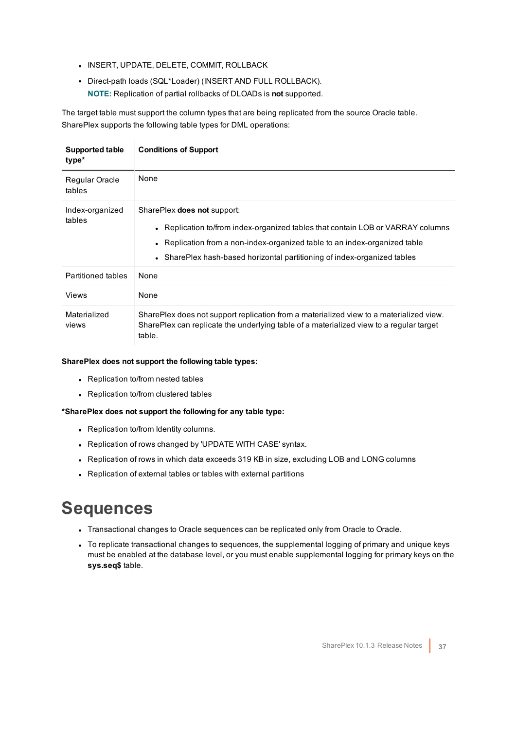- INSERT, UPDATE, DELETE, COMMIT, ROLLBACK
- Direct-path loads (SQL*Loader) (INSERT AND FULL ROLLBACK).
  **NOTE:** Replication of partial rollbacks of DLOADs is **not** supported.

The target table must support the column types that are being replicated from the source Oracle table. SharePlex supports the following table types for DML operations:

| Supported table type* | Conditions of Support |
|---|---|
| Regular Oracle tables | None |
| Index-organized tables | SharePlex **does not** support:<br>• Replication to/from index-organized tables that contain LOB or VARRAY columns<br>• Replication from a non-index-organized table to an index-organized table<br>• SharePlex hash-based horizontal partitioning of index-organized tables |
| Partitioned tables | None |
| Views | None |
| Materialized views | SharePlex does not support replication from a materialized view to a materialized view. SharePlex can replicate the underlying table of a materialized view to a regular target table. |

**SharePlex does not support the following table types:**

- Replication to/from nested tables
- Replication to/from clustered tables

***SharePlex does not support the following for any table type:**

- Replication to/from Identity columns.
- Replication of rows changed by 'UPDATE WITH CASE' syntax.
- Replication of rows in which data exceeds 319 KB in size, excluding LOB and LONG columns
- Replication of external tables or tables with external partitions

# Sequences

- Transactional changes to Oracle sequences can be replicated only from Oracle to Oracle.
- To replicate transactional changes to sequences, the supplemental logging of primary and unique keys must be enabled at the database level, or you must enable supplemental logging for primary keys on the **sys.seq$** table.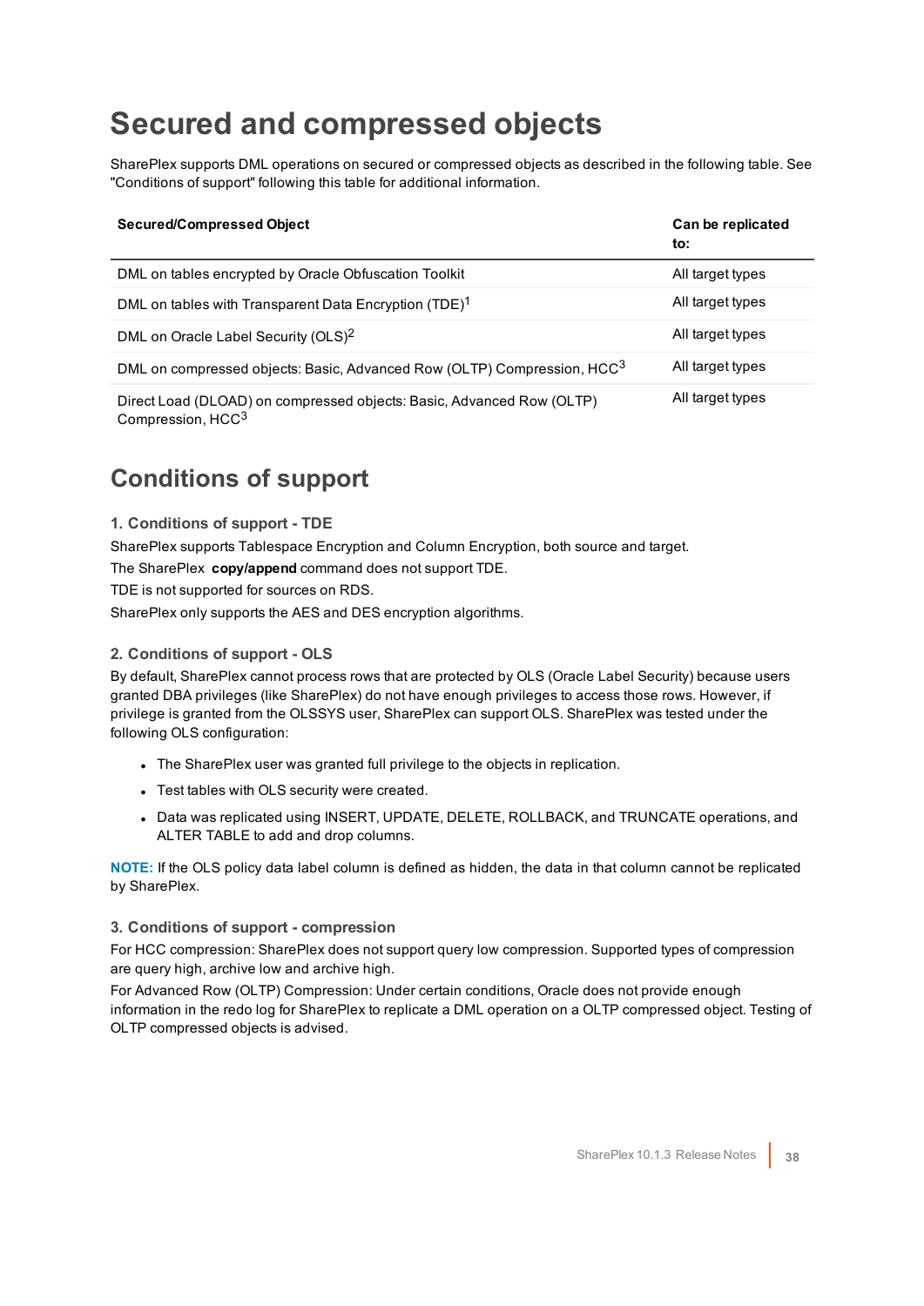# Secured and compressed objects

SharePlex supports DML operations on secured or compressed objects as described in the following table. See "Conditions of support" following this table for additional information.

| Secured/Compressed Object | Can be replicated to: |
| --- | --- |
| DML on tables encrypted by Oracle Obfuscation Toolkit | All target types |
| DML on tables with Transparent Data Encryption (TDE)[1] | All target types |
| DML on Oracle Label Security (OLS)[2] | All target types |
| DML on compressed objects: Basic, Advanced Row (OLTP) Compression, HCC[3] | All target types |
| Direct Load (DLOAD) on compressed objects: Basic, Advanced Row (OLTP) Compression, HCC[3] | All target types |

## Conditions of support

### 1. Conditions of support - TDE

SharePlex supports Tablespace Encryption and Column Encryption, both source and target.

The SharePlex **copy/append** command does not support TDE.

TDE is not supported for sources on RDS.

SharePlex only supports the AES and DES encryption algorithms.

### 2. Conditions of support - OLS

By default, SharePlex cannot process rows that are protected by OLS (Oracle Label Security) because users granted DBA privileges (like SharePlex) do not have enough privileges to access those rows. However, if privilege is granted from the OLSSYS user, SharePlex can support OLS. SharePlex was tested under the following OLS configuration:

- The SharePlex user was granted full privilege to the objects in replication.
- Test tables with OLS security were created.
- Data was replicated using INSERT, UPDATE, DELETE, ROLLBACK, and TRUNCATE operations, and ALTER TABLE to add and drop columns.

**NOTE:** If the OLS policy data label column is defined as hidden, the data in that column cannot be replicated by SharePlex.

### 3. Conditions of support - compression

For HCC compression: SharePlex does not support query low compression. Supported types of compression are query high, archive low and archive high.

For Advanced Row (OLTP) Compression: Under certain conditions, Oracle does not provide enough information in the redo log for SharePlex to replicate a DML operation on a OLTP compressed object. Testing of OLTP compressed objects is advised.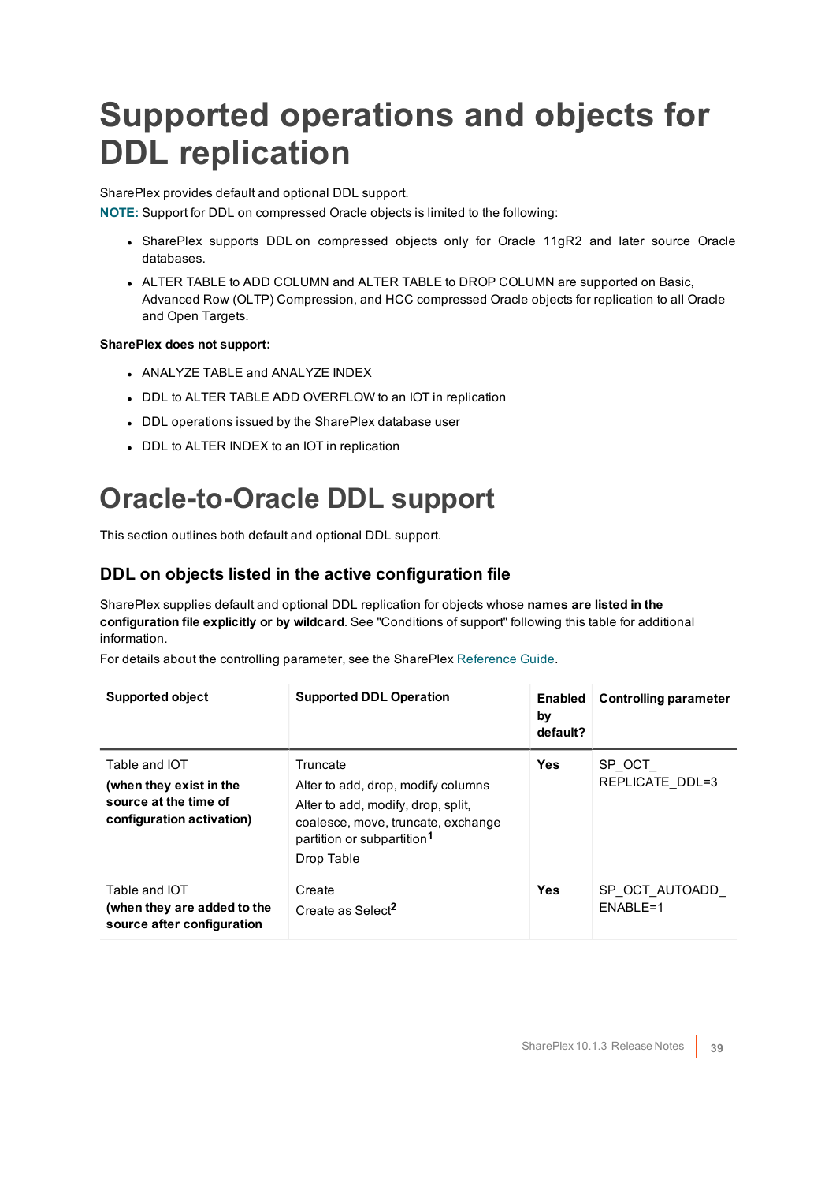# Supported operations and objects for DDL replication

SharePlex provides default and optional DDL support.

**NOTE:** Support for DDL on compressed Oracle objects is limited to the following:

- SharePlex supports DDL on compressed objects only for Oracle 11gR2 and later source Oracle databases.
- ALTER TABLE to ADD COLUMN and ALTER TABLE to DROP COLUMN are supported on Basic, Advanced Row (OLTP) Compression, and HCC compressed Oracle objects for replication to all Oracle and Open Targets.

**SharePlex does not support:**

- ANALYZE TABLE and ANALYZE INDEX
- DDL to ALTER TABLE ADD OVERFLOW to an IOT in replication
- DDL operations issued by the SharePlex database user
- DDL to ALTER INDEX to an IOT in replication

# Oracle-to-Oracle DDL support

This section outlines both default and optional DDL support.

## DDL on objects listed in the active configuration file

SharePlex supplies default and optional DDL replication for objects whose **names are listed in the configuration file explicitly or by wildcard**. See "Conditions of support" following this table for additional information.

For details about the controlling parameter, see the SharePlex Reference Guide.

| Supported object | Supported DDL Operation | Enabled by default? | Controlling parameter |
|---|---|---|---|
| Table and IOT<br>**(when they exist in the source at the time of configuration activation)** | Truncate<br>Alter to add, drop, modify columns<br>Alter to add, modify, drop, split, coalesce, move, truncate, exchange partition or subpartition[1]<br>Drop Table | **Yes** | SP_OCT_REPLICATE_DDL=3 |
| Table and IOT<br>**(when they are added to the source after configuration** | Create<br>Create as Select[2] | **Yes** | SP_OCT_AUTOADD_ENABLE=1 |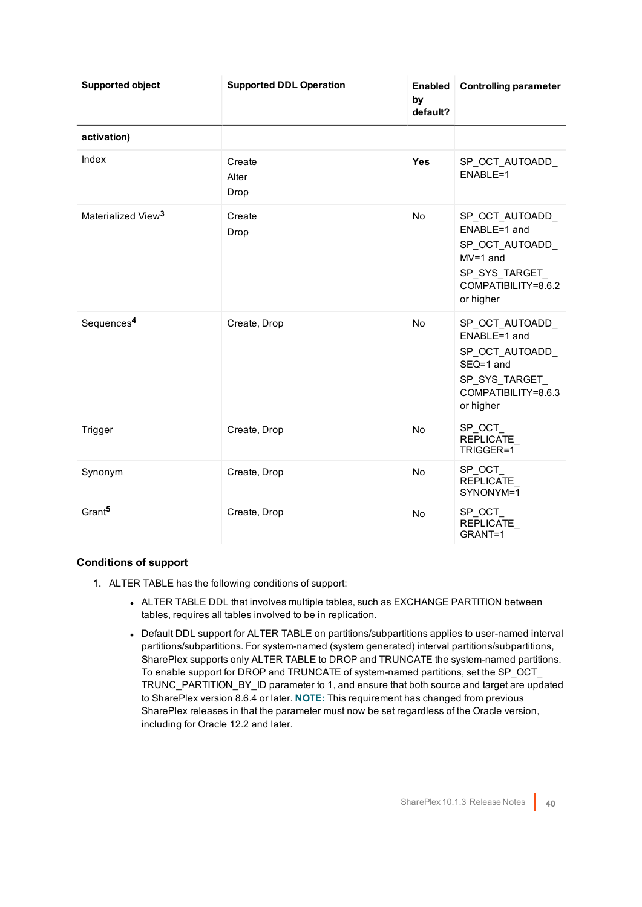| Supported object | Supported DDL Operation | Enabled by default? | Controlling parameter |
|---|---|---|---|
| **activation)** | | | |
| Index | Create<br>Alter<br>Drop | **Yes** | SP_OCT_AUTOADD_ENABLE=1 |
| Materialized View[3] | Create<br>Drop | No | SP_OCT_AUTOADD_ENABLE=1 and<br>SP_OCT_AUTOADD_MV=1 and<br>SP_SYS_TARGET_COMPATIBILITY=8.6.2 or higher |
| Sequences[4] | Create, Drop | No | SP_OCT_AUTOADD_ENABLE=1 and<br>SP_OCT_AUTOADD_SEQ=1 and<br>SP_SYS_TARGET_COMPATIBILITY=8.6.3 or higher |
| Trigger | Create, Drop | No | SP_OCT_REPLICATE_TRIGGER=1 |
| Synonym | Create, Drop | No | SP_OCT_REPLICATE_SYNONYM=1 |
| Grant[5] | Create, Drop | No | SP_OCT_REPLICATE_GRANT=1 |

### Conditions of support

1. ALTER TABLE has the following conditions of support:
   - ALTER TABLE DDL that involves multiple tables, such as EXCHANGE PARTITION between tables, requires all tables involved to be in replication.
   - Default DDL support for ALTER TABLE on partitions/subpartitions applies to user-named interval partitions/subpartitions. For system-named (system generated) interval partitions/subpartitions, SharePlex supports only ALTER TABLE to DROP and TRUNCATE the system-named partitions. To enable support for DROP and TRUNCATE of system-named partitions, set the SP_OCT_TRUNC_PARTITION_BY_ID parameter to 1, and ensure that both source and target are updated to SharePlex version 8.6.4 or later. **NOTE:** This requirement has changed from previous SharePlex releases in that the parameter must now be set regardless of the Oracle version, including for Oracle 12.2 and later.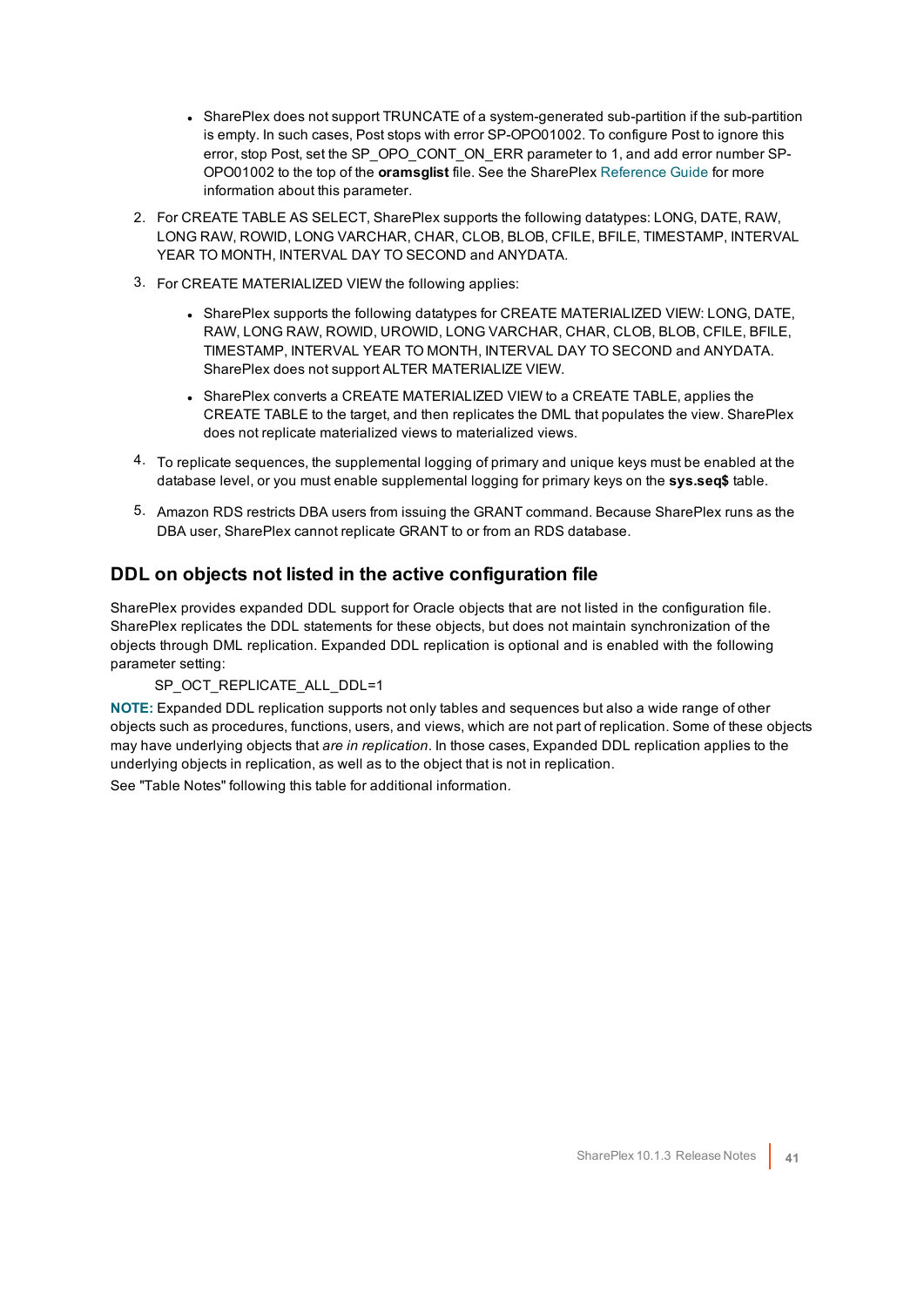- SharePlex does not support TRUNCATE of a system-generated sub-partition if the sub-partition is empty. In such cases, Post stops with error SP-OPO01002. To configure Post to ignore this error, stop Post, set the SP_OPO_CONT_ON_ERR parameter to 1, and add error number SP-OPO01002 to the top of the **oramsglist** file. See the SharePlex Reference Guide for more information about this parameter.

2. For CREATE TABLE AS SELECT, SharePlex supports the following datatypes: LONG, DATE, RAW, LONG RAW, ROWID, LONG VARCHAR, CHAR, CLOB, BLOB, CFILE, BFILE, TIMESTAMP, INTERVAL YEAR TO MONTH, INTERVAL DAY TO SECOND and ANYDATA.

3. For CREATE MATERIALIZED VIEW the following applies:

   - SharePlex supports the following datatypes for CREATE MATERIALIZED VIEW: LONG, DATE, RAW, LONG RAW, ROWID, UROWID, LONG VARCHAR, CHAR, CLOB, BLOB, CFILE, BFILE, TIMESTAMP, INTERVAL YEAR TO MONTH, INTERVAL DAY TO SECOND and ANYDATA. SharePlex does not support ALTER MATERIALIZE VIEW.
   - SharePlex converts a CREATE MATERIALIZED VIEW to a CREATE TABLE, applies the CREATE TABLE to the target, and then replicates the DML that populates the view. SharePlex does not replicate materialized views to materialized views.

4. To replicate sequences, the supplemental logging of primary and unique keys must be enabled at the database level, or you must enable supplemental logging for primary keys on the **sys.seq$** table.

5. Amazon RDS restricts DBA users from issuing the GRANT command. Because SharePlex runs as the DBA user, SharePlex cannot replicate GRANT to or from an RDS database.

## DDL on objects not listed in the active configuration file

SharePlex provides expanded DDL support for Oracle objects that are not listed in the configuration file. SharePlex replicates the DDL statements for these objects, but does not maintain synchronization of the objects through DML replication. Expanded DDL replication is optional and is enabled with the following parameter setting:

```
SP_OCT_REPLICATE_ALL_DDL=1
```

**NOTE:** Expanded DDL replication supports not only tables and sequences but also a wide range of other objects such as procedures, functions, users, and views, which are not part of replication. Some of these objects may have underlying objects that *are in replication*. In those cases, Expanded DDL replication applies to the underlying objects in replication, as well as to the object that is not in replication.

See "Table Notes" following this table for additional information.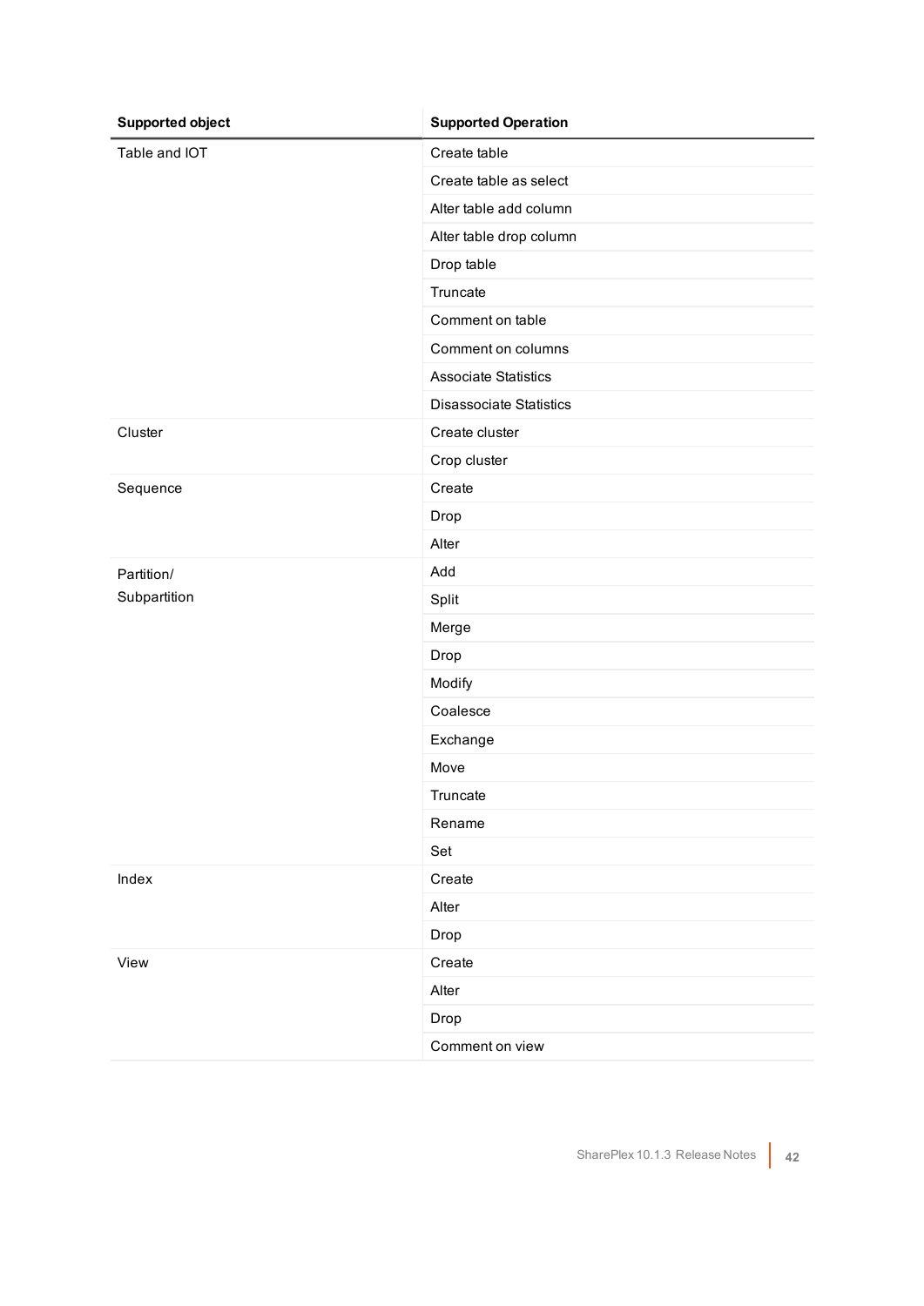| Supported object | Supported Operation |
| --- | --- |
| Table and IOT | Create table |
| | Create table as select |
| | Alter table add column |
| | Alter table drop column |
| | Drop table |
| | Truncate |
| | Comment on table |
| | Comment on columns |
| | Associate Statistics |
| | Disassociate Statistics |
| Cluster | Create cluster |
| | Crop cluster |
| Sequence | Create |
| | Drop |
| | Alter |
| Partition/ Subpartition | Add |
| | Split |
| | Merge |
| | Drop |
| | Modify |
| | Coalesce |
| | Exchange |
| | Move |
| | Truncate |
| | Rename |
| | Set |
| Index | Create |
| | Alter |
| | Drop |
| View | Create |
| | Alter |
| | Drop |
| | Comment on view |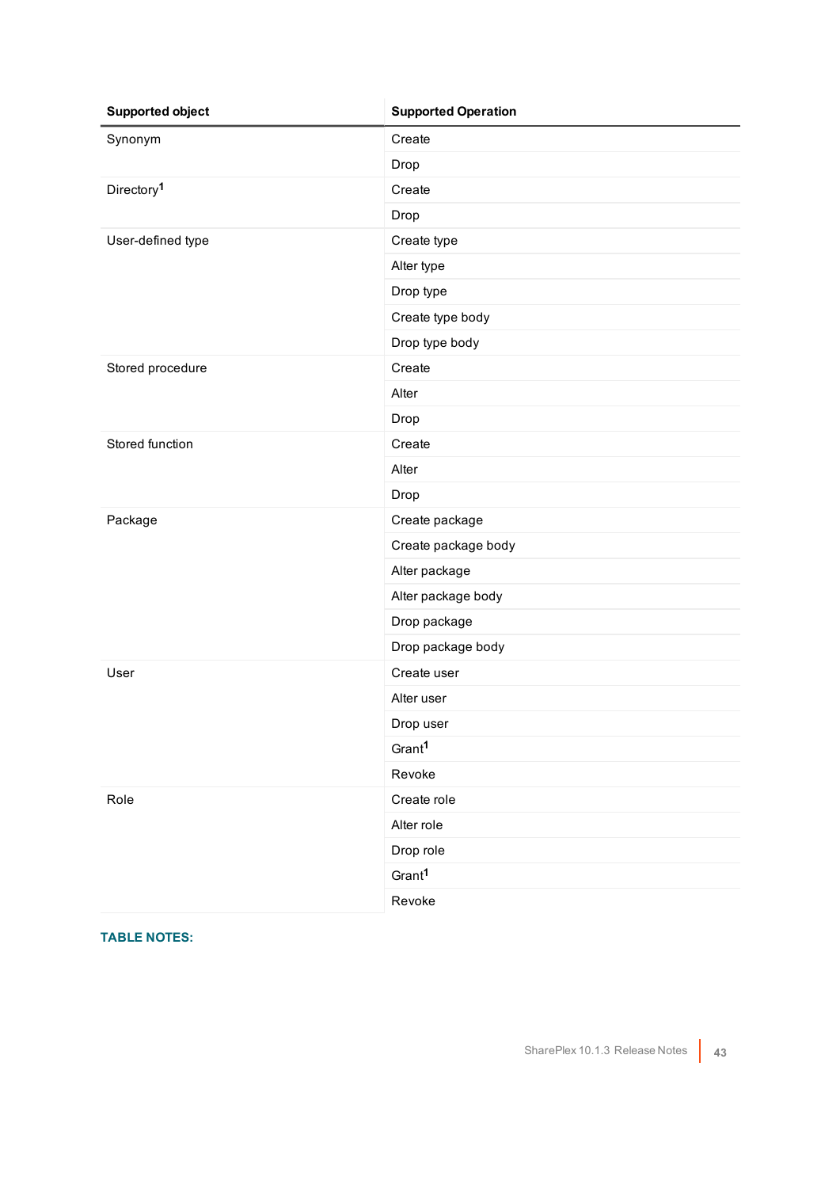| Supported object | Supported Operation |
| --- | --- |
| Synonym | Create |
| | Drop |
| Directory[1] | Create |
| | Drop |
| User-defined type | Create type |
| | Alter type |
| | Drop type |
| | Create type body |
| | Drop type body |
| Stored procedure | Create |
| | Alter |
| | Drop |
| Stored function | Create |
| | Alter |
| | Drop |
| Package | Create package |
| | Create package body |
| | Alter package |
| | Alter package body |
| | Drop package |
| | Drop package body |
| User | Create user |
| | Alter user |
| | Drop user |
| | Grant[1] |
| | Revoke |
| Role | Create role |
| | Alter role |
| | Drop role |
| | Grant[1] |
| | Revoke |

**TABLE NOTES:**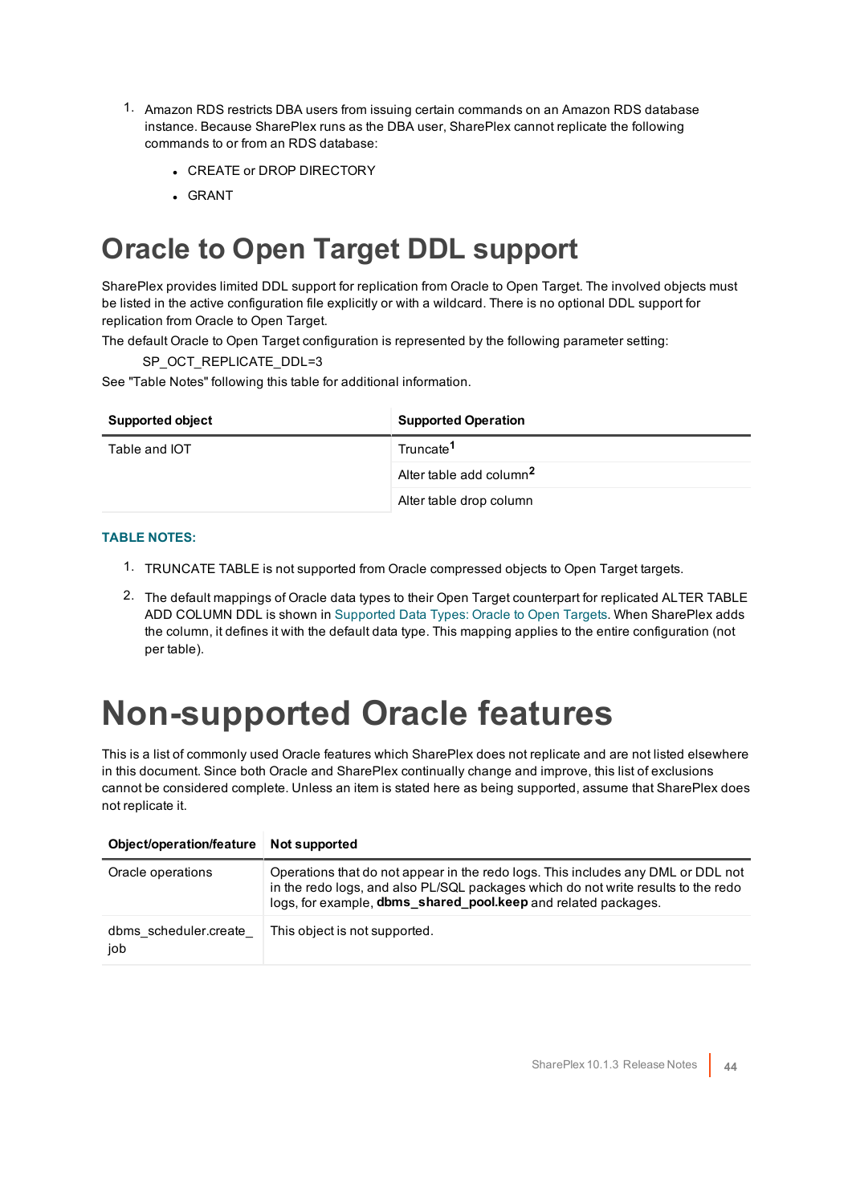1. Amazon RDS restricts DBA users from issuing certain commands on an Amazon RDS database instance. Because SharePlex runs as the DBA user, SharePlex cannot replicate the following commands to or from an RDS database:
   - CREATE or DROP DIRECTORY
   - GRANT

# Oracle to Open Target DDL support

SharePlex provides limited DDL support for replication from Oracle to Open Target. The involved objects must be listed in the active configuration file explicitly or with a wildcard. There is no optional DDL support for replication from Oracle to Open Target.

The default Oracle to Open Target configuration is represented by the following parameter setting:

SP_OCT_REPLICATE_DDL=3

See "Table Notes" following this table for additional information.

| Supported object | Supported Operation |
|---|---|
| Table and IOT | Truncate[1] |
| | Alter table add column[2] |
| | Alter table drop column |

**TABLE NOTES:**

1. TRUNCATE TABLE is not supported from Oracle compressed objects to Open Target targets.
2. The default mappings of Oracle data types to their Open Target counterpart for replicated ALTER TABLE ADD COLUMN DDL is shown in Supported Data Types: Oracle to Open Targets. When SharePlex adds the column, it defines it with the default data type. This mapping applies to the entire configuration (not per table).

# Non-supported Oracle features

This is a list of commonly used Oracle features which SharePlex does not replicate and are not listed elsewhere in this document. Since both Oracle and SharePlex continually change and improve, this list of exclusions cannot be considered complete. Unless an item is stated here as being supported, assume that SharePlex does not replicate it.

| Object/operation/feature | Not supported |
|---|---|
| Oracle operations | Operations that do not appear in the redo logs. This includes any DML or DDL not in the redo logs, and also PL/SQL packages which do not write results to the redo logs, for example, **dbms_shared_pool.keep** and related packages. |
| dbms_scheduler.create_job | This object is not supported. |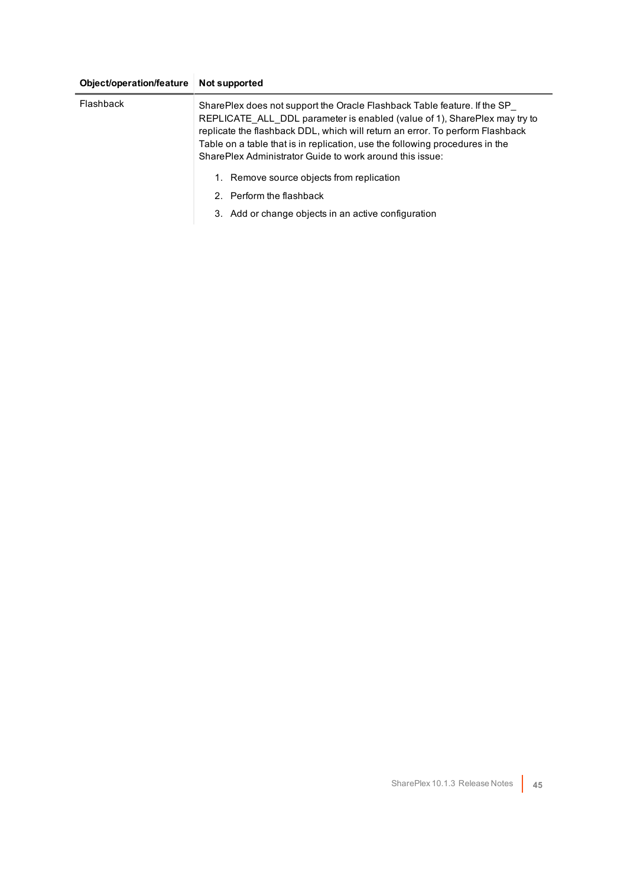| Object/operation/feature | Not supported |
| --- | --- |
| Flashback | SharePlex does not support the Oracle Flashback Table feature. If the SP_REPLICATE_ALL_DDL parameter is enabled (value of 1), SharePlex may try to replicate the flashback DDL, which will return an error. To perform Flashback Table on a table that is in replication, use the following procedures in the SharePlex Administrator Guide to work around this issue:<br>1. Remove source objects from replication<br>2. Perform the flashback<br>3. Add or change objects in an active configuration |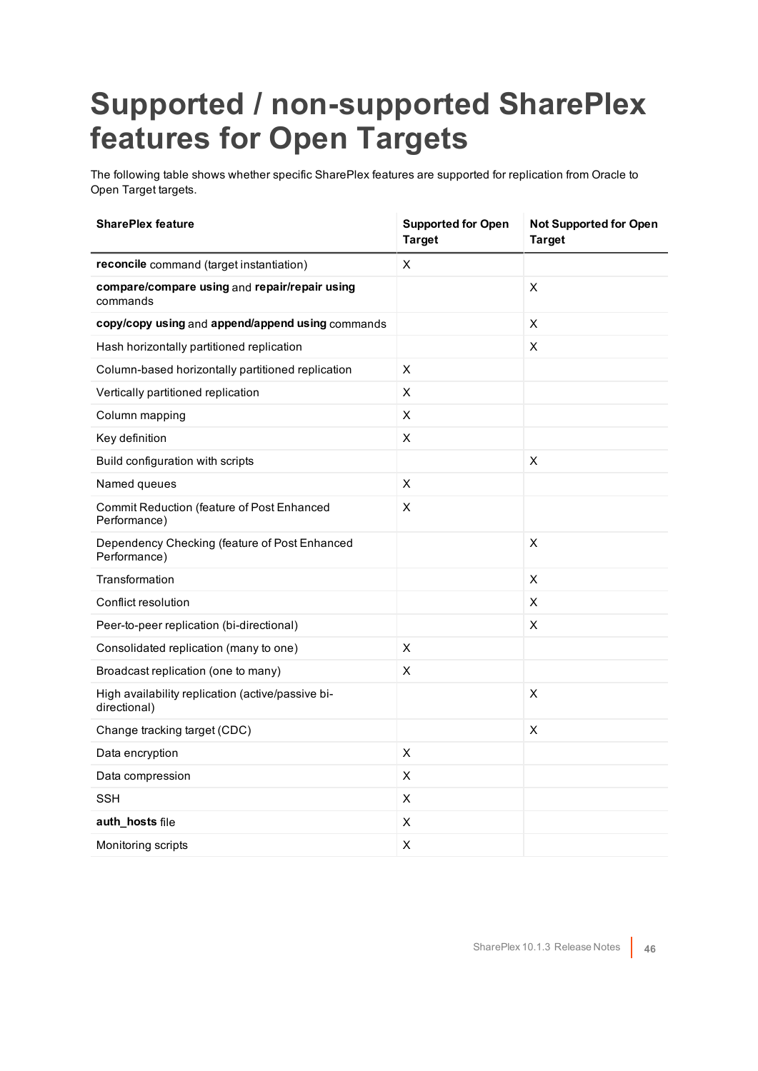# Supported / non-supported SharePlex features for Open Targets

The following table shows whether specific SharePlex features are supported for replication from Oracle to Open Target targets.

| SharePlex feature | Supported for Open Target | Not Supported for Open Target |
|---|---|---|
| **reconcile** command (target instantiation) | X | |
| **compare/compare using** and **repair/repair using** commands | | X |
| **copy/copy using** and **append/append using** commands | | X |
| Hash horizontally partitioned replication | | X |
| Column-based horizontally partitioned replication | X | |
| Vertically partitioned replication | X | |
| Column mapping | X | |
| Key definition | X | |
| Build configuration with scripts | | X |
| Named queues | X | |
| Commit Reduction (feature of Post Enhanced Performance) | X | |
| Dependency Checking (feature of Post Enhanced Performance) | | X |
| Transformation | | X |
| Conflict resolution | | X |
| Peer-to-peer replication (bi-directional) | | X |
| Consolidated replication (many to one) | X | |
| Broadcast replication (one to many) | X | |
| High availability replication (active/passive bi-directional) | | X |
| Change tracking target (CDC) | | X |
| Data encryption | X | |
| Data compression | X | |
| SSH | X | |
| **auth_hosts** file | X | |
| Monitoring scripts | X | |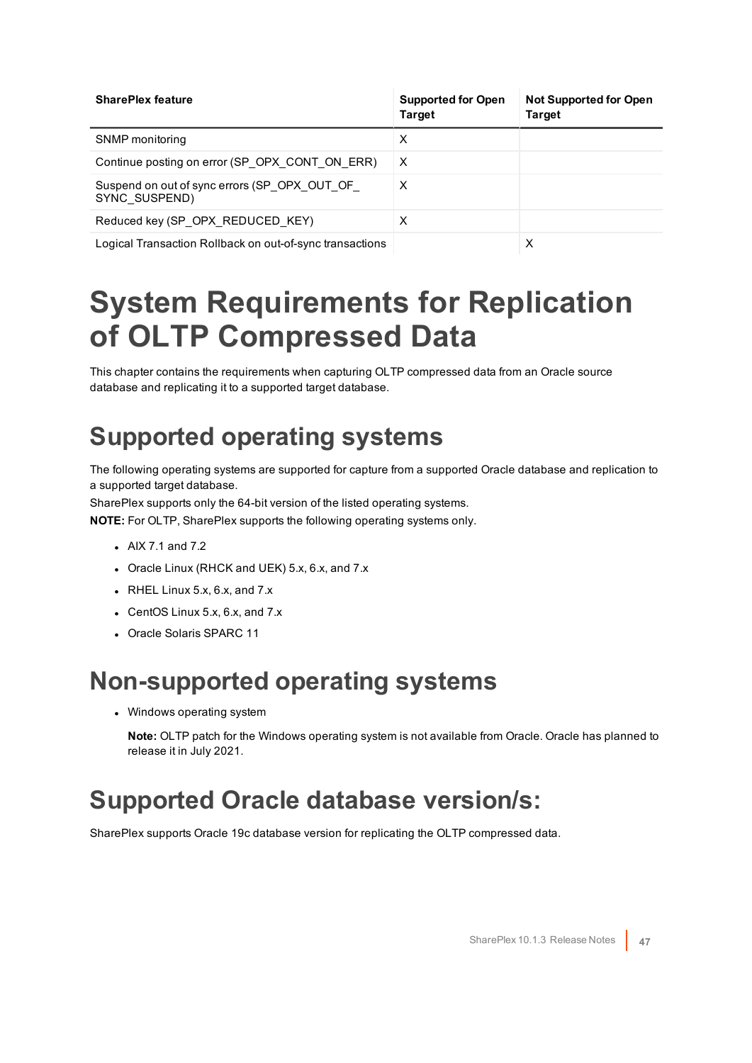| SharePlex feature | Supported for Open Target | Not Supported for Open Target |
|---|---|---|
| SNMP monitoring | X | |
| Continue posting on error (SP_OPX_CONT_ON_ERR) | X | |
| Suspend on out of sync errors (SP_OPX_OUT_OF_SYNC_SUSPEND) | X | |
| Reduced key (SP_OPX_REDUCED_KEY) | X | |
| Logical Transaction Rollback on out-of-sync transactions | | X |

# System Requirements for Replication of OLTP Compressed Data

This chapter contains the requirements when capturing OLTP compressed data from an Oracle source database and replicating it to a supported target database.

## Supported operating systems

The following operating systems are supported for capture from a supported Oracle database and replication to a supported target database.

SharePlex supports only the 64-bit version of the listed operating systems.

**NOTE:** For OLTP, SharePlex supports the following operating systems only.

- AIX 7.1 and 7.2
- Oracle Linux (RHCK and UEK) 5.x, 6.x, and 7.x
- RHEL Linux 5.x, 6.x, and 7.x
- CentOS Linux 5.x, 6.x, and 7.x
- Oracle Solaris SPARC 11

## Non-supported operating systems

- Windows operating system

  **Note:** OLTP patch for the Windows operating system is not available from Oracle. Oracle has planned to release it in July 2021.

## Supported Oracle database version/s:

SharePlex supports Oracle 19c database version for replicating the OLTP compressed data.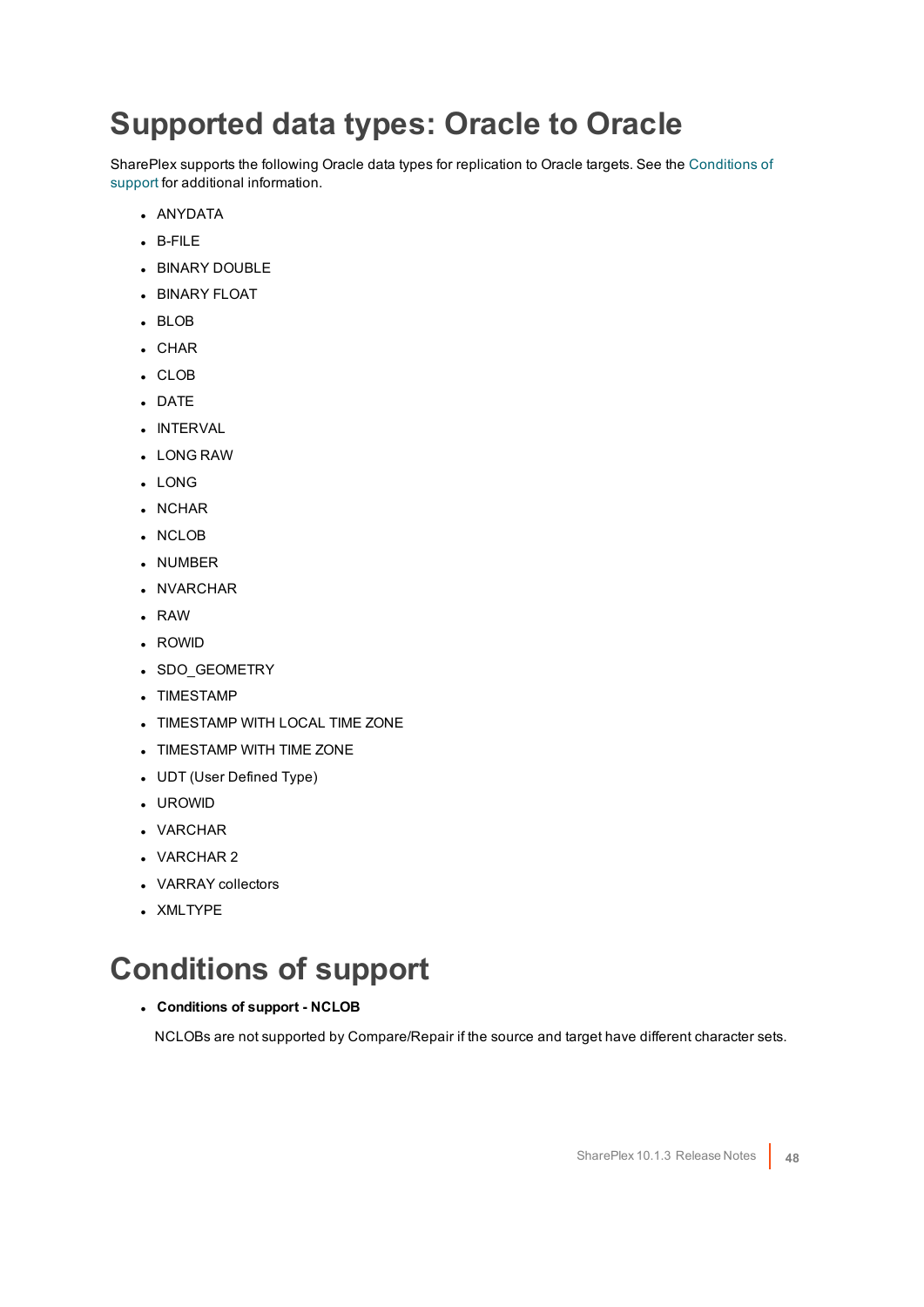# Supported data types: Oracle to Oracle

SharePlex supports the following Oracle data types for replication to Oracle targets. See the Conditions of support for additional information.

- ANYDATA
- B-FILE
- BINARY DOUBLE
- BINARY FLOAT
- BLOB
- CHAR
- CLOB
- DATE
- INTERVAL
- LONG RAW
- LONG
- NCHAR
- NCLOB
- NUMBER
- NVARCHAR
- RAW
- ROWID
- SDO_GEOMETRY
- TIMESTAMP
- TIMESTAMP WITH LOCAL TIME ZONE
- TIMESTAMP WITH TIME ZONE
- UDT (User Defined Type)
- UROWID
- VARCHAR
- VARCHAR 2
- VARRAY collectors
- XMLTYPE

# Conditions of support

- **Conditions of support - NCLOB**

  NCLOBs are not supported by Compare/Repair if the source and target have different character sets.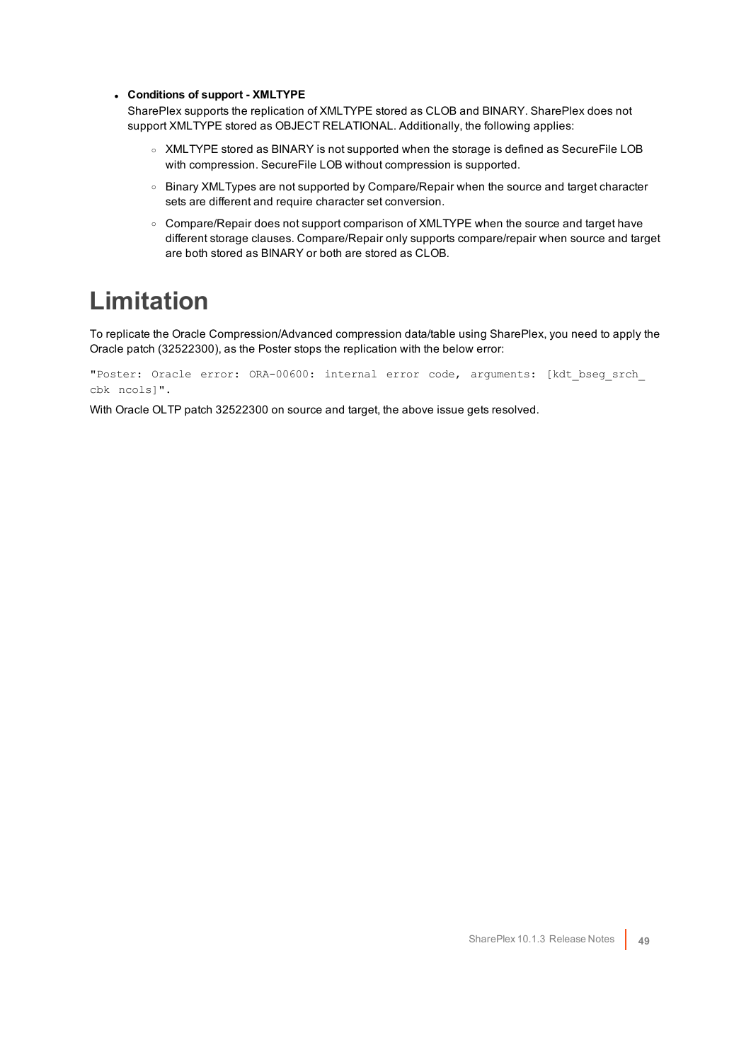- **Conditions of support - XMLTYPE**

  SharePlex supports the replication of XMLTYPE stored as CLOB and BINARY. SharePlex does not support XMLTYPE stored as OBJECT RELATIONAL. Additionally, the following applies:

  - XMLTYPE stored as BINARY is not supported when the storage is defined as SecureFile LOB with compression. SecureFile LOB without compression is supported.
  - Binary XMLTypes are not supported by Compare/Repair when the source and target character sets are different and require character set conversion.
  - Compare/Repair does not support comparison of XMLTYPE when the source and target have different storage clauses. Compare/Repair only supports compare/repair when source and target are both stored as BINARY or both are stored as CLOB.

# Limitation

To replicate the Oracle Compression/Advanced compression data/table using SharePlex, you need to apply the Oracle patch (32522300), as the Poster stops the replication with the below error:

```
"Poster: Oracle error: ORA-00600: internal error code, arguments: [kdt_bseg_srch_cbk ncols]".
```

With Oracle OLTP patch 32522300 on source and target, the above issue gets resolved.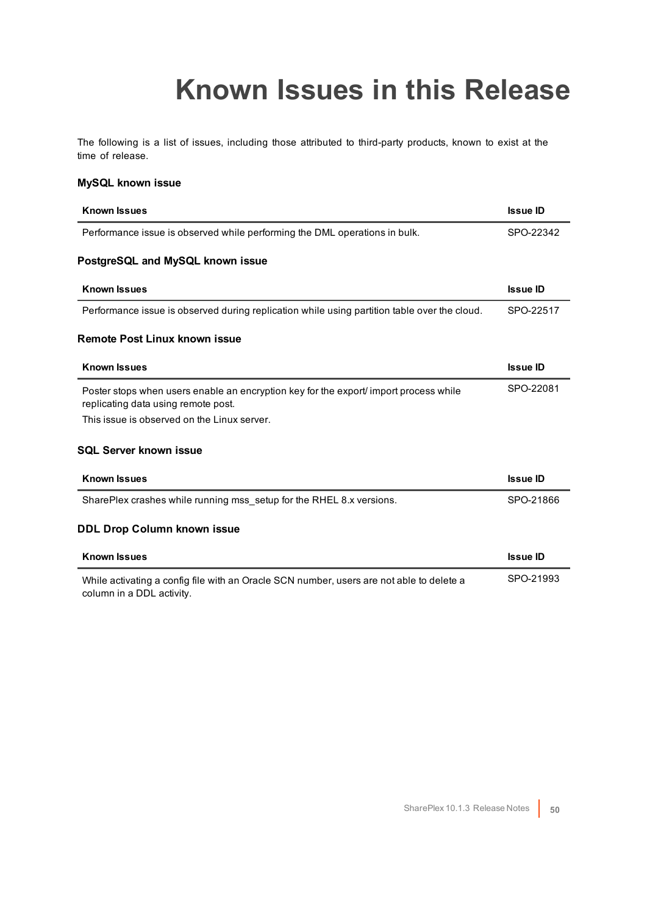# Known Issues in this Release

The following is a list of issues, including those attributed to third-party products, known to exist at the time of release.

### MySQL known issue

| Known Issues | Issue ID |
|---|---|
| Performance issue is observed while performing the DML operations in bulk. | SPO-22342 |

### PostgreSQL and MySQL known issue

| Known Issues | Issue ID |
|---|---|
| Performance issue is observed during replication while using partition table over the cloud. | SPO-22517 |

### Remote Post Linux known issue

| Known Issues | Issue ID |
|---|---|
| Poster stops when users enable an encryption key for the export/ import process while replicating data using remote post.<br>This issue is observed on the Linux server. | SPO-22081 |

### SQL Server known issue

| Known Issues | Issue ID |
|---|---|
| SharePlex crashes while running mss_setup for the RHEL 8.x versions. | SPO-21866 |

### DDL Drop Column known issue

| Known Issues | Issue ID |
|---|---|
| While activating a config file with an Oracle SCN number, users are not able to delete a column in a DDL activity. | SPO-21993 |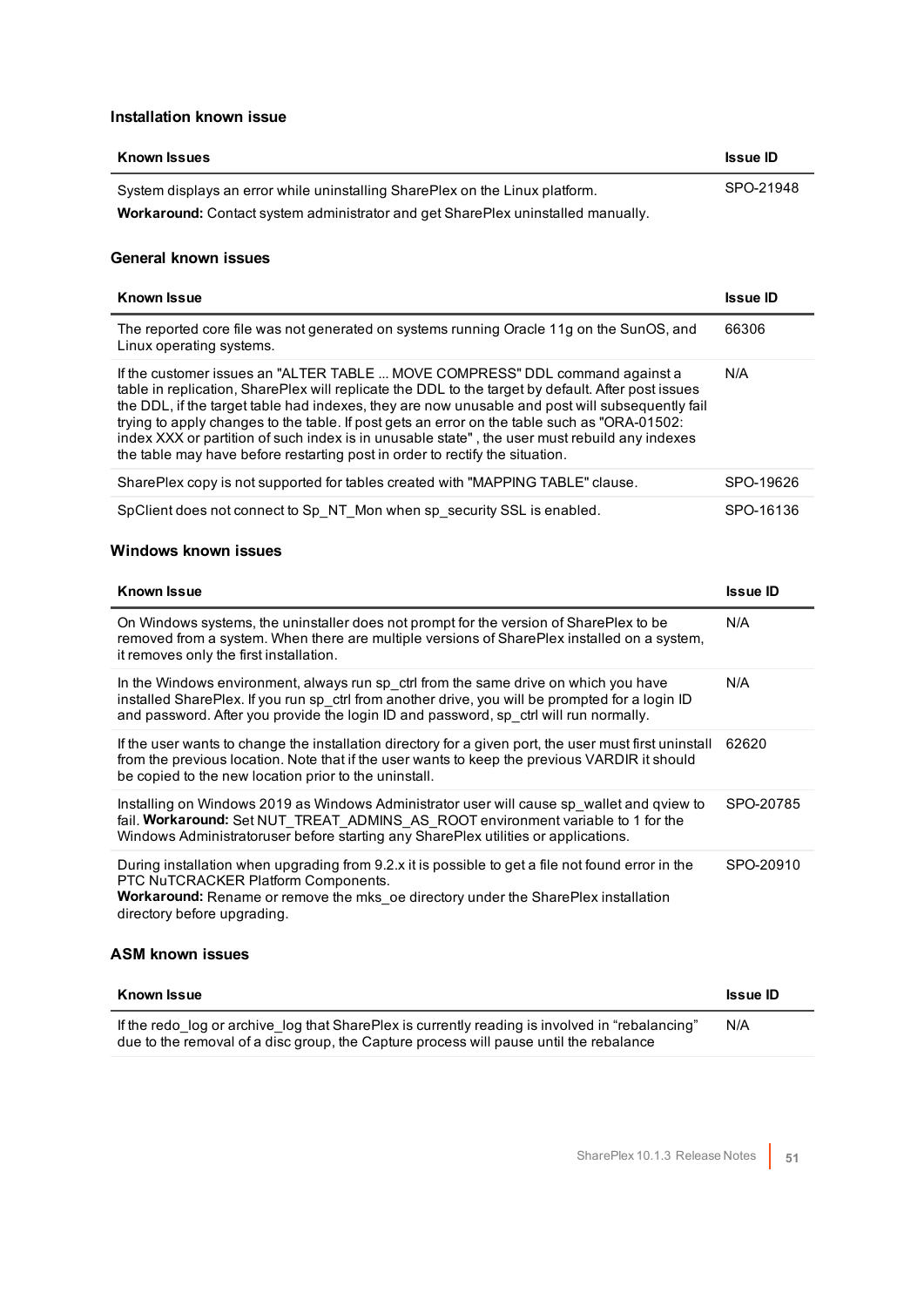### Installation known issue

| Known Issues | Issue ID |
| --- | --- |
| System displays an error while uninstalling SharePlex on the Linux platform.<br>**Workaround:** Contact system administrator and get SharePlex uninstalled manually. | SPO-21948 |

### General known issues

| Known Issue | Issue ID |
| --- | --- |
| The reported core file was not generated on systems running Oracle 11g on the SunOS, and Linux operating systems. | 66306 |
| If the customer issues an "ALTER TABLE ... MOVE COMPRESS" DDL command against a table in replication, SharePlex will replicate the DDL to the target by default. After post issues the DDL, if the target table had indexes, they are now unusable and post will subsequently fail trying to apply changes to the table. If post gets an error on the table such as "ORA-01502: index XXX or partition of such index is in unusable state" , the user must rebuild any indexes the table may have before restarting post in order to rectify the situation. | N/A |
| SharePlex copy is not supported for tables created with "MAPPING TABLE" clause. | SPO-19626 |
| SpClient does not connect to Sp_NT_Mon when sp_security SSL is enabled. | SPO-16136 |

### Windows known issues

| Known Issue | Issue ID |
| --- | --- |
| On Windows systems, the uninstaller does not prompt for the version of SharePlex to be removed from a system. When there are multiple versions of SharePlex installed on a system, it removes only the first installation. | N/A |
| In the Windows environment, always run sp_ctrl from the same drive on which you have installed SharePlex. If you run sp_ctrl from another drive, you will be prompted for a login ID and password. After you provide the login ID and password, sp_ctrl will run normally. | N/A |
| If the user wants to change the installation directory for a given port, the user must first uninstall from the previous location. Note that if the user wants to keep the previous VARDIR it should be copied to the new location prior to the uninstall. | 62620 |
| Installing on Windows 2019 as Windows Administrator user will cause sp_wallet and qview to fail. **Workaround:** Set NUT_TREAT_ADMINS_AS_ROOT environment variable to 1 for the Windows Administratoruser before starting any SharePlex utilities or applications. | SPO-20785 |
| During installation when upgrading from 9.2.x it is possible to get a file not found error in the PTC NuTCRACKER Platform Components.<br>**Workaround:** Rename or remove the mks_oe directory under the SharePlex installation directory before upgrading. | SPO-20910 |

### ASM known issues

| Known Issue | Issue ID |
| --- | --- |
| If the redo_log or archive_log that SharePlex is currently reading is involved in “rebalancing” due to the removal of a disc group, the Capture process will pause until the rebalance | N/A |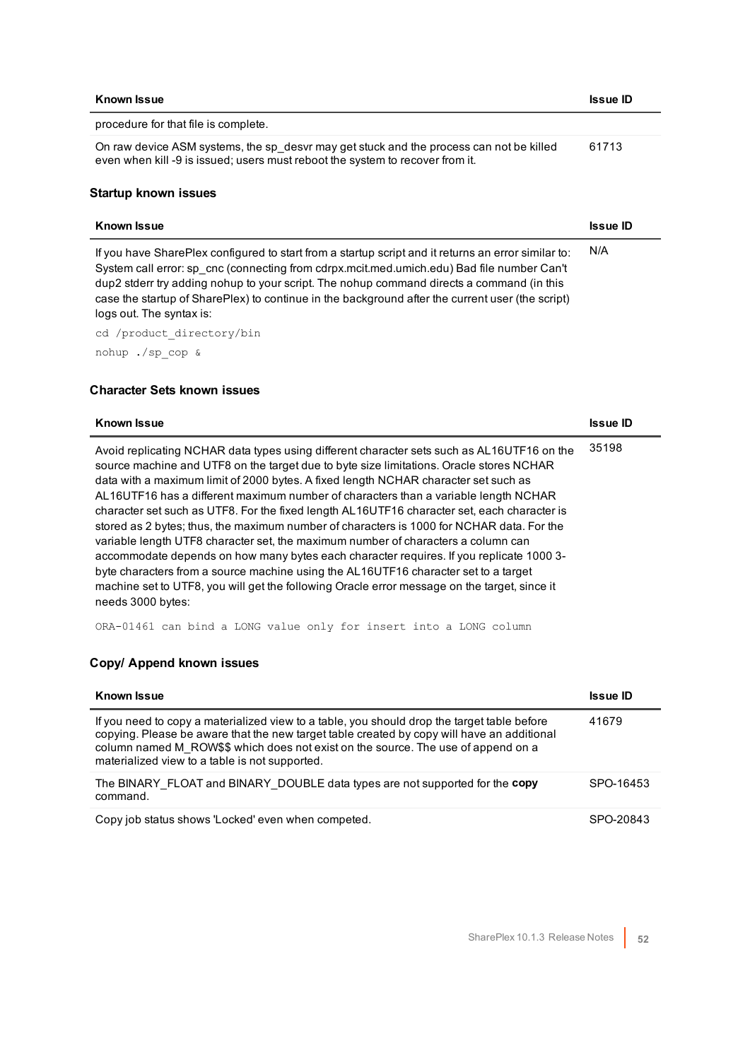| Known Issue | Issue ID |
|---|---|
| procedure for that file is complete. | |
| On raw device ASM systems, the sp_desvr may get stuck and the process can not be killed even when kill -9 is issued; users must reboot the system to recover from it. | 61713 |

### Startup known issues

| Known Issue | Issue ID |
|---|---|
| If you have SharePlex configured to start from a startup script and it returns an error similar to: System call error: sp_cnc (connecting from cdrpx.mcit.med.umich.edu) Bad file number Can't dup2 stderr try adding nohup to your script. The nohup command directs a command (in this case the startup of SharePlex) to continue in the background after the current user (the script) logs out. The syntax is: `cd /product_directory/bin` `nohup ./sp_cop &` | N/A |

### Character Sets known issues

| Known Issue | Issue ID |
|---|---|
| Avoid replicating NCHAR data types using different character sets such as AL16UTF16 on the source machine and UTF8 on the target due to byte size limitations. Oracle stores NCHAR data with a maximum limit of 2000 bytes. A fixed length NCHAR character set such as AL16UTF16 has a different maximum number of characters than a variable length NCHAR character set such as UTF8. For the fixed length AL16UTF16 character set, each character is stored as 2 bytes; thus, the maximum number of characters is 1000 for NCHAR data. For the variable length UTF8 character set, the maximum number of characters a column can accommodate depends on how many bytes each character requires. If you replicate 1000 3-byte characters from a source machine using the AL16UTF16 character set to a target machine set to UTF8, you will get the following Oracle error message on the target, since it needs 3000 bytes: `ORA-01461 can bind a LONG value only for insert into a LONG column` | 35198 |

### Copy/ Append known issues

| Known Issue | Issue ID |
|---|---|
| If you need to copy a materialized view to a table, you should drop the target table before copying. Please be aware that the new target table created by copy will have an additional column named M_ROW$$ which does not exist on the source. The use of append on a materialized view to a table is not supported. | 41679 |
| The BINARY_FLOAT and BINARY_DOUBLE data types are not supported for the **copy** command. | SPO-16453 |
| Copy job status shows 'Locked' even when competed. | SPO-20843 |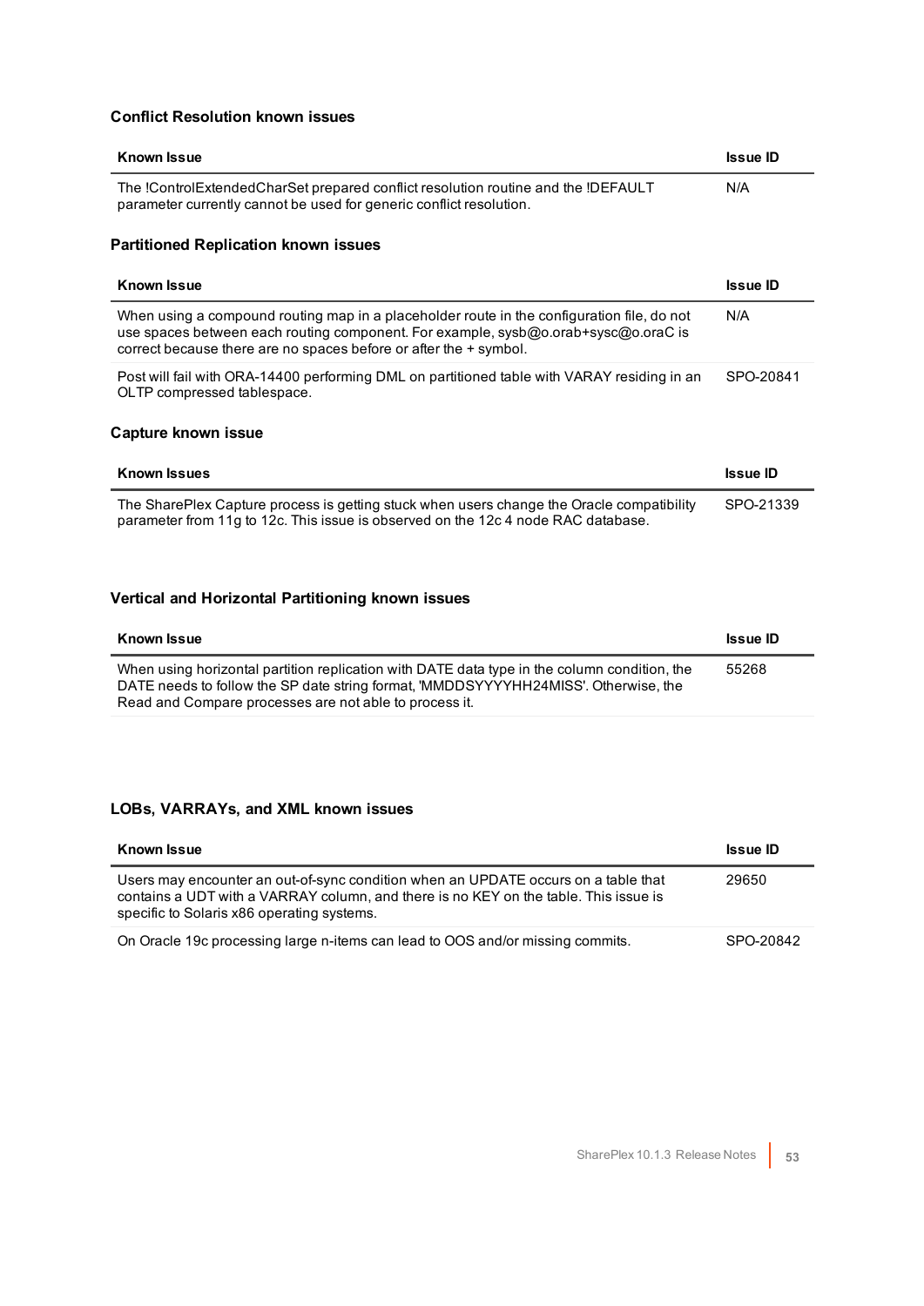### Conflict Resolution known issues

| Known Issue | Issue ID |
| --- | --- |
| The !ControlExtendedCharSet prepared conflict resolution routine and the !DEFAULT parameter currently cannot be used for generic conflict resolution. | N/A |

### Partitioned Replication known issues

| Known Issue | Issue ID |
| --- | --- |
| When using a compound routing map in a placeholder route in the configuration file, do not use spaces between each routing component. For example, sysb@o.orab+sysc@o.oraC is correct because there are no spaces before or after the + symbol. | N/A |
| Post will fail with ORA-14400 performing DML on partitioned table with VARAY residing in an OLTP compressed tablespace. | SPO-20841 |

### Capture known issue

| Known Issues | Issue ID |
| --- | --- |
| The SharePlex Capture process is getting stuck when users change the Oracle compatibility parameter from 11g to 12c. This issue is observed on the 12c 4 node RAC database. | SPO-21339 |

### Vertical and Horizontal Partitioning known issues

| Known Issue | Issue ID |
| --- | --- |
| When using horizontal partition replication with DATE data type in the column condition, the DATE needs to follow the SP date string format, 'MMDDSYYYYHH24MISS'. Otherwise, the Read and Compare processes are not able to process it. | 55268 |

### LOBs, VARRAYs, and XML known issues

| Known Issue | Issue ID |
| --- | --- |
| Users may encounter an out-of-sync condition when an UPDATE occurs on a table that contains a UDT with a VARRAY column, and there is no KEY on the table. This issue is specific to Solaris x86 operating systems. | 29650 |
| On Oracle 19c processing large n-items can lead to OOS and/or missing commits. | SPO-20842 |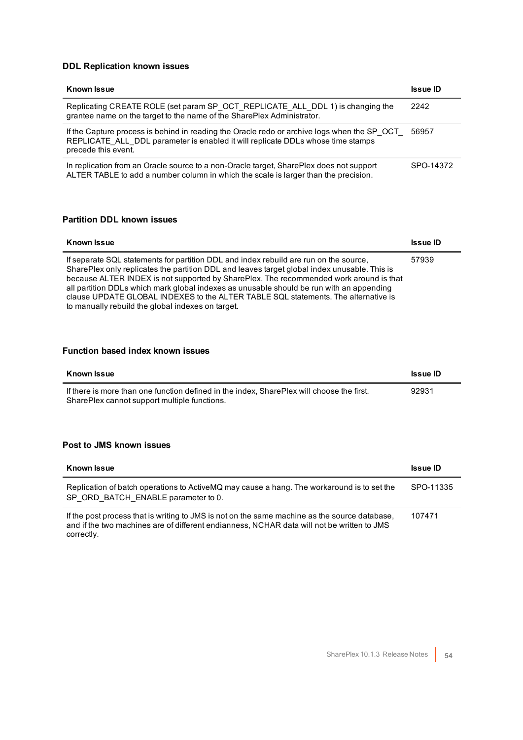### DDL Replication known issues

| Known Issue | Issue ID |
| --- | --- |
| Replicating CREATE ROLE (set param SP_OCT_REPLICATE_ALL_DDL 1) is changing the grantee name on the target to the name of the SharePlex Administrator. | 2242 |
| If the Capture process is behind in reading the Oracle redo or archive logs when the SP_OCT_REPLICATE_ALL_DDL parameter is enabled it will replicate DDLs whose time stamps precede this event. | 56957 |
| In replication from an Oracle source to a non-Oracle target, SharePlex does not support ALTER TABLE to add a number column in which the scale is larger than the precision. | SPO-14372 |

### Partition DDL known issues

| Known Issue | Issue ID |
| --- | --- |
| If separate SQL statements for partition DDL and index rebuild are run on the source, SharePlex only replicates the partition DDL and leaves target global index unusable. This is because ALTER INDEX is not supported by SharePlex. The recommended work around is that all partition DDLs which mark global indexes as unusable should be run with an appending clause UPDATE GLOBAL INDEXES to the ALTER TABLE SQL statements. The alternative is to manually rebuild the global indexes on target. | 57939 |

### Function based index known issues

| Known Issue | Issue ID |
| --- | --- |
| If there is more than one function defined in the index, SharePlex will choose the first. SharePlex cannot support multiple functions. | 92931 |

### Post to JMS known issues

| Known Issue | Issue ID |
| --- | --- |
| Replication of batch operations to ActiveMQ may cause a hang. The workaround is to set the SP_ORD_BATCH_ENABLE parameter to 0. | SPO-11335 |
| If the post process that is writing to JMS is not on the same machine as the source database, and if the two machines are of different endianness, NCHAR data will not be written to JMS correctly. | 107471 |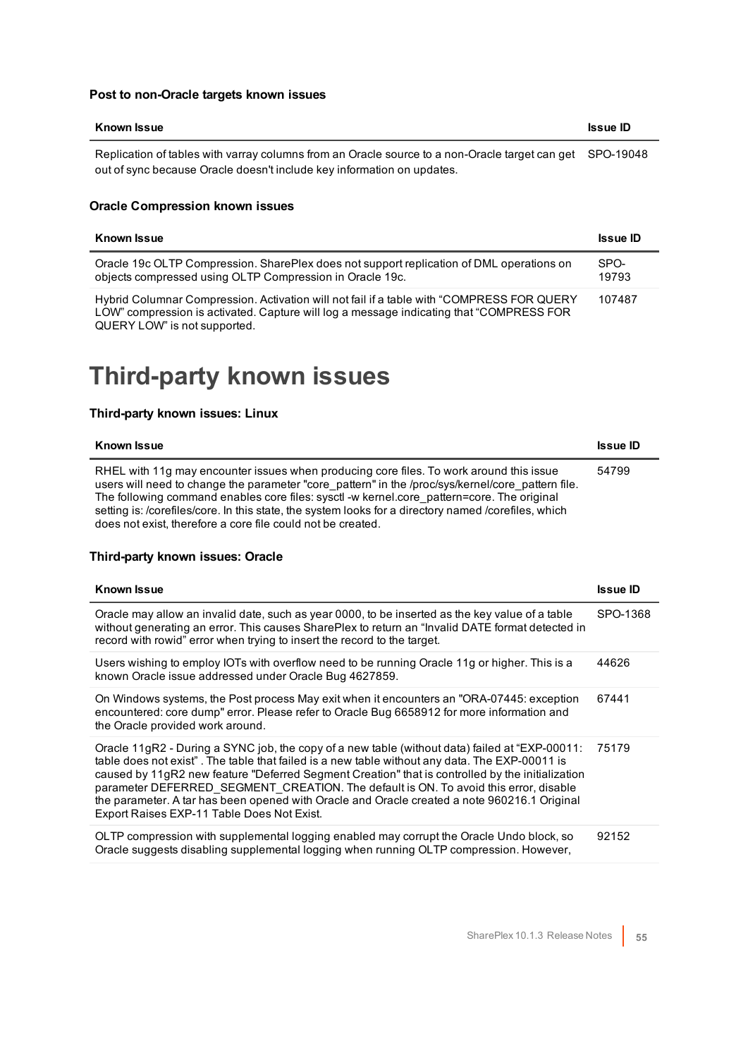### Post to non-Oracle targets known issues

| Known Issue | Issue ID |
| --- | --- |
| Replication of tables with varray columns from an Oracle source to a non-Oracle target can get out of sync because Oracle doesn't include key information on updates. | SPO-19048 |

### Oracle Compression known issues

| Known Issue | Issue ID |
| --- | --- |
| Oracle 19c OLTP Compression. SharePlex does not support replication of DML operations on objects compressed using OLTP Compression in Oracle 19c. | SPO-19793 |
| Hybrid Columnar Compression. Activation will not fail if a table with "COMPRESS FOR QUERY LOW" compression is activated. Capture will log a message indicating that "COMPRESS FOR QUERY LOW" is not supported. | 107487 |

# Third-party known issues

### Third-party known issues: Linux

| Known Issue | Issue ID |
| --- | --- |
| RHEL with 11g may encounter issues when producing core files. To work around this issue users will need to change the parameter "core_pattern" in the /proc/sys/kernel/core_pattern file. The following command enables core files: sysctl -w kernel.core_pattern=core. The original setting is: /corefiles/core. In this state, the system looks for a directory named /corefiles, which does not exist, therefore a core file could not be created. | 54799 |

### Third-party known issues: Oracle

| Known Issue | Issue ID |
| --- | --- |
| Oracle may allow an invalid date, such as year 0000, to be inserted as the key value of a table without generating an error. This causes SharePlex to return an "Invalid DATE format detected in record with rowid" error when trying to insert the record to the target. | SPO-1368 |
| Users wishing to employ IOTs with overflow need to be running Oracle 11g or higher. This is a known Oracle issue addressed under Oracle Bug 4627859. | 44626 |
| On Windows systems, the Post process May exit when it encounters an "ORA-07445: exception encountered: core dump" error. Please refer to Oracle Bug 6658912 for more information and the Oracle provided work around. | 67441 |
| Oracle 11gR2 - During a SYNC job, the copy of a new table (without data) failed at "EXP-00011: table does not exist" . The table that failed is a new table without any data. The EXP-00011 is caused by 11gR2 new feature "Deferred Segment Creation" that is controlled by the initialization parameter DEFERRED_SEGMENT_CREATION. The default is ON. To avoid this error, disable the parameter. A tar has been opened with Oracle and Oracle created a note 960216.1 Original Export Raises EXP-11 Table Does Not Exist. | 75179 |
| OLTP compression with supplemental logging enabled may corrupt the Oracle Undo block, so Oracle suggests disabling supplemental logging when running OLTP compression. However, | 92152 |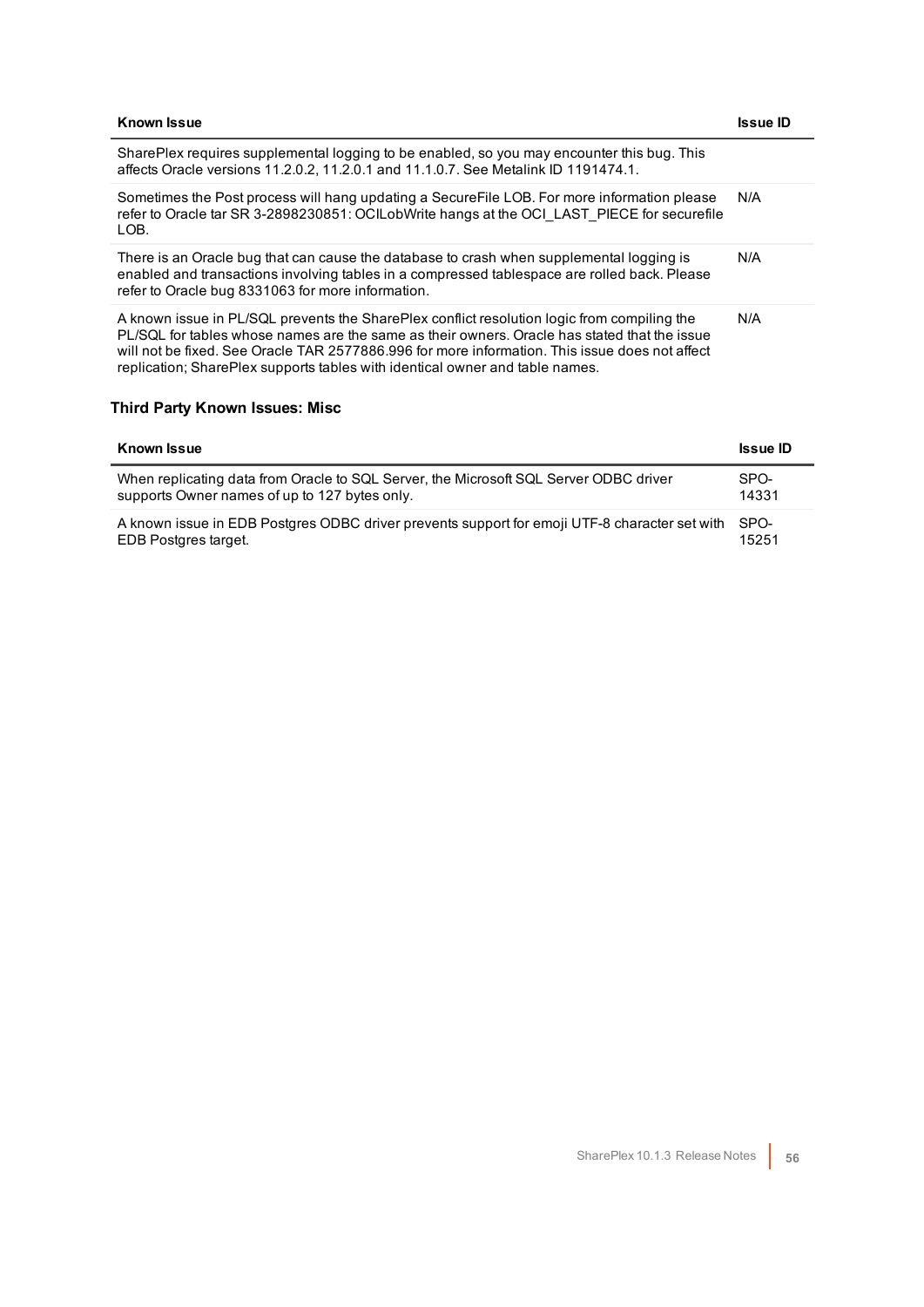| Known Issue | Issue ID |
| --- | --- |
| SharePlex requires supplemental logging to be enabled, so you may encounter this bug. This affects Oracle versions 11.2.0.2, 11.2.0.1 and 11.1.0.7. See Metalink ID 1191474.1. | |
| Sometimes the Post process will hang updating a SecureFile LOB. For more information please refer to Oracle tar SR 3-2898230851: OCILobWrite hangs at the OCI_LAST_PIECE for securefile LOB. | N/A |
| There is an Oracle bug that can cause the database to crash when supplemental logging is enabled and transactions involving tables in a compressed tablespace are rolled back. Please refer to Oracle bug 8331063 for more information. | N/A |
| A known issue in PL/SQL prevents the SharePlex conflict resolution logic from compiling the PL/SQL for tables whose names are the same as their owners. Oracle has stated that the issue will not be fixed. See Oracle TAR 2577886.996 for more information. This issue does not affect replication; SharePlex supports tables with identical owner and table names. | N/A |

### Third Party Known Issues: Misc

| Known Issue | Issue ID |
| --- | --- |
| When replicating data from Oracle to SQL Server, the Microsoft SQL Server ODBC driver supports Owner names of up to 127 bytes only. | SPO-14331 |
| A known issue in EDB Postgres ODBC driver prevents support for emoji UTF-8 character set with EDB Postgres target. | SPO-15251 |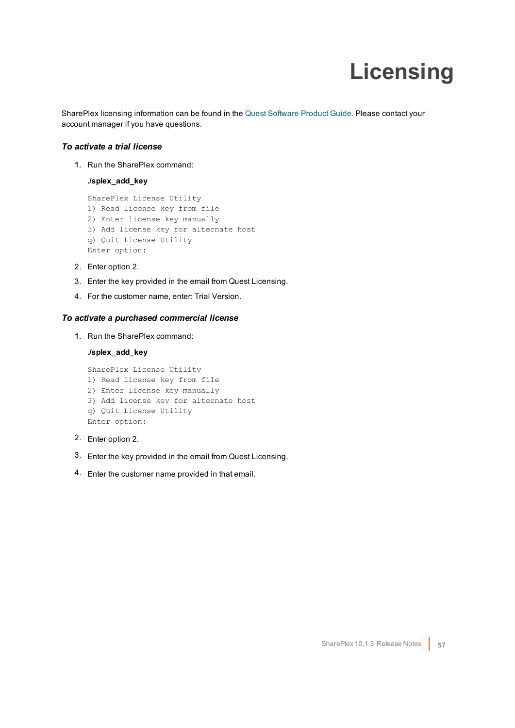# Licensing

SharePlex licensing information can be found in the Quest Software Product Guide. Please contact your account manager if you have questions.

### *To activate a trial license*

1. Run the SharePlex command:

   **./splex_add_key**

   ```
   SharePlex License Utility
   1) Read license key from file
   2) Enter license key manually
   3) Add license key for alternate host
   q) Quit License Utility
   Enter option:
   ```

2. Enter option 2.
3. Enter the key provided in the email from Quest Licensing.
4. For the customer name, enter: Trial Version.

### *To activate a purchased commercial license*

1. Run the SharePlex command:

   **./splex_add_key**

   ```
   SharePlex License Utility
   1) Read license key from file
   2) Enter license key manually
   3) Add license key for alternate host
   q) Quit License Utility
   Enter option:
   ```

2. Enter option 2.
3. Enter the key provided in the email from Quest Licensing.
4. Enter the customer name provided in that email.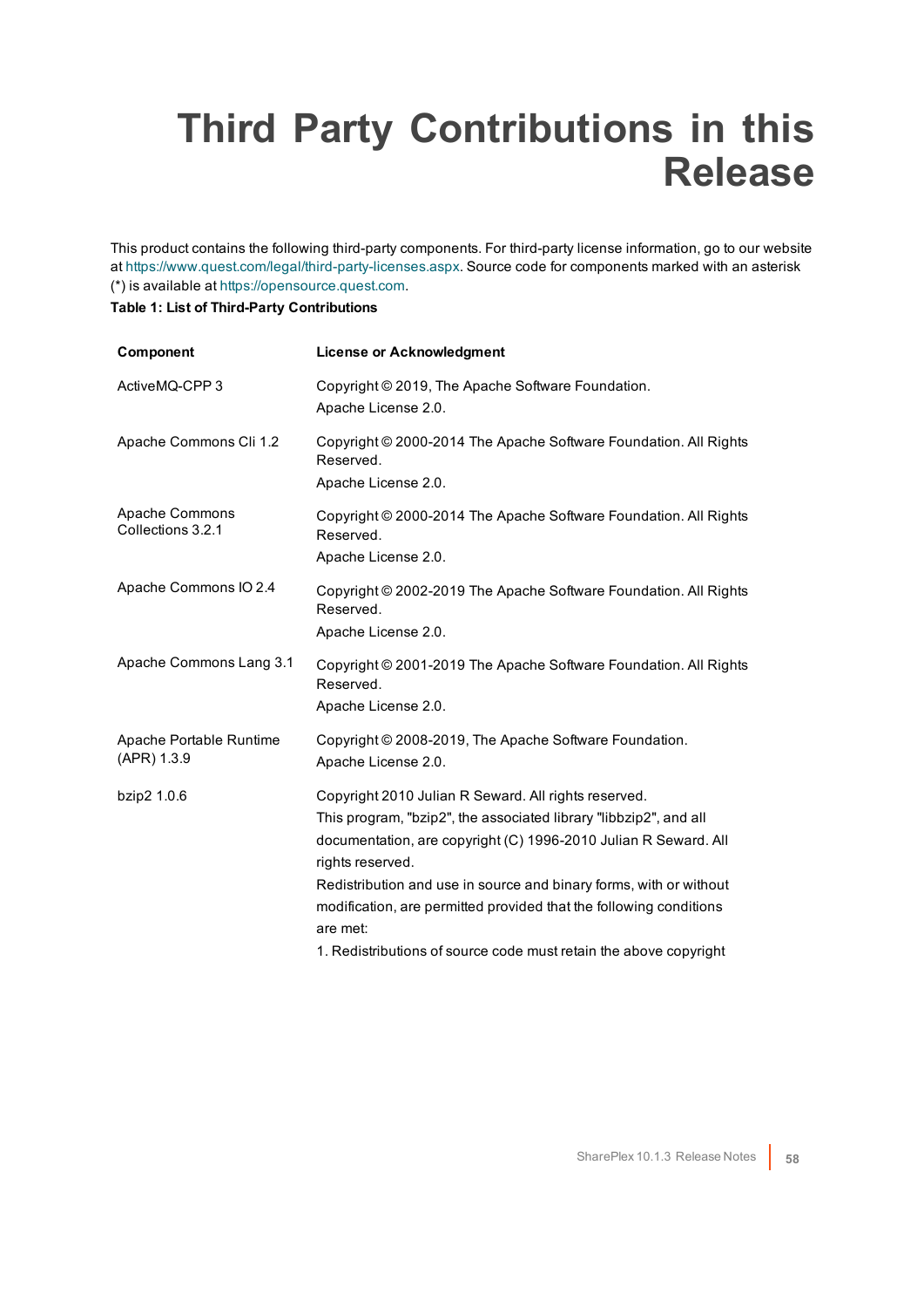# Third Party Contributions in this Release

This product contains the following third-party components. For third-party license information, go to our website at https://www.quest.com/legal/third-party-licenses.aspx. Source code for components marked with an asterisk (*) is available at https://opensource.quest.com.

**Table 1: List of Third-Party Contributions**

| Component | License or Acknowledgment |
|---|---|
| ActiveMQ-CPP 3 | Copyright © 2019, The Apache Software Foundation.<br>Apache License 2.0. |
| Apache Commons Cli 1.2 | Copyright © 2000-2014 The Apache Software Foundation. All Rights Reserved.<br>Apache License 2.0. |
| Apache Commons Collections 3.2.1 | Copyright © 2000-2014 The Apache Software Foundation. All Rights Reserved.<br>Apache License 2.0. |
| Apache Commons IO 2.4 | Copyright © 2002-2019 The Apache Software Foundation. All Rights Reserved.<br>Apache License 2.0. |
| Apache Commons Lang 3.1 | Copyright © 2001-2019 The Apache Software Foundation. All Rights Reserved.<br>Apache License 2.0. |
| Apache Portable Runtime (APR) 1.3.9 | Copyright © 2008-2019, The Apache Software Foundation.<br>Apache License 2.0. |
| bzip2 1.0.6 | Copyright 2010 Julian R Seward. All rights reserved.<br>This program, "bzip2", the associated library "libbzip2", and all documentation, are copyright (C) 1996-2010 Julian R Seward. All rights reserved.<br>Redistribution and use in source and binary forms, with or without modification, are permitted provided that the following conditions are met:<br>1. Redistributions of source code must retain the above copyright |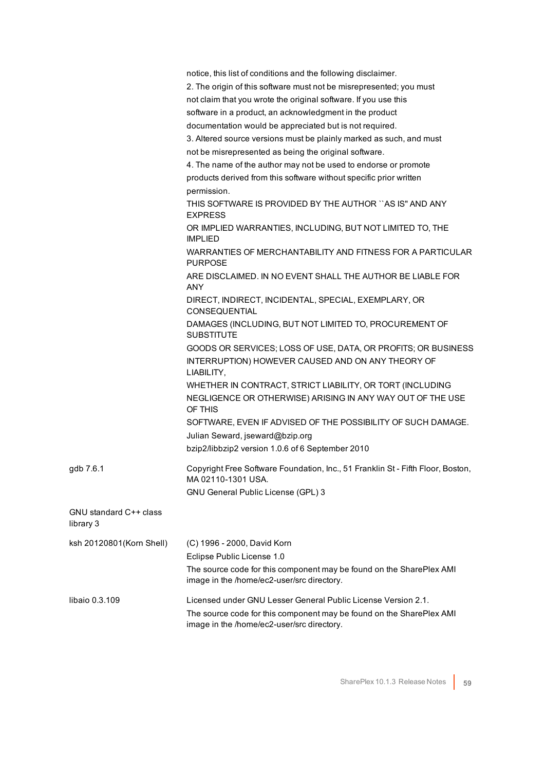| | |
|---|---|
| | notice, this list of conditions and the following disclaimer.<br>2. The origin of this software must not be misrepresented; you must not claim that you wrote the original software. If you use this software in a product, an acknowledgment in the product documentation would be appreciated but is not required.<br>3. Altered source versions must be plainly marked as such, and must not be misrepresented as being the original software.<br>4. The name of the author may not be used to endorse or promote products derived from this software without specific prior written permission.<br>THIS SOFTWARE IS PROVIDED BY THE AUTHOR ``AS IS'' AND ANY EXPRESS<br>OR IMPLIED WARRANTIES, INCLUDING, BUT NOT LIMITED TO, THE IMPLIED<br>WARRANTIES OF MERCHANTABILITY AND FITNESS FOR A PARTICULAR PURPOSE<br>ARE DISCLAIMED. IN NO EVENT SHALL THE AUTHOR BE LIABLE FOR ANY<br>DIRECT, INDIRECT, INCIDENTAL, SPECIAL, EXEMPLARY, OR CONSEQUENTIAL<br>DAMAGES (INCLUDING, BUT NOT LIMITED TO, PROCUREMENT OF SUBSTITUTE<br>GOODS OR SERVICES; LOSS OF USE, DATA, OR PROFITS; OR BUSINESS<br>INTERRUPTION) HOWEVER CAUSED AND ON ANY THEORY OF LIABILITY,<br>WHETHER IN CONTRACT, STRICT LIABILITY, OR TORT (INCLUDING<br>NEGLIGENCE OR OTHERWISE) ARISING IN ANY WAY OUT OF THE USE OF THIS<br>SOFTWARE, EVEN IF ADVISED OF THE POSSIBILITY OF SUCH DAMAGE.<br>Julian Seward, jseward@bzip.org<br>bzip2/libbzip2 version 1.0.6 of 6 September 2010 |
| gdb 7.6.1 | Copyright Free Software Foundation, Inc., 51 Franklin St - Fifth Floor, Boston, MA 02110-1301 USA.<br>GNU General Public License (GPL) 3 |
| GNU standard C++ class library 3 | |
| ksh 20120801(Korn Shell) | (C) 1996 - 2000, David Korn<br>Eclipse Public License 1.0<br>The source code for this component may be found on the SharePlex AMI image in the /home/ec2-user/src directory. |
| libaio 0.3.109 | Licensed under GNU Lesser General Public License Version 2.1.<br>The source code for this component may be found on the SharePlex AMI image in the /home/ec2-user/src directory. |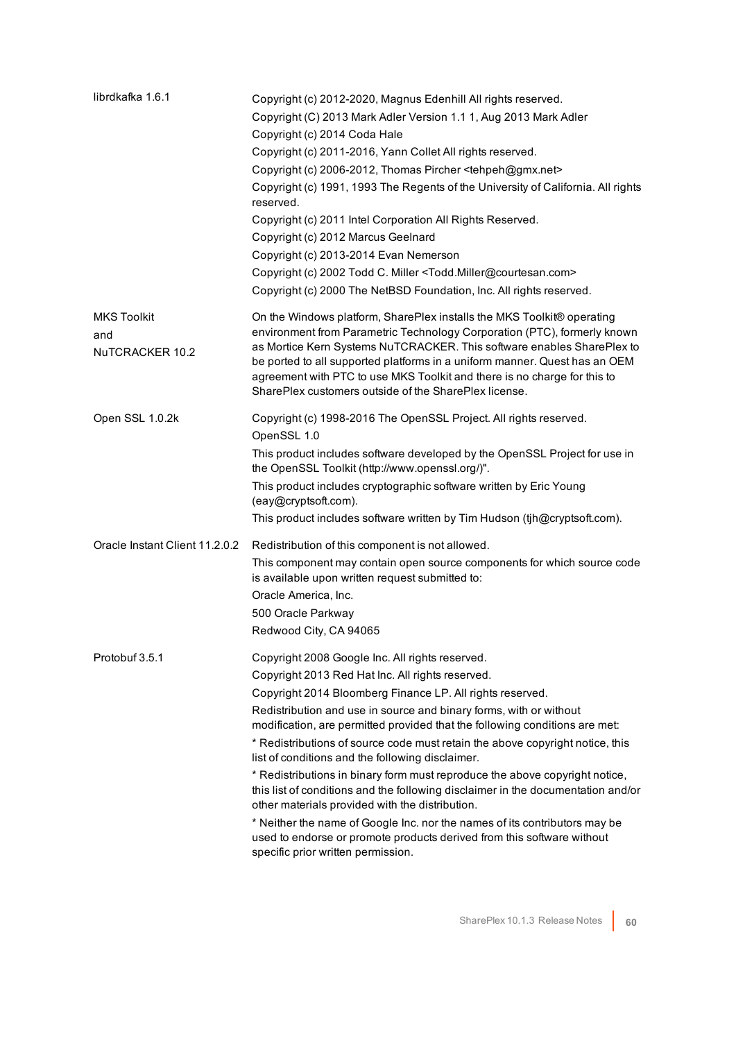| | |
|---|---|
| librdkafka 1.6.1 | Copyright (c) 2012-2020, Magnus Edenhill All rights reserved.<br>Copyright (C) 2013 Mark Adler Version 1.1 1, Aug 2013 Mark Adler<br>Copyright (c) 2014 Coda Hale<br>Copyright (c) 2011-2016, Yann Collet All rights reserved.<br>Copyright (c) 2006-2012, Thomas Pircher <tehpeh@gmx.net><br>Copyright (c) 1991, 1993 The Regents of the University of California. All rights reserved.<br>Copyright (c) 2011 Intel Corporation All Rights Reserved.<br>Copyright (c) 2012 Marcus Geelnard<br>Copyright (c) 2013-2014 Evan Nemerson<br>Copyright (c) 2002 Todd C. Miller <Todd.Miller@courtesan.com><br>Copyright (c) 2000 The NetBSD Foundation, Inc. All rights reserved. |
| MKS Toolkit<br>and<br>NuTCRACKER 10.2 | On the Windows platform, SharePlex installs the MKS Toolkit® operating environment from Parametric Technology Corporation (PTC), formerly known as Mortice Kern Systems NuTCRACKER. This software enables SharePlex to be ported to all supported platforms in a uniform manner. Quest has an OEM agreement with PTC to use MKS Toolkit and there is no charge for this to SharePlex customers outside of the SharePlex license. |
| Open SSL 1.0.2k | Copyright (c) 1998-2016 The OpenSSL Project. All rights reserved.<br>OpenSSL 1.0<br>This product includes software developed by the OpenSSL Project for use in the OpenSSL Toolkit (http://www.openssl.org/)".<br>This product includes cryptographic software written by Eric Young (eay@cryptsoft.com).<br>This product includes software written by Tim Hudson (tjh@cryptsoft.com). |
| Oracle Instant Client 11.2.0.2 | Redistribution of this component is not allowed.<br>This component may contain open source components for which source code is available upon written request submitted to:<br>Oracle America, Inc.<br>500 Oracle Parkway<br>Redwood City, CA 94065 |
| Protobuf 3.5.1 | Copyright 2008 Google Inc. All rights reserved.<br>Copyright 2013 Red Hat Inc. All rights reserved.<br>Copyright 2014 Bloomberg Finance LP. All rights reserved.<br>Redistribution and use in source and binary forms, with or without modification, are permitted provided that the following conditions are met:<br>* Redistributions of source code must retain the above copyright notice, this list of conditions and the following disclaimer.<br>* Redistributions in binary form must reproduce the above copyright notice, this list of conditions and the following disclaimer in the documentation and/or other materials provided with the distribution.<br>* Neither the name of Google Inc. nor the names of its contributors may be used to endorse or promote products derived from this software without specific prior written permission. |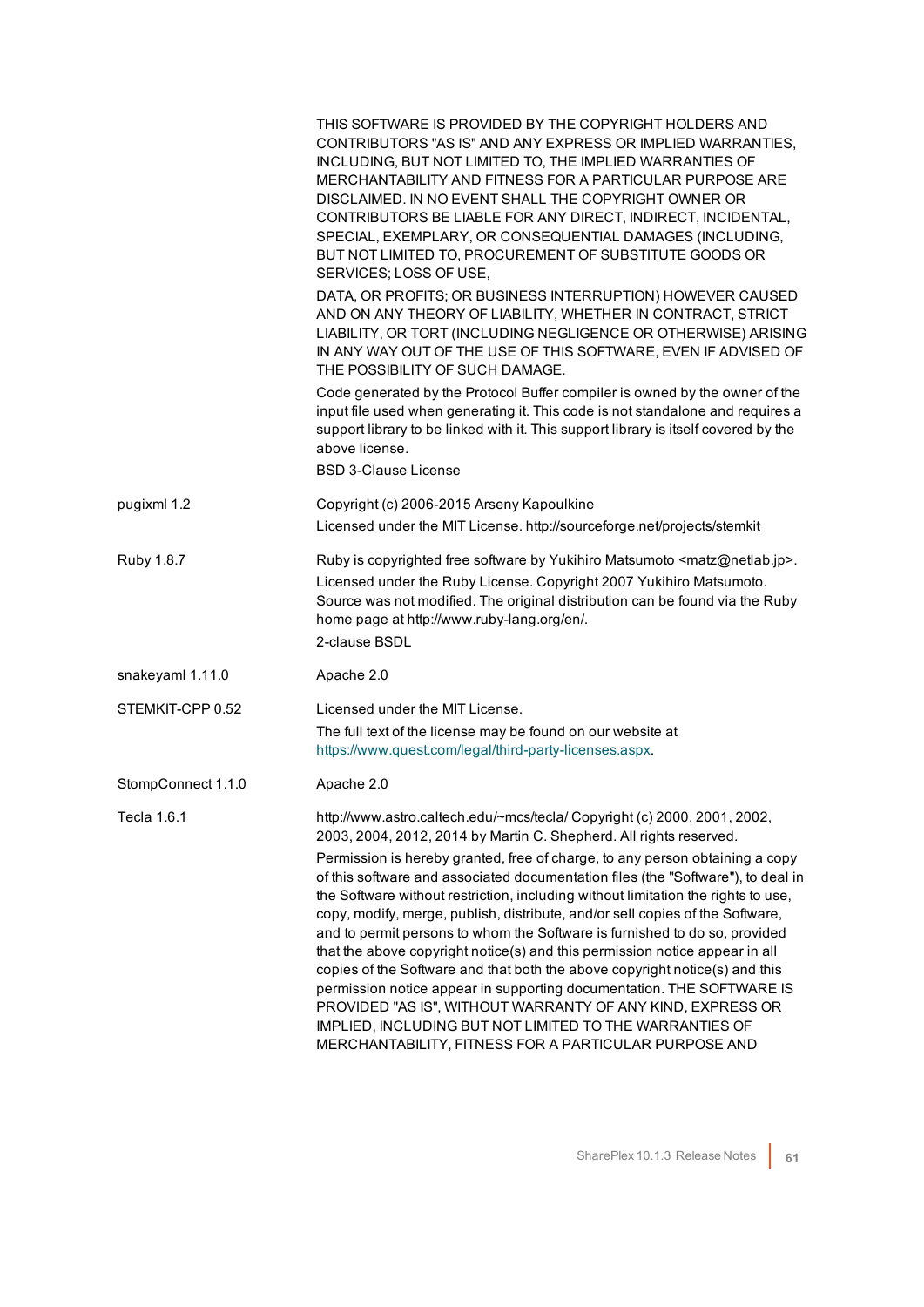| | |
|---|---|
| | THIS SOFTWARE IS PROVIDED BY THE COPYRIGHT HOLDERS AND CONTRIBUTORS "AS IS" AND ANY EXPRESS OR IMPLIED WARRANTIES, INCLUDING, BUT NOT LIMITED TO, THE IMPLIED WARRANTIES OF MERCHANTABILITY AND FITNESS FOR A PARTICULAR PURPOSE ARE DISCLAIMED. IN NO EVENT SHALL THE COPYRIGHT OWNER OR CONTRIBUTORS BE LIABLE FOR ANY DIRECT, INDIRECT, INCIDENTAL, SPECIAL, EXEMPLARY, OR CONSEQUENTIAL DAMAGES (INCLUDING, BUT NOT LIMITED TO, PROCUREMENT OF SUBSTITUTE GOODS OR SERVICES; LOSS OF USE,<br><br>DATA, OR PROFITS; OR BUSINESS INTERRUPTION) HOWEVER CAUSED AND ON ANY THEORY OF LIABILITY, WHETHER IN CONTRACT, STRICT LIABILITY, OR TORT (INCLUDING NEGLIGENCE OR OTHERWISE) ARISING IN ANY WAY OUT OF THE USE OF THIS SOFTWARE, EVEN IF ADVISED OF THE POSSIBILITY OF SUCH DAMAGE.<br><br>Code generated by the Protocol Buffer compiler is owned by the owner of the input file used when generating it. This code is not standalone and requires a support library to be linked with it. This support library is itself covered by the above license.<br><br>BSD 3-Clause License |
| pugixml 1.2 | Copyright (c) 2006-2015 Arseny Kapoulkine<br><br>Licensed under the MIT License. http://sourceforge.net/projects/stemkit |
| Ruby 1.8.7 | Ruby is copyrighted free software by Yukihiro Matsumoto <matz@netlab.jp>.<br><br>Licensed under the Ruby License. Copyright 2007 Yukihiro Matsumoto. Source was not modified. The original distribution can be found via the Ruby home page at http://www.ruby-lang.org/en/.<br><br>2-clause BSDL |
| snakeyaml 1.11.0 | Apache 2.0 |
| STEMKIT-CPP 0.52 | Licensed under the MIT License.<br><br>The full text of the license may be found on our website at https://www.quest.com/legal/third-party-licenses.aspx. |
| StompConnect 1.1.0 | Apache 2.0 |
| Tecla 1.6.1 | http://www.astro.caltech.edu/~mcs/tecla/ Copyright (c) 2000, 2001, 2002, 2003, 2004, 2012, 2014 by Martin C. Shepherd. All rights reserved.<br><br>Permission is hereby granted, free of charge, to any person obtaining a copy of this software and associated documentation files (the "Software"), to deal in the Software without restriction, including without limitation the rights to use, copy, modify, merge, publish, distribute, and/or sell copies of the Software, and to permit persons to whom the Software is furnished to do so, provided that the above copyright notice(s) and this permission notice appear in all copies of the Software and that both the above copyright notice(s) and this permission notice appear in supporting documentation. THE SOFTWARE IS PROVIDED "AS IS", WITHOUT WARRANTY OF ANY KIND, EXPRESS OR IMPLIED, INCLUDING BUT NOT LIMITED TO THE WARRANTIES OF MERCHANTABILITY, FITNESS FOR A PARTICULAR PURPOSE AND |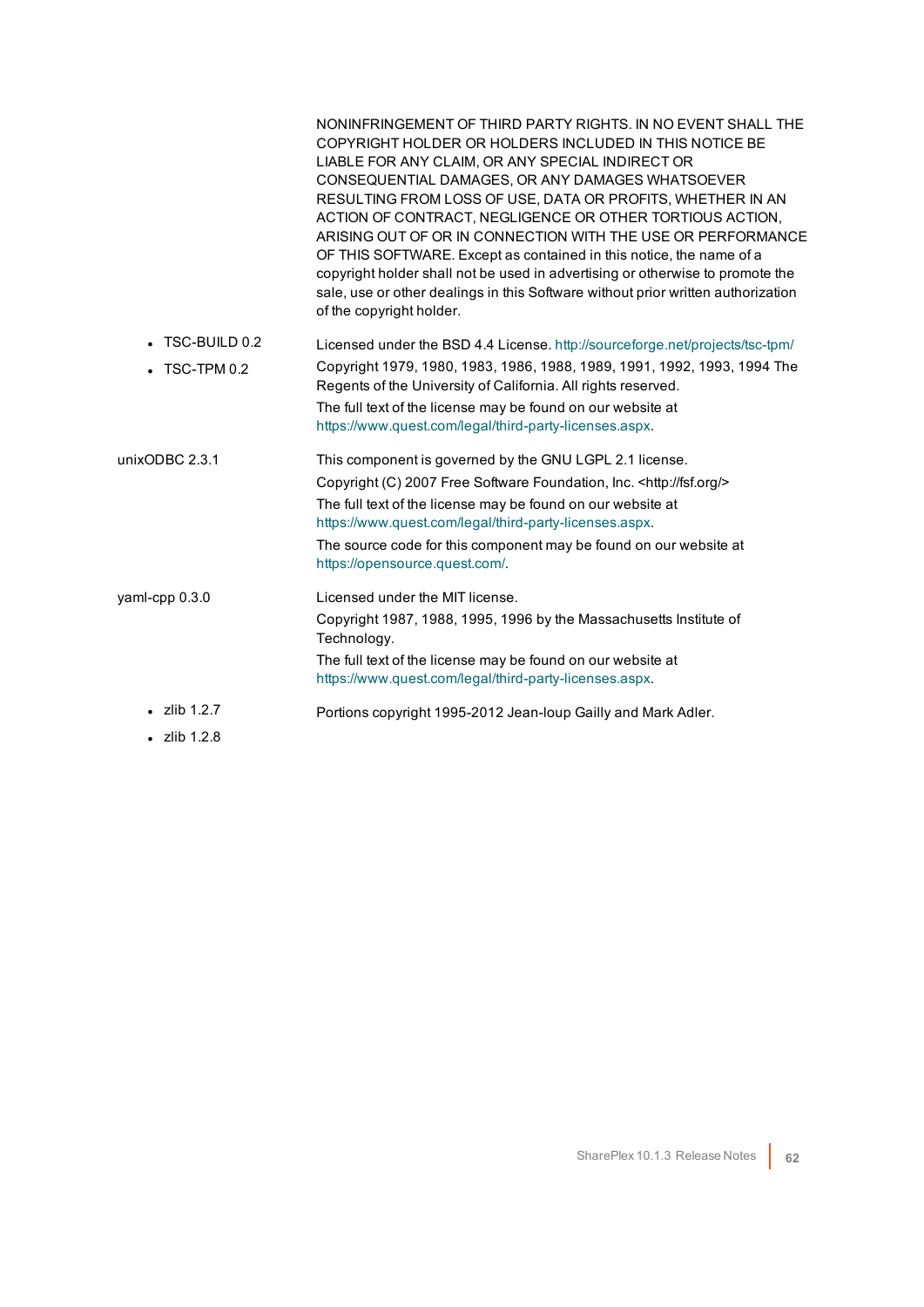| | |
|---|---|
| | NONINFRINGEMENT OF THIRD PARTY RIGHTS. IN NO EVENT SHALL THE COPYRIGHT HOLDER OR HOLDERS INCLUDED IN THIS NOTICE BE LIABLE FOR ANY CLAIM, OR ANY SPECIAL INDIRECT OR CONSEQUENTIAL DAMAGES, OR ANY DAMAGES WHATSOEVER RESULTING FROM LOSS OF USE, DATA OR PROFITS, WHETHER IN AN ACTION OF CONTRACT, NEGLIGENCE OR OTHER TORTIOUS ACTION, ARISING OUT OF OR IN CONNECTION WITH THE USE OR PERFORMANCE OF THIS SOFTWARE. Except as contained in this notice, the name of a copyright holder shall not be used in advertising or otherwise to promote the sale, use or other dealings in this Software without prior written authorization of the copyright holder. |
| • TSC-BUILD 0.2<br>• TSC-TPM 0.2 | Licensed under the BSD 4.4 License. http://sourceforge.net/projects/tsc-tpm/<br>Copyright 1979, 1980, 1983, 1986, 1988, 1989, 1991, 1992, 1993, 1994 The Regents of the University of California. All rights reserved.<br>The full text of the license may be found on our website at https://www.quest.com/legal/third-party-licenses.aspx. |
| unixODBC 2.3.1 | This component is governed by the GNU LGPL 2.1 license.<br>Copyright (C) 2007 Free Software Foundation, Inc. <http://fsf.org/><br>The full text of the license may be found on our website at https://www.quest.com/legal/third-party-licenses.aspx.<br>The source code for this component may be found on our website at https://opensource.quest.com/. |
| yaml-cpp 0.3.0 | Licensed under the MIT license.<br>Copyright 1987, 1988, 1995, 1996 by the Massachusetts Institute of Technology.<br>The full text of the license may be found on our website at https://www.quest.com/legal/third-party-licenses.aspx. |
| • zlib 1.2.7<br>• zlib 1.2.8 | Portions copyright 1995-2012 Jean-loup Gailly and Mark Adler. |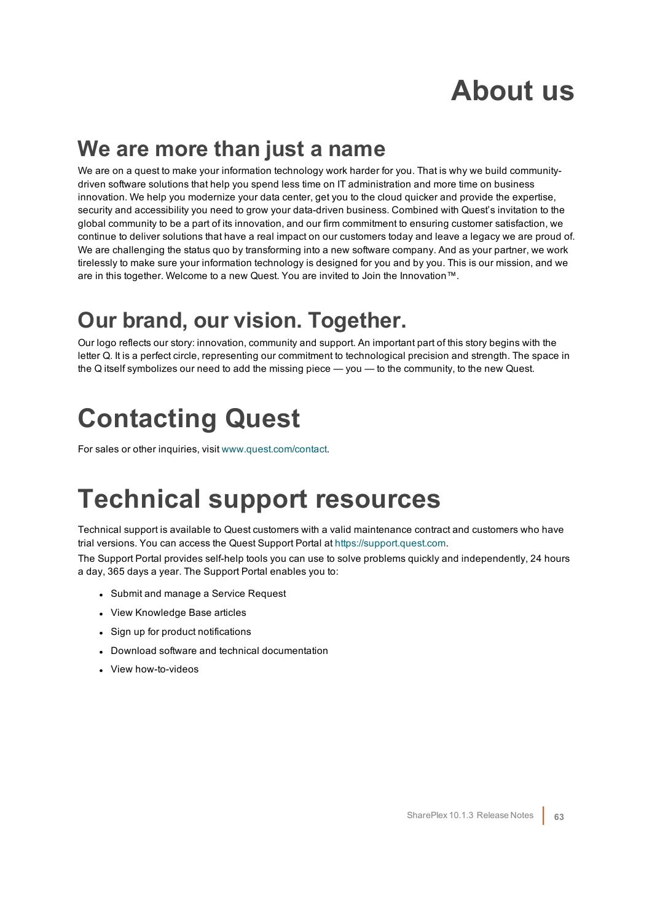# About us

## We are more than just a name

We are on a quest to make your information technology work harder for you. That is why we build community-driven software solutions that help you spend less time on IT administration and more time on business innovation. We help you modernize your data center, get you to the cloud quicker and provide the expertise, security and accessibility you need to grow your data-driven business. Combined with Quest's invitation to the global community to be a part of its innovation, and our firm commitment to ensuring customer satisfaction, we continue to deliver solutions that have a real impact on our customers today and leave a legacy we are proud of. We are challenging the status quo by transforming into a new software company. And as your partner, we work tirelessly to make sure your information technology is designed for you and by you. This is our mission, and we are in this together. Welcome to a new Quest. You are invited to Join the Innovation™.

## Our brand, our vision. Together.

Our logo reflects our story: innovation, community and support. An important part of this story begins with the letter Q. It is a perfect circle, representing our commitment to technological precision and strength. The space in the Q itself symbolizes our need to add the missing piece — you — to the community, to the new Quest.

# Contacting Quest

For sales or other inquiries, visit www.quest.com/contact.

# Technical support resources

Technical support is available to Quest customers with a valid maintenance contract and customers who have trial versions. You can access the Quest Support Portal at https://support.quest.com.

The Support Portal provides self-help tools you can use to solve problems quickly and independently, 24 hours a day, 365 days a year. The Support Portal enables you to:

- Submit and manage a Service Request
- View Knowledge Base articles
- Sign up for product notifications
- Download software and technical documentation
- View how-to-videos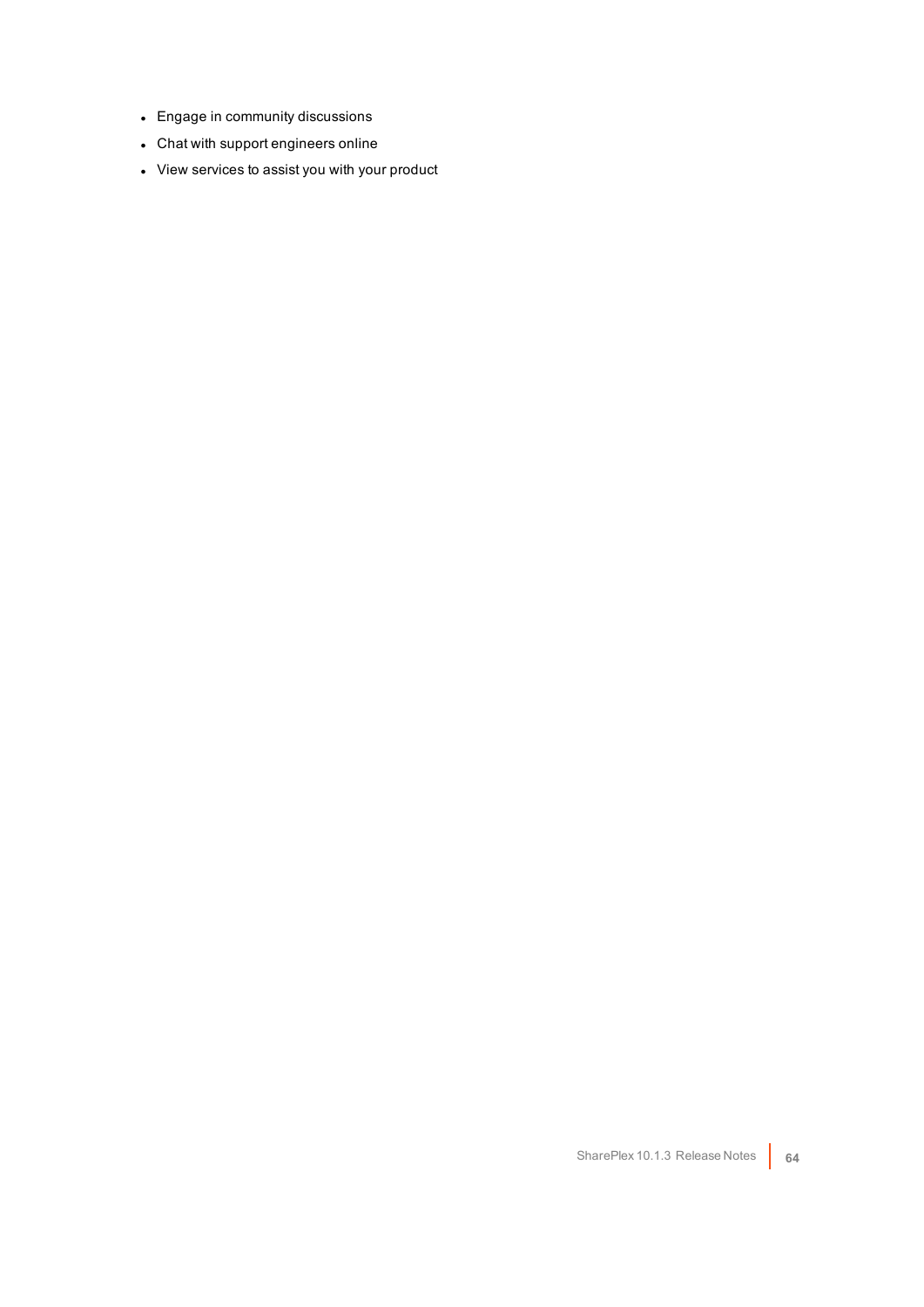- Engage in community discussions
- Chat with support engineers online
- View services to assist you with your product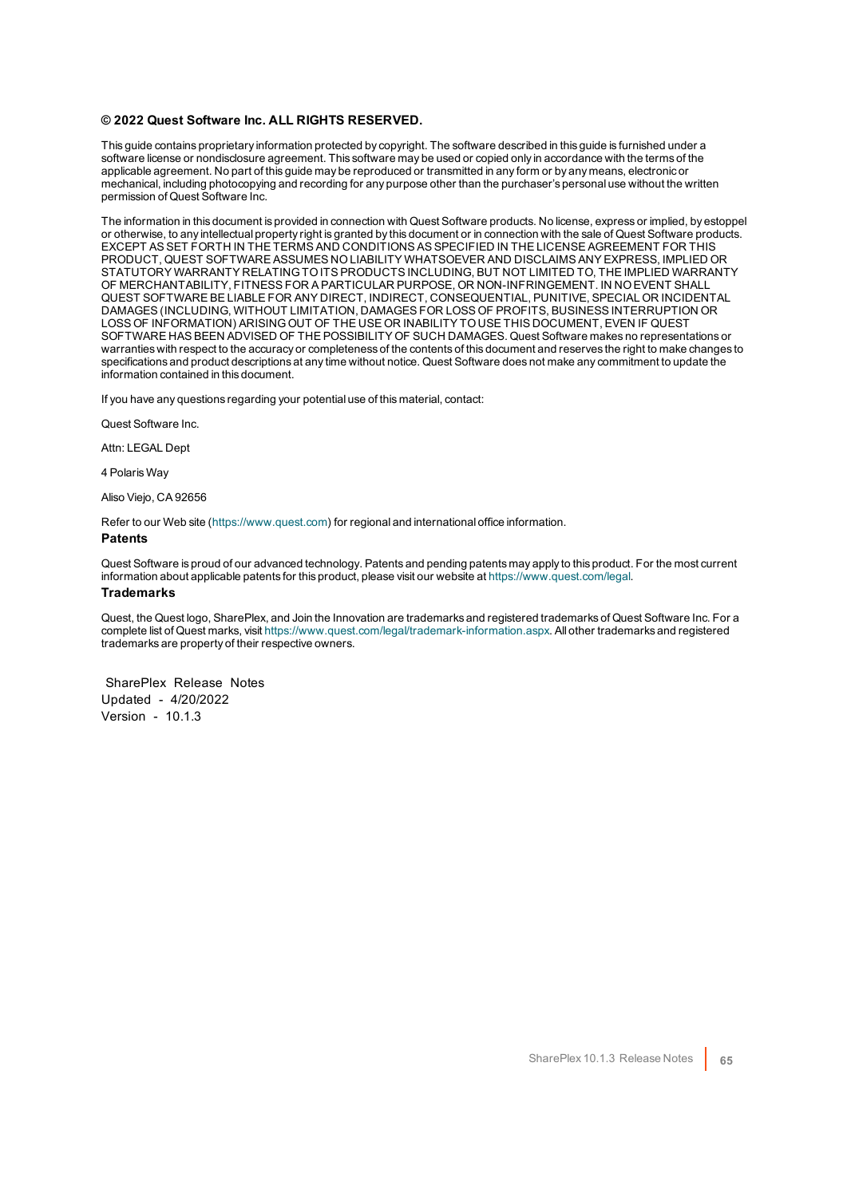**© 2022 Quest Software Inc. ALL RIGHTS RESERVED.**

This guide contains proprietary information protected by copyright. The software described in this guide is furnished under a software license or nondisclosure agreement. This software may be used or copied only in accordance with the terms of the applicable agreement. No part of this guide may be reproduced or transmitted in any form or by any means, electronic or mechanical, including photocopying and recording for any purpose other than the purchaser's personal use without the written permission of Quest Software Inc.

The information in this document is provided in connection with Quest Software products. No license, express or implied, by estoppel or otherwise, to any intellectual property right is granted by this document or in connection with the sale of Quest Software products. EXCEPT AS SET FORTH IN THE TERMS AND CONDITIONS AS SPECIFIED IN THE LICENSE AGREEMENT FOR THIS PRODUCT, QUEST SOFTWARE ASSUMES NO LIABILITY WHATSOEVER AND DISCLAIMS ANY EXPRESS, IMPLIED OR STATUTORY WARRANTY RELATING TO ITS PRODUCTS INCLUDING, BUT NOT LIMITED TO, THE IMPLIED WARRANTY OF MERCHANTABILITY, FITNESS FOR A PARTICULAR PURPOSE, OR NON-INFRINGEMENT. IN NO EVENT SHALL QUEST SOFTWARE BE LIABLE FOR ANY DIRECT, INDIRECT, CONSEQUENTIAL, PUNITIVE, SPECIAL OR INCIDENTAL DAMAGES (INCLUDING, WITHOUT LIMITATION, DAMAGES FOR LOSS OF PROFITS, BUSINESS INTERRUPTION OR LOSS OF INFORMATION) ARISING OUT OF THE USE OR INABILITY TO USE THIS DOCUMENT, EVEN IF QUEST SOFTWARE HAS BEEN ADVISED OF THE POSSIBILITY OF SUCH DAMAGES. Quest Software makes no representations or warranties with respect to the accuracy or completeness of the contents of this document and reserves the right to make changes to specifications and product descriptions at any time without notice. Quest Software does not make any commitment to update the information contained in this document.

If you have any questions regarding your potential use of this material, contact:

Quest Software Inc.

Attn: LEGAL Dept

4 Polaris Way

Aliso Viejo, CA 92656

Refer to our Web site (https://www.quest.com) for regional and international office information.

**Patents**

Quest Software is proud of our advanced technology. Patents and pending patents may apply to this product. For the most current information about applicable patents for this product, please visit our website at https://www.quest.com/legal.

**Trademarks**

Quest, the Quest logo, SharePlex, and Join the Innovation are trademarks and registered trademarks of Quest Software Inc. For a complete list of Quest marks, visit https://www.quest.com/legal/trademark-information.aspx. All other trademarks and registered trademarks are property of their respective owners.

SharePlex Release Notes
Updated - 4/20/2022
Version - 10.1.3